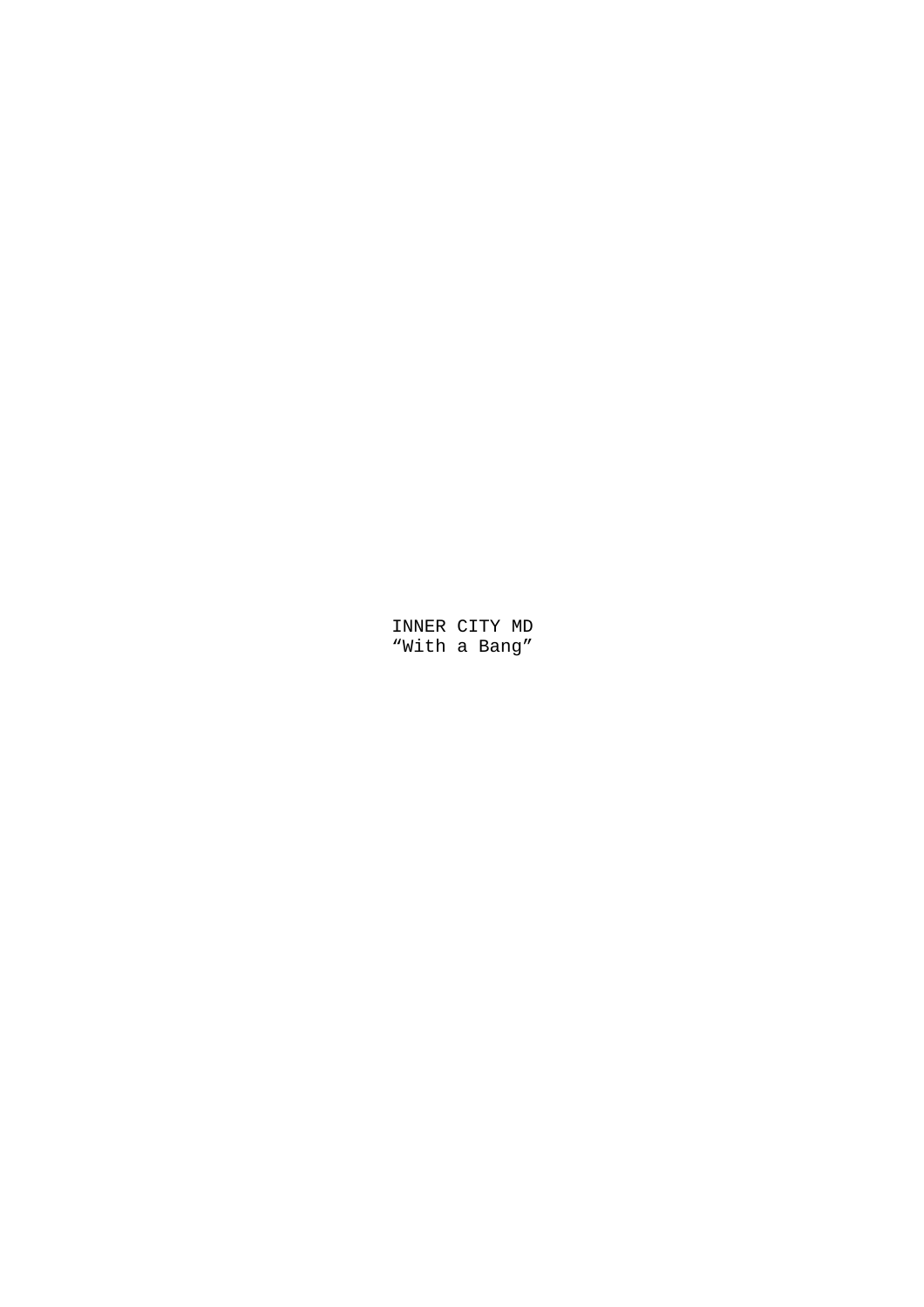INNER CITY MD
“With a Bang”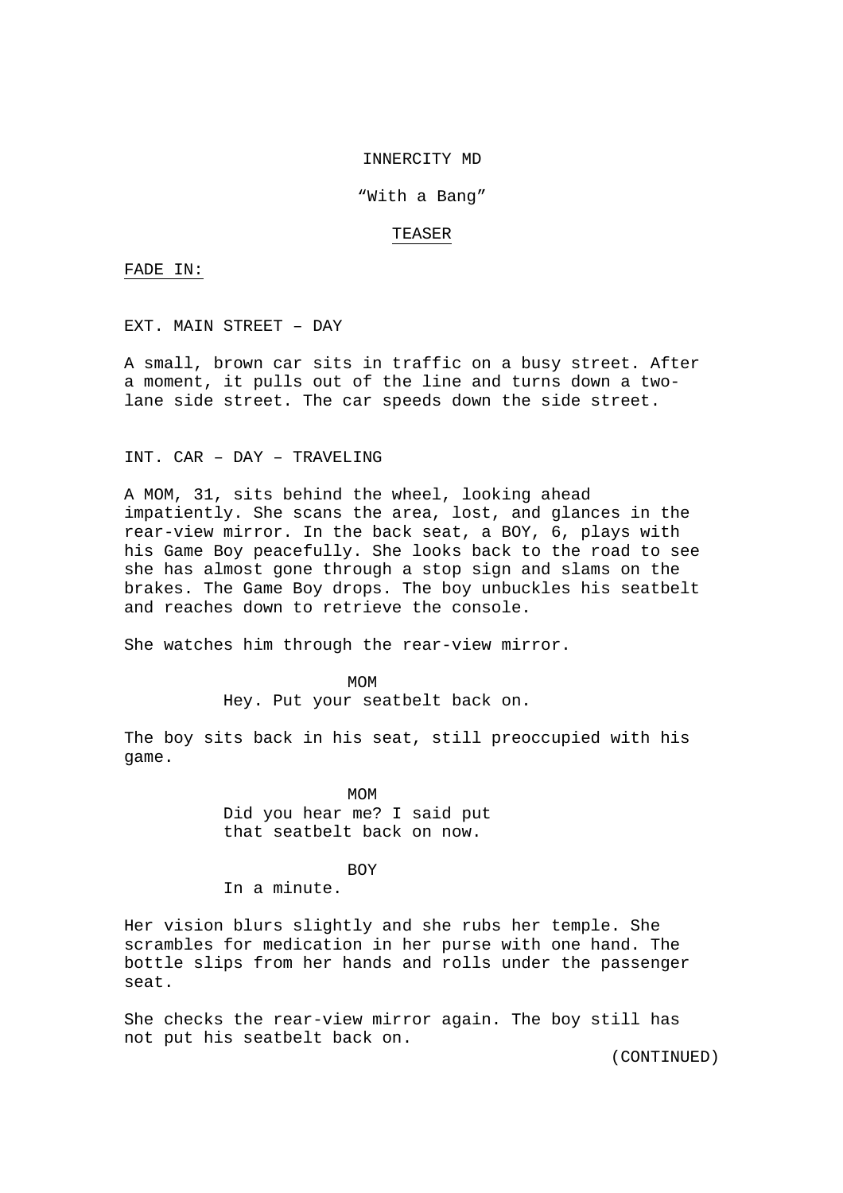INNERCITY MD

"With a Bang"

TEASER

FADE IN:

EXT. MAIN STREET – DAY

A small, brown car sits in traffic on a busy street. After a moment, it pulls out of the line and turns down a two-lane side street. The car speeds down the side street.

INT. CAR – DAY – TRAVELING

A MOM, 31, sits behind the wheel, looking ahead impatiently. She scans the area, lost, and glances in the rear-view mirror. In the back seat, a BOY, 6, plays with his Game Boy peacefully. She looks back to the road to see she has almost gone through a stop sign and slams on the brakes. The Game Boy drops. The boy unbuckles his seatbelt and reaches down to retrieve the console.

She watches him through the rear-view mirror.

MOM
Hey. Put your seatbelt back on.

The boy sits back in his seat, still preoccupied with his game.

MOM
Did you hear me? I said put that seatbelt back on now.

BOY
In a minute.

Her vision blurs slightly and she rubs her temple. She scrambles for medication in her purse with one hand. The bottle slips from her hands and rolls under the passenger seat.

She checks the rear-view mirror again. The boy still has not put his seatbelt back on.

(CONTINUED)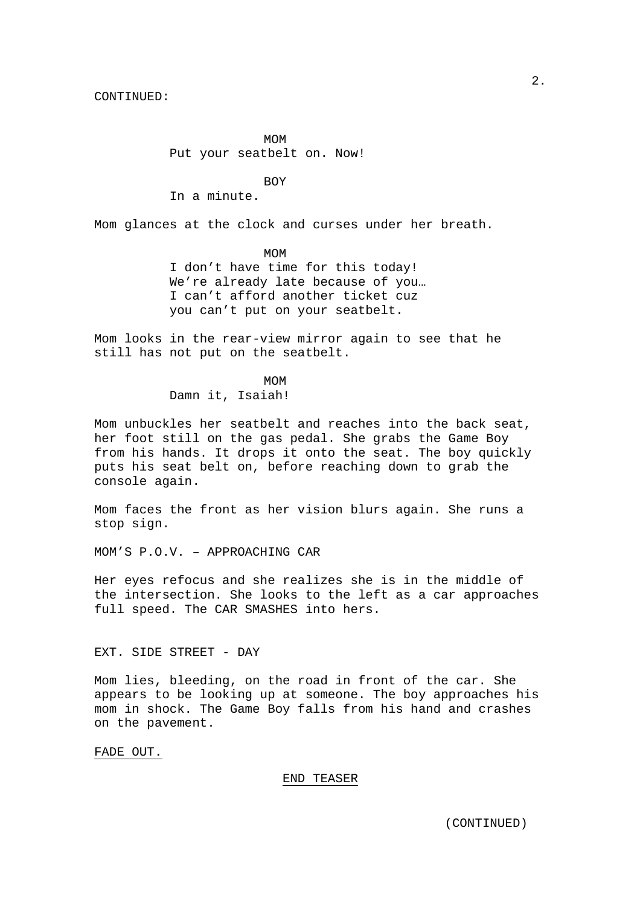CONTINUED:

MOM
Put your seatbelt on. Now!

BOY
In a minute.

Mom glances at the clock and curses under her breath.

MOM
I don't have time for this today!
We're already late because of you…
I can't afford another ticket cuz
you can't put on your seatbelt.

Mom looks in the rear-view mirror again to see that he still has not put on the seatbelt.

MOM
Damn it, Isaiah!

Mom unbuckles her seatbelt and reaches into the back seat, her foot still on the gas pedal. She grabs the Game Boy from his hands. It drops it onto the seat. The boy quickly puts his seat belt on, before reaching down to grab the console again.

Mom faces the front as her vision blurs again. She runs a stop sign.

MOM'S P.O.V. – APPROACHING CAR

Her eyes refocus and she realizes she is in the middle of the intersection. She looks to the left as a car approaches full speed. The CAR SMASHES into hers.

EXT. SIDE STREET - DAY

Mom lies, bleeding, on the road in front of the car. She appears to be looking up at someone. The boy approaches his mom in shock. The Game Boy falls from his hand and crashes on the pavement.

FADE OUT.

END TEASER

(CONTINUED)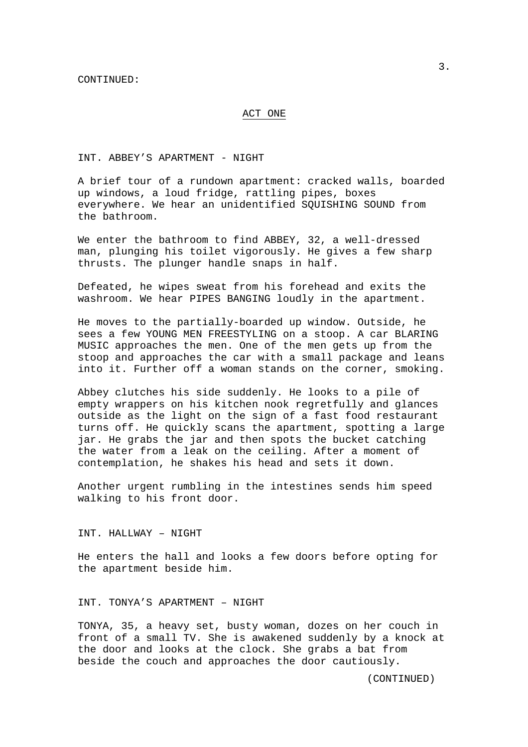CONTINUED:

## ACT ONE

INT. ABBEY'S APARTMENT - NIGHT

A brief tour of a rundown apartment: cracked walls, boarded up windows, a loud fridge, rattling pipes, boxes everywhere. We hear an unidentified SQUISHING SOUND from the bathroom.

We enter the bathroom to find ABBEY, 32, a well-dressed man, plunging his toilet vigorously. He gives a few sharp thrusts. The plunger handle snaps in half.

Defeated, he wipes sweat from his forehead and exits the washroom. We hear PIPES BANGING loudly in the apartment.

He moves to the partially-boarded up window. Outside, he sees a few YOUNG MEN FREESTYLING on a stoop. A car BLARING MUSIC approaches the men. One of the men gets up from the stoop and approaches the car with a small package and leans into it. Further off a woman stands on the corner, smoking.

Abbey clutches his side suddenly. He looks to a pile of empty wrappers on his kitchen nook regretfully and glances outside as the light on the sign of a fast food restaurant turns off. He quickly scans the apartment, spotting a large jar. He grabs the jar and then spots the bucket catching the water from a leak on the ceiling. After a moment of contemplation, he shakes his head and sets it down.

Another urgent rumbling in the intestines sends him speed walking to his front door.

INT. HALLWAY – NIGHT

He enters the hall and looks a few doors before opting for the apartment beside him.

INT. TONYA'S APARTMENT – NIGHT

TONYA, 35, a heavy set, busty woman, dozes on her couch in front of a small TV. She is awakened suddenly by a knock at the door and looks at the clock. She grabs a bat from beside the couch and approaches the door cautiously.

(CONTINUED)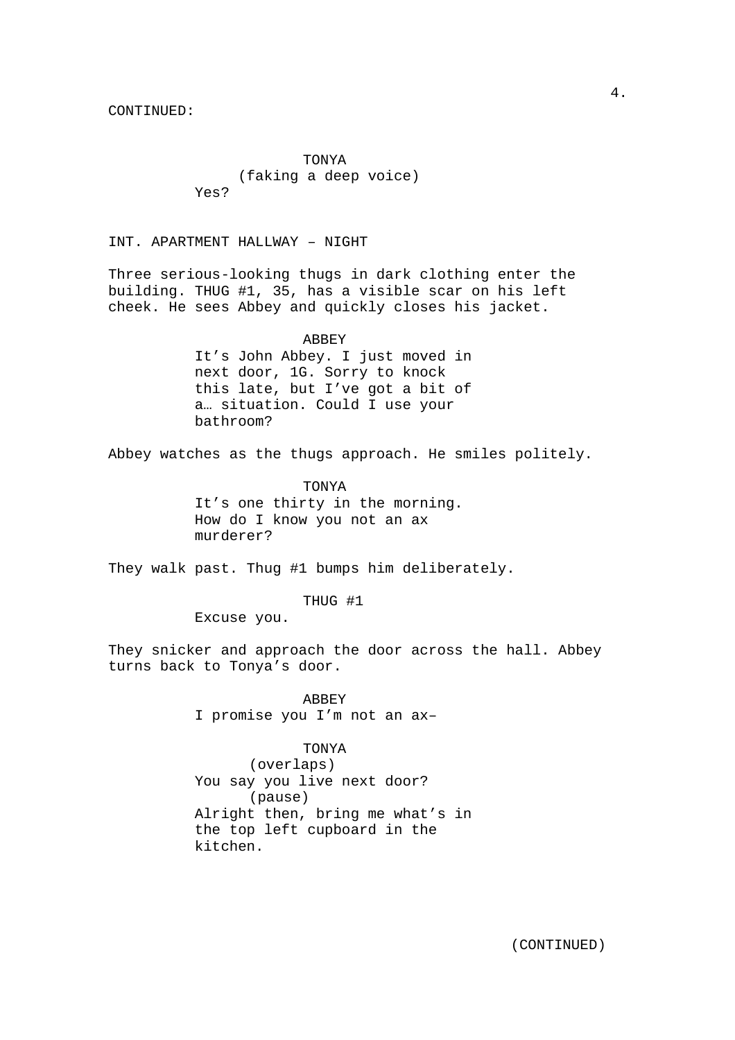CONTINUED:

TONYA
(faking a deep voice)
Yes?

INT. APARTMENT HALLWAY – NIGHT

Three serious-looking thugs in dark clothing enter the building. THUG #1, 35, has a visible scar on his left cheek. He sees Abbey and quickly closes his jacket.

ABBEY
It's John Abbey. I just moved in next door, 1G. Sorry to knock this late, but I've got a bit of a… situation. Could I use your bathroom?

Abbey watches as the thugs approach. He smiles politely.

TONYA
It's one thirty in the morning. How do I know you not an ax murderer?

They walk past. Thug #1 bumps him deliberately.

THUG #1
Excuse you.

They snicker and approach the door across the hall. Abbey turns back to Tonya's door.

ABBEY
I promise you I'm not an ax–

TONYA
(overlaps)
You say you live next door?
(pause)
Alright then, bring me what's in the top left cupboard in the kitchen.

(CONTINUED)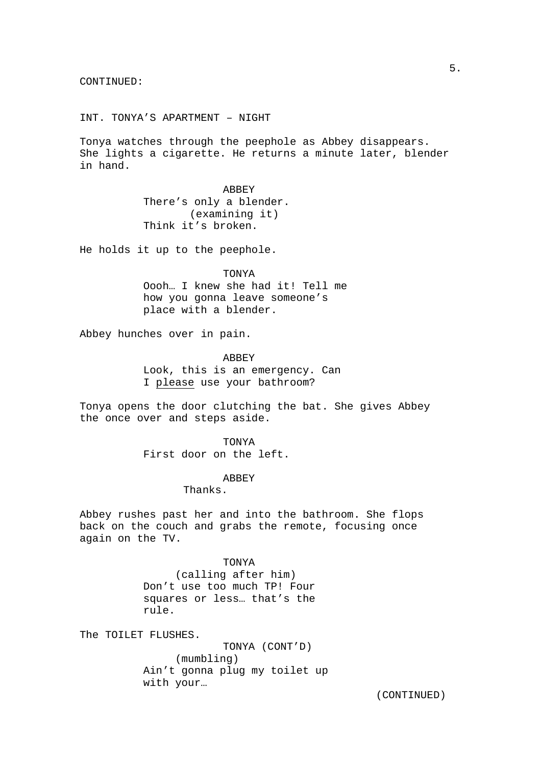CONTINUED:

INT. TONYA'S APARTMENT – NIGHT

Tonya watches through the peephole as Abbey disappears. She lights a cigarette. He returns a minute later, blender in hand.

ABBEY
There's only a blender.
(examining it)
Think it's broken.

He holds it up to the peephole.

TONYA
Oooh… I knew she had it! Tell me how you gonna leave someone's place with a blender.

Abbey hunches over in pain.

ABBEY
Look, this is an emergency. Can I <u>please</u> use your bathroom?

Tonya opens the door clutching the bat. She gives Abbey the once over and steps aside.

TONYA
First door on the left.

ABBEY
Thanks.

Abbey rushes past her and into the bathroom. She flops back on the couch and grabs the remote, focusing once again on the TV.

TONYA
(calling after him)
Don't use too much TP! Four squares or less… that's the rule.

The TOILET FLUSHES.

TONYA (CONT'D)
(mumbling)
Ain't gonna plug my toilet up with your…

(CONTINUED)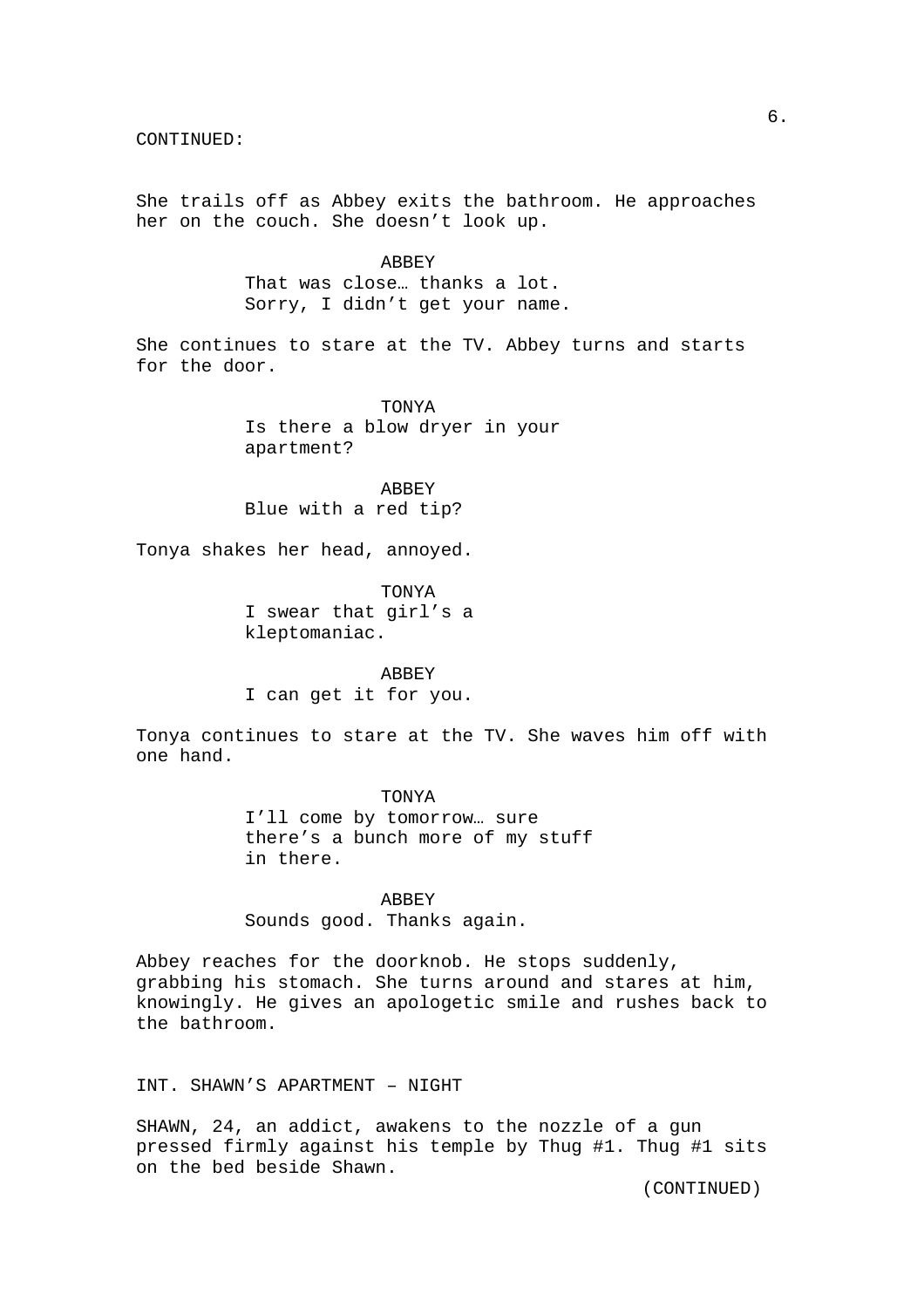CONTINUED:

She trails off as Abbey exits the bathroom. He approaches her on the couch. She doesn't look up.

ABBEY
That was close… thanks a lot. Sorry, I didn't get your name.

She continues to stare at the TV. Abbey turns and starts for the door.

TONYA
Is there a blow dryer in your apartment?

ABBEY
Blue with a red tip?

Tonya shakes her head, annoyed.

TONYA
I swear that girl's a kleptomaniac.

ABBEY
I can get it for you.

Tonya continues to stare at the TV. She waves him off with one hand.

TONYA
I'll come by tomorrow… sure there's a bunch more of my stuff in there.

ABBEY
Sounds good. Thanks again.

Abbey reaches for the doorknob. He stops suddenly, grabbing his stomach. She turns around and stares at him, knowingly. He gives an apologetic smile and rushes back to the bathroom.

INT. SHAWN'S APARTMENT – NIGHT

SHAWN, 24, an addict, awakens to the nozzle of a gun pressed firmly against his temple by Thug #1. Thug #1 sits on the bed beside Shawn.

(CONTINUED)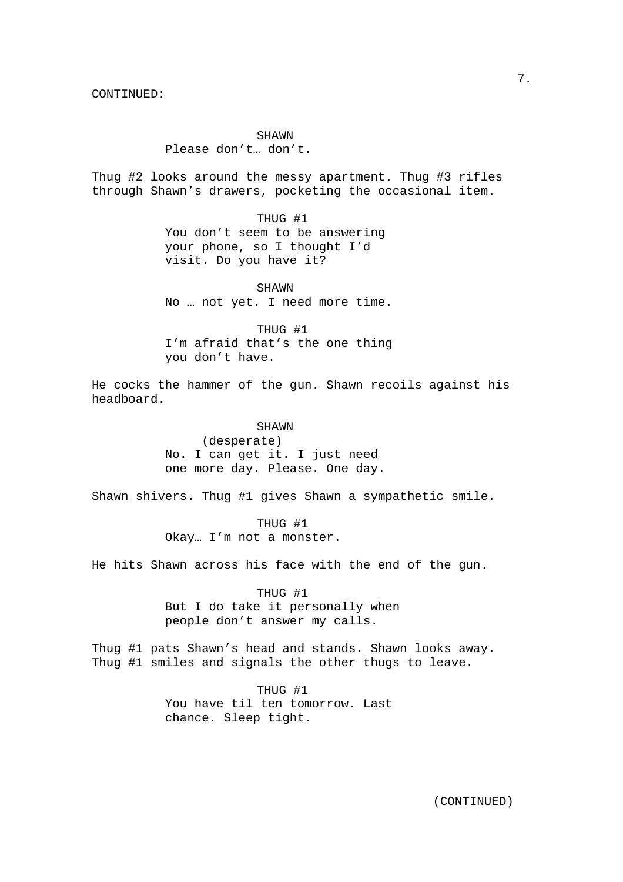CONTINUED:

SHAWN
Please don’t… don’t.

Thug #2 looks around the messy apartment. Thug #3 rifles through Shawn’s drawers, pocketing the occasional item.

THUG #1
You don’t seem to be answering your phone, so I thought I’d visit. Do you have it?

SHAWN
No … not yet. I need more time.

THUG #1
I’m afraid that’s the one thing you don’t have.

He cocks the hammer of the gun. Shawn recoils against his headboard.

SHAWN
(desperate)
No. I can get it. I just need one more day. Please. One day.

Shawn shivers. Thug #1 gives Shawn a sympathetic smile.

THUG #1
Okay… I’m not a monster.

He hits Shawn across his face with the end of the gun.

THUG #1
But I do take it personally when people don’t answer my calls.

Thug #1 pats Shawn’s head and stands. Shawn looks away. Thug #1 smiles and signals the other thugs to leave.

THUG #1
You have til ten tomorrow. Last chance. Sleep tight.

(CONTINUED)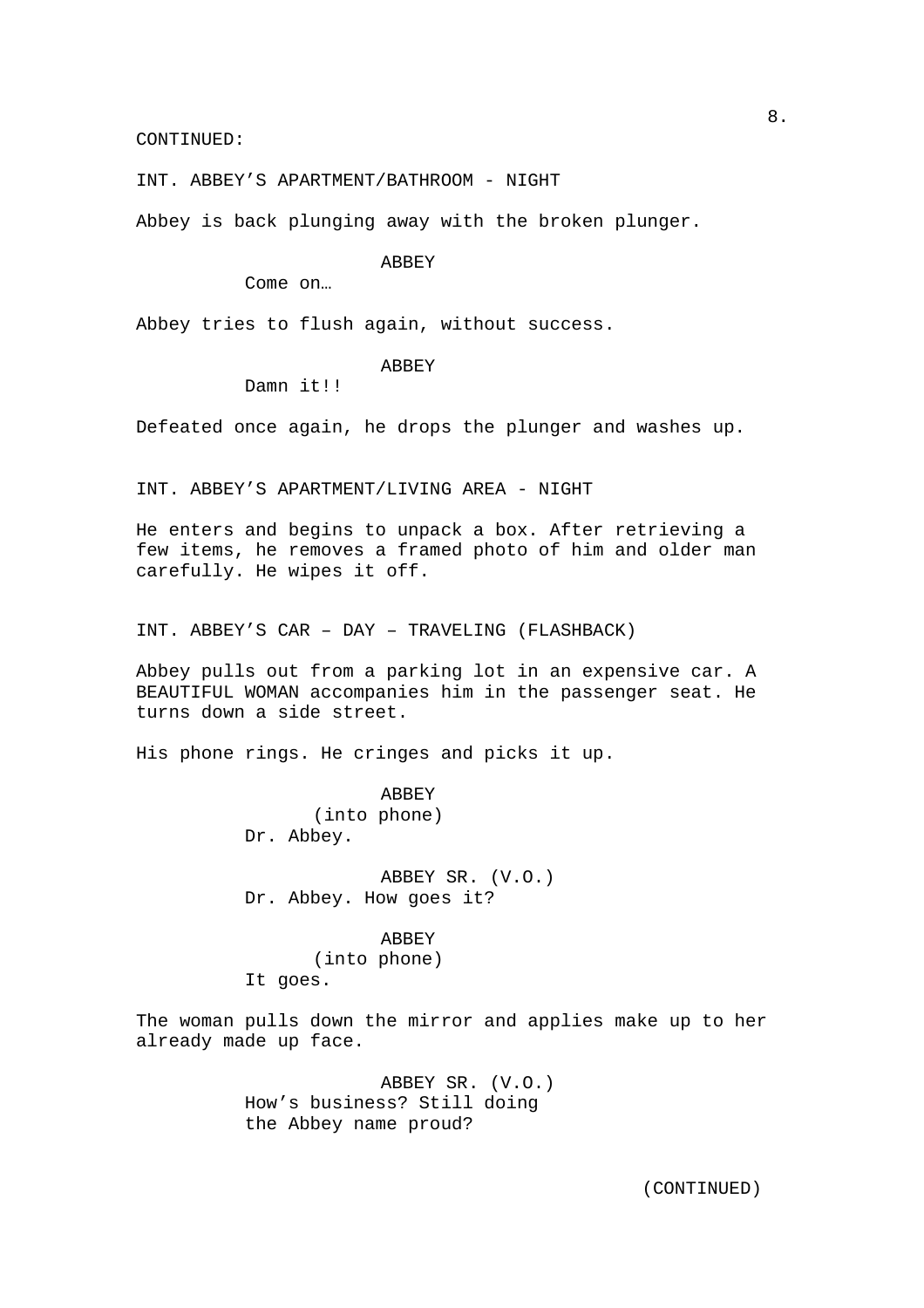CONTINUED:

INT. ABBEY’S APARTMENT/BATHROOM - NIGHT

Abbey is back plunging away with the broken plunger.

ABBEY

Come on…

Abbey tries to flush again, without success.

ABBEY

Damn it!!

Defeated once again, he drops the plunger and washes up.

INT. ABBEY’S APARTMENT/LIVING AREA - NIGHT

He enters and begins to unpack a box. After retrieving a few items, he removes a framed photo of him and older man carefully. He wipes it off.

INT. ABBEY’S CAR – DAY – TRAVELING (FLASHBACK)

Abbey pulls out from a parking lot in an expensive car. A BEAUTIFUL WOMAN accompanies him in the passenger seat. He turns down a side street.

His phone rings. He cringes and picks it up.

ABBEY
(into phone)
Dr. Abbey.

ABBEY SR. (V.O.)
Dr. Abbey. How goes it?

ABBEY
(into phone)
It goes.

The woman pulls down the mirror and applies make up to her already made up face.

ABBEY SR. (V.O.)
How’s business? Still doing the Abbey name proud?

(CONTINUED)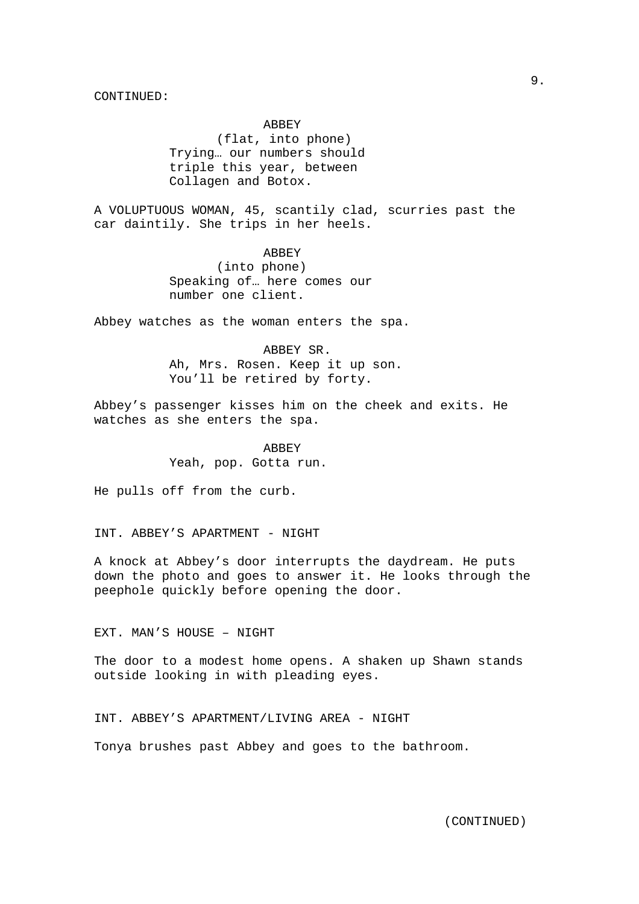CONTINUED:

ABBEY
(flat, into phone)
Trying… our numbers should triple this year, between Collagen and Botox.

A VOLUPTUOUS WOMAN, 45, scantily clad, scurries past the car daintily. She trips in her heels.

ABBEY
(into phone)
Speaking of… here comes our number one client.

Abbey watches as the woman enters the spa.

ABBEY SR.
Ah, Mrs. Rosen. Keep it up son. You'll be retired by forty.

Abbey's passenger kisses him on the cheek and exits. He watches as she enters the spa.

ABBEY
Yeah, pop. Gotta run.

He pulls off from the curb.

INT. ABBEY'S APARTMENT - NIGHT

A knock at Abbey's door interrupts the daydream. He puts down the photo and goes to answer it. He looks through the peephole quickly before opening the door.

EXT. MAN'S HOUSE – NIGHT

The door to a modest home opens. A shaken up Shawn stands outside looking in with pleading eyes.

INT. ABBEY'S APARTMENT/LIVING AREA - NIGHT

Tonya brushes past Abbey and goes to the bathroom.

(CONTINUED)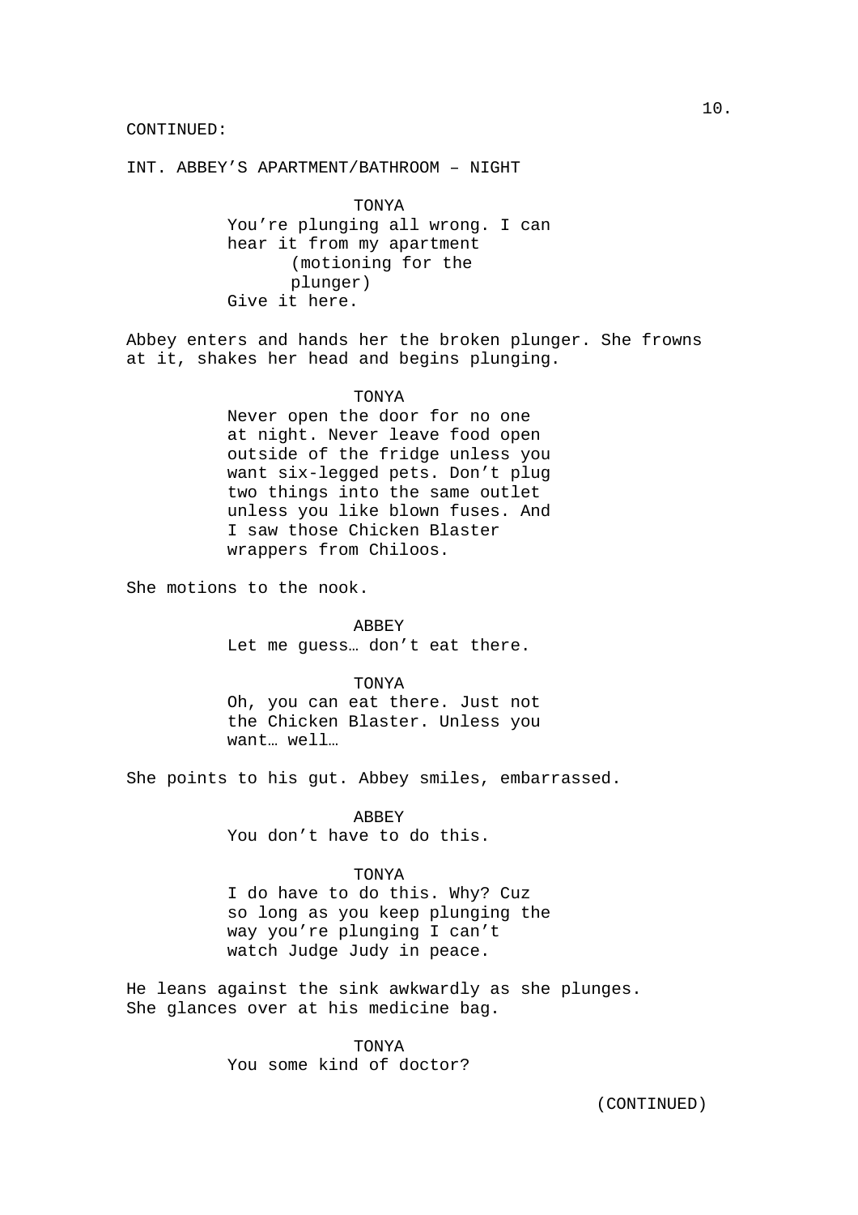CONTINUED:

INT. ABBEY'S APARTMENT/BATHROOM – NIGHT

TONYA
You're plunging all wrong. I can hear it from my apartment
(motioning for the plunger)
Give it here.

Abbey enters and hands her the broken plunger. She frowns at it, shakes her head and begins plunging.

TONYA
Never open the door for no one at night. Never leave food open outside of the fridge unless you want six-legged pets. Don't plug two things into the same outlet unless you like blown fuses. And I saw those Chicken Blaster wrappers from Chiloos.

She motions to the nook.

ABBEY
Let me guess… don't eat there.

TONYA
Oh, you can eat there. Just not the Chicken Blaster. Unless you want… well…

She points to his gut. Abbey smiles, embarrassed.

ABBEY
You don't have to do this.

TONYA
I do have to do this. Why? Cuz so long as you keep plunging the way you're plunging I can't watch Judge Judy in peace.

He leans against the sink awkwardly as she plunges. She glances over at his medicine bag.

TONYA
You some kind of doctor?

(CONTINUED)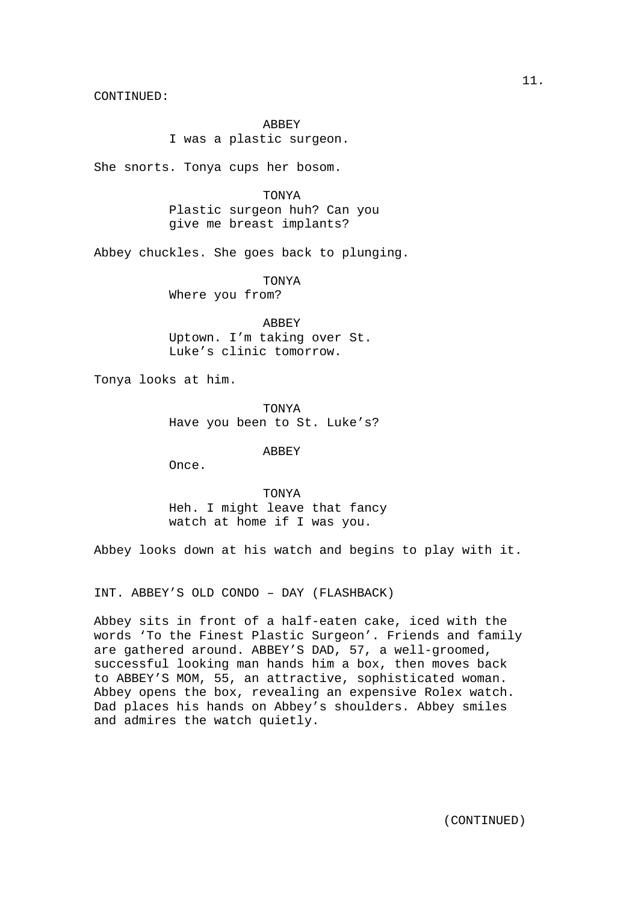CONTINUED:

ABBEY
I was a plastic surgeon.

She snorts. Tonya cups her bosom.

TONYA
Plastic surgeon huh? Can you give me breast implants?

Abbey chuckles. She goes back to plunging.

TONYA
Where you from?

ABBEY
Uptown. I'm taking over St. Luke's clinic tomorrow.

Tonya looks at him.

TONYA
Have you been to St. Luke's?

ABBEY
Once.

TONYA
Heh. I might leave that fancy watch at home if I was you.

Abbey looks down at his watch and begins to play with it.

INT. ABBEY'S OLD CONDO – DAY (FLASHBACK)

Abbey sits in front of a half-eaten cake, iced with the words 'To the Finest Plastic Surgeon'. Friends and family are gathered around. ABBEY'S DAD, 57, a well-groomed, successful looking man hands him a box, then moves back to ABBEY'S MOM, 55, an attractive, sophisticated woman. Abbey opens the box, revealing an expensive Rolex watch. Dad places his hands on Abbey's shoulders. Abbey smiles and admires the watch quietly.

(CONTINUED)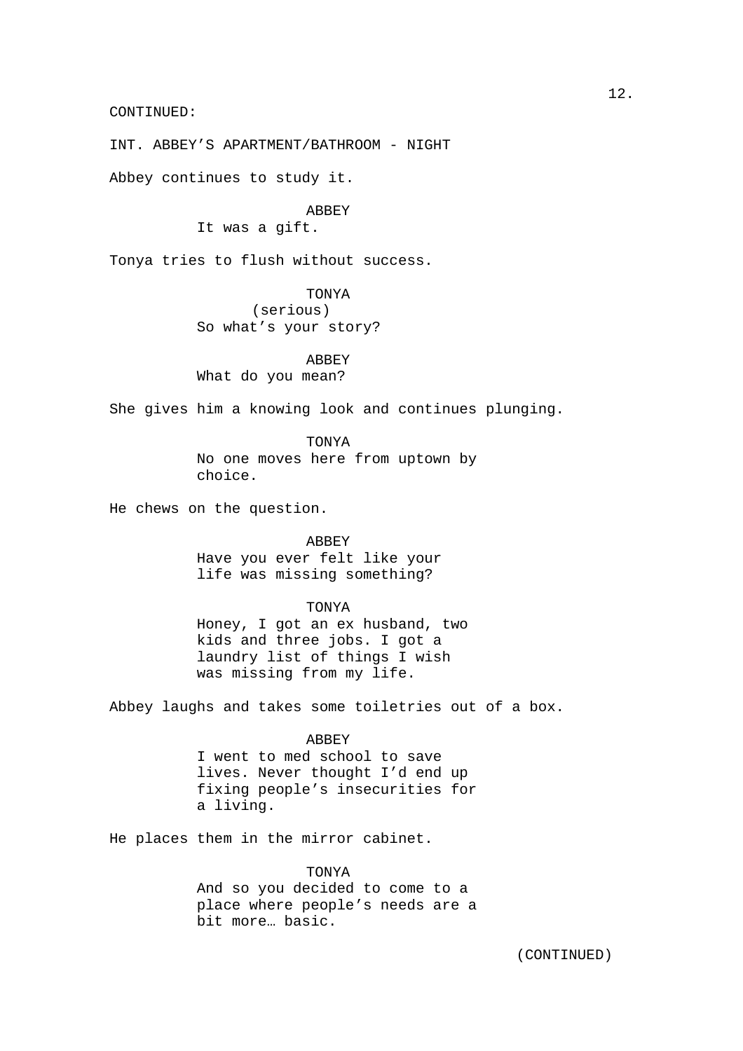CONTINUED:

INT. ABBEY'S APARTMENT/BATHROOM - NIGHT

Abbey continues to study it.

ABBEY
It was a gift.

Tonya tries to flush without success.

TONYA
(serious)
So what's your story?

ABBEY
What do you mean?

She gives him a knowing look and continues plunging.

TONYA
No one moves here from uptown by choice.

He chews on the question.

ABBEY
Have you ever felt like your life was missing something?

TONYA
Honey, I got an ex husband, two kids and three jobs. I got a laundry list of things I wish was missing from my life.

Abbey laughs and takes some toiletries out of a box.

ABBEY
I went to med school to save lives. Never thought I'd end up fixing people's insecurities for a living.

He places them in the mirror cabinet.

TONYA
And so you decided to come to a place where people's needs are a bit more… basic.

(CONTINUED)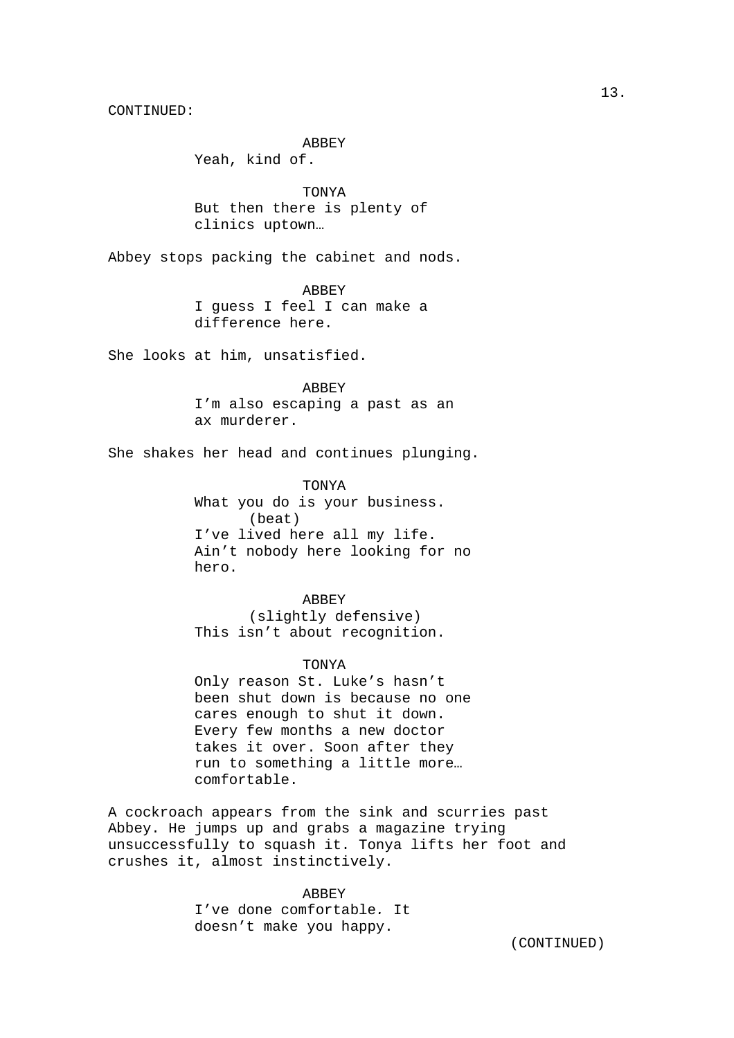CONTINUED:

ABBEY
Yeah, kind of.

TONYA
But then there is plenty of
clinics uptown…

Abbey stops packing the cabinet and nods.

ABBEY
I guess I feel I can make a
difference here.

She looks at him, unsatisfied.

ABBEY
I'm also escaping a past as an
ax murderer.

She shakes her head and continues plunging.

TONYA
What you do is your business.
(beat)
I've lived here all my life.
Ain't nobody here looking for no
hero.

ABBEY
(slightly defensive)
This isn't about recognition.

TONYA
Only reason St. Luke's hasn't
been shut down is because no one
cares enough to shut it down.
Every few months a new doctor
takes it over. Soon after they
run to something a little more…
comfortable.

A cockroach appears from the sink and scurries past
Abbey. He jumps up and grabs a magazine trying
unsuccessfully to squash it. Tonya lifts her foot and
crushes it, almost instinctively.

ABBEY
I've done comfortable. It
doesn't make you happy.

(CONTINUED)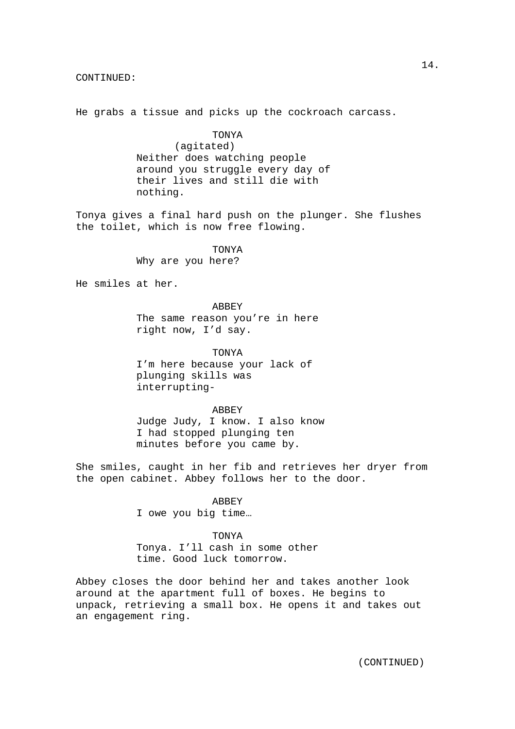CONTINUED:

He grabs a tissue and picks up the cockroach carcass.

TONYA
(agitated)
Neither does watching people around you struggle every day of their lives and still die with nothing.

Tonya gives a final hard push on the plunger. She flushes the toilet, which is now free flowing.

TONYA
Why are you here?

He smiles at her.

ABBEY
The same reason you're in here right now, I'd say.

TONYA
I'm here because your lack of plunging skills was interrupting-

ABBEY
Judge Judy, I know. I also know I had stopped plunging ten minutes before you came by.

She smiles, caught in her fib and retrieves her dryer from the open cabinet. Abbey follows her to the door.

ABBEY
I owe you big time…

TONYA
Tonya. I'll cash in some other time. Good luck tomorrow.

Abbey closes the door behind her and takes another look around at the apartment full of boxes. He begins to unpack, retrieving a small box. He opens it and takes out an engagement ring.

(CONTINUED)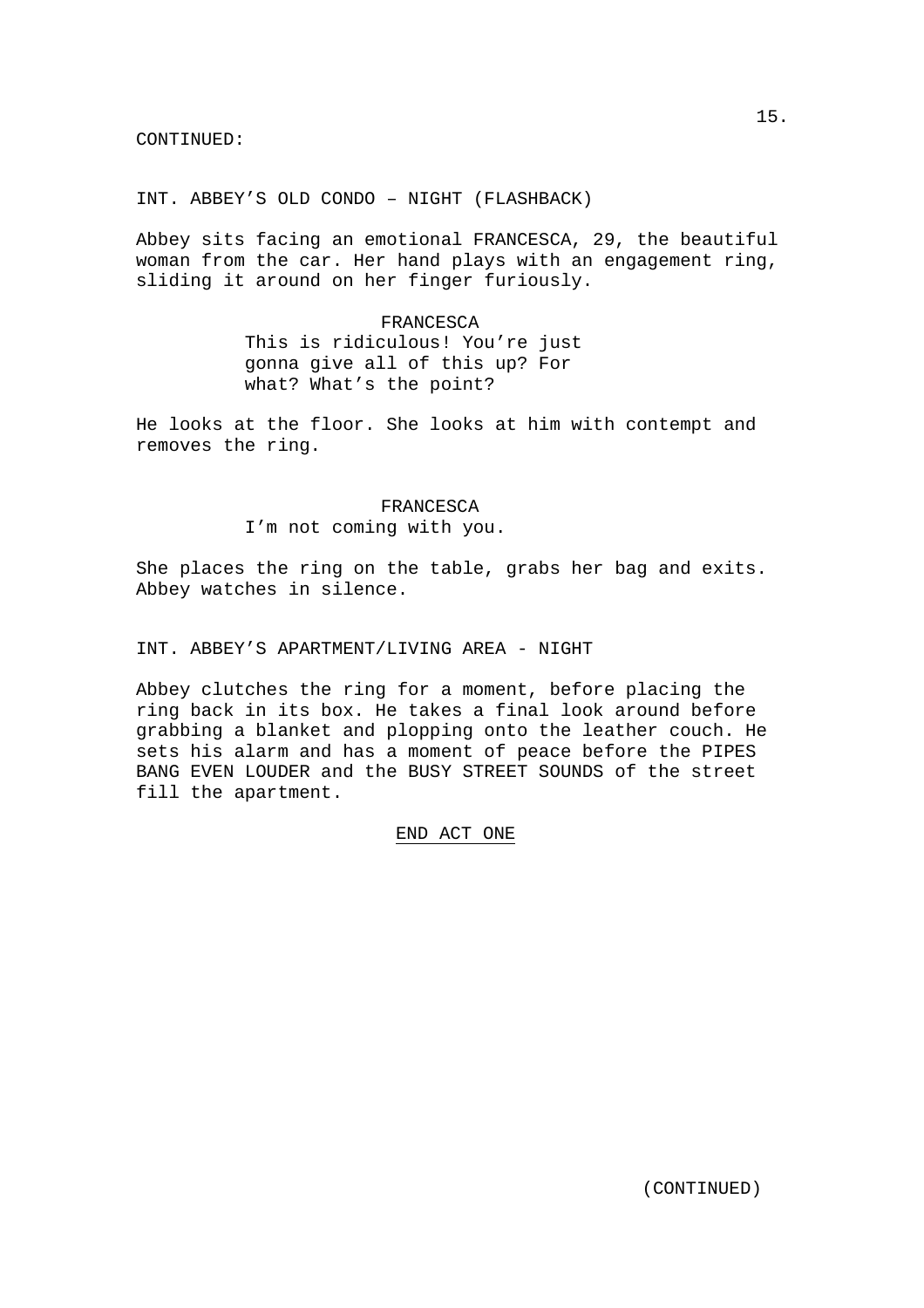CONTINUED:

INT. ABBEY’S OLD CONDO – NIGHT (FLASHBACK)

Abbey sits facing an emotional FRANCESCA, 29, the beautiful woman from the car. Her hand plays with an engagement ring, sliding it around on her finger furiously.

FRANCESCA
This is ridiculous! You’re just gonna give all of this up? For what? What’s the point?

He looks at the floor. She looks at him with contempt and removes the ring.

FRANCESCA
I’m not coming with you.

She places the ring on the table, grabs her bag and exits. Abbey watches in silence.

INT. ABBEY’S APARTMENT/LIVING AREA - NIGHT

Abbey clutches the ring for a moment, before placing the ring back in its box. He takes a final look around before grabbing a blanket and plopping onto the leather couch. He sets his alarm and has a moment of peace before the PIPES BANG EVEN LOUDER and the BUSY STREET SOUNDS of the street fill the apartment.

END ACT ONE

(CONTINUED)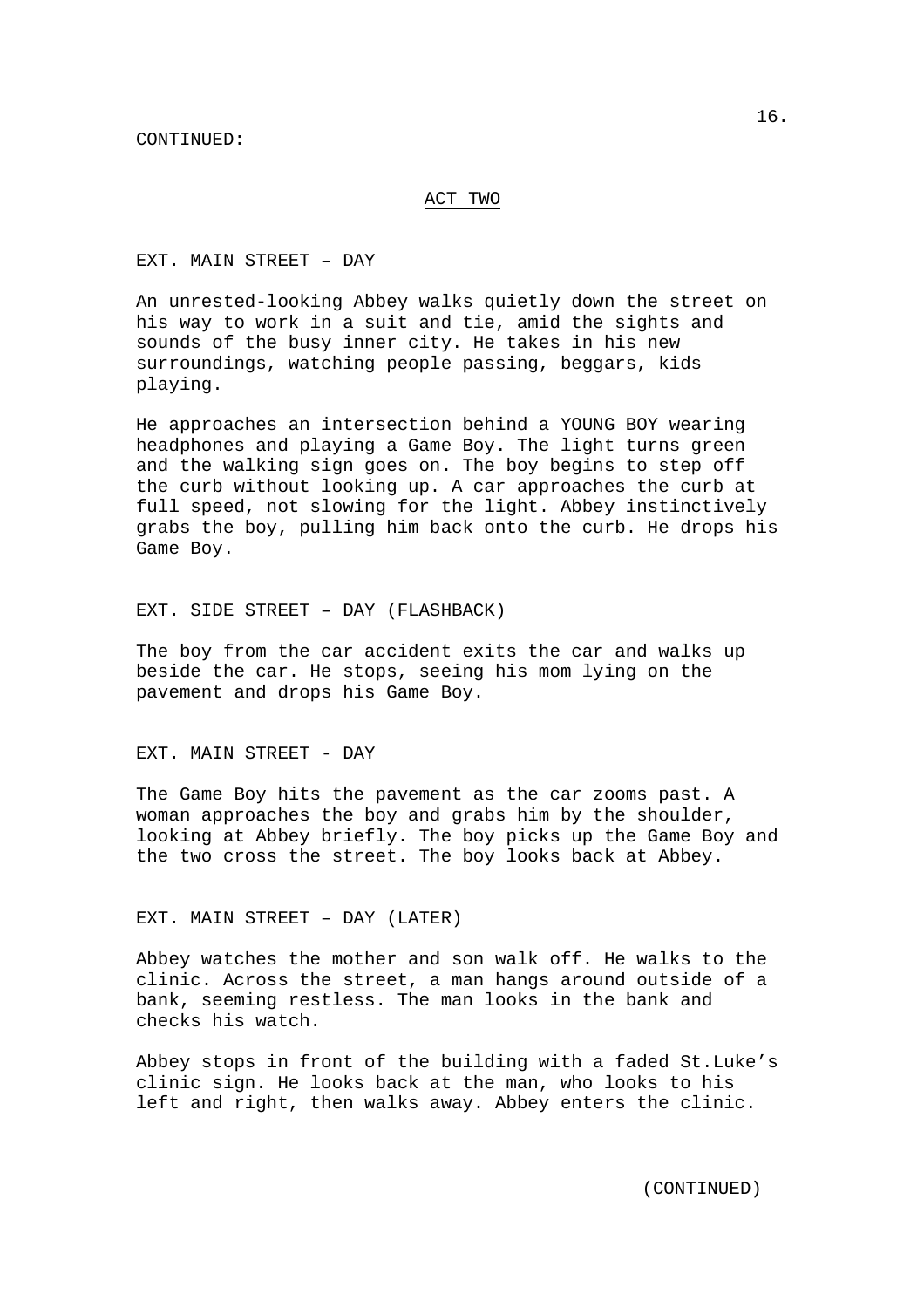CONTINUED:

## ACT TWO

EXT. MAIN STREET – DAY

An unrested-looking Abbey walks quietly down the street on his way to work in a suit and tie, amid the sights and sounds of the busy inner city. He takes in his new surroundings, watching people passing, beggars, kids playing.

He approaches an intersection behind a YOUNG BOY wearing headphones and playing a Game Boy. The light turns green and the walking sign goes on. The boy begins to step off the curb without looking up. A car approaches the curb at full speed, not slowing for the light. Abbey instinctively grabs the boy, pulling him back onto the curb. He drops his Game Boy.

EXT. SIDE STREET – DAY (FLASHBACK)

The boy from the car accident exits the car and walks up beside the car. He stops, seeing his mom lying on the pavement and drops his Game Boy.

EXT. MAIN STREET - DAY

The Game Boy hits the pavement as the car zooms past. A woman approaches the boy and grabs him by the shoulder, looking at Abbey briefly. The boy picks up the Game Boy and the two cross the street. The boy looks back at Abbey.

EXT. MAIN STREET – DAY (LATER)

Abbey watches the mother and son walk off. He walks to the clinic. Across the street, a man hangs around outside of a bank, seeming restless. The man looks in the bank and checks his watch.

Abbey stops in front of the building with a faded St.Luke's clinic sign. He looks back at the man, who looks to his left and right, then walks away. Abbey enters the clinic.

(CONTINUED)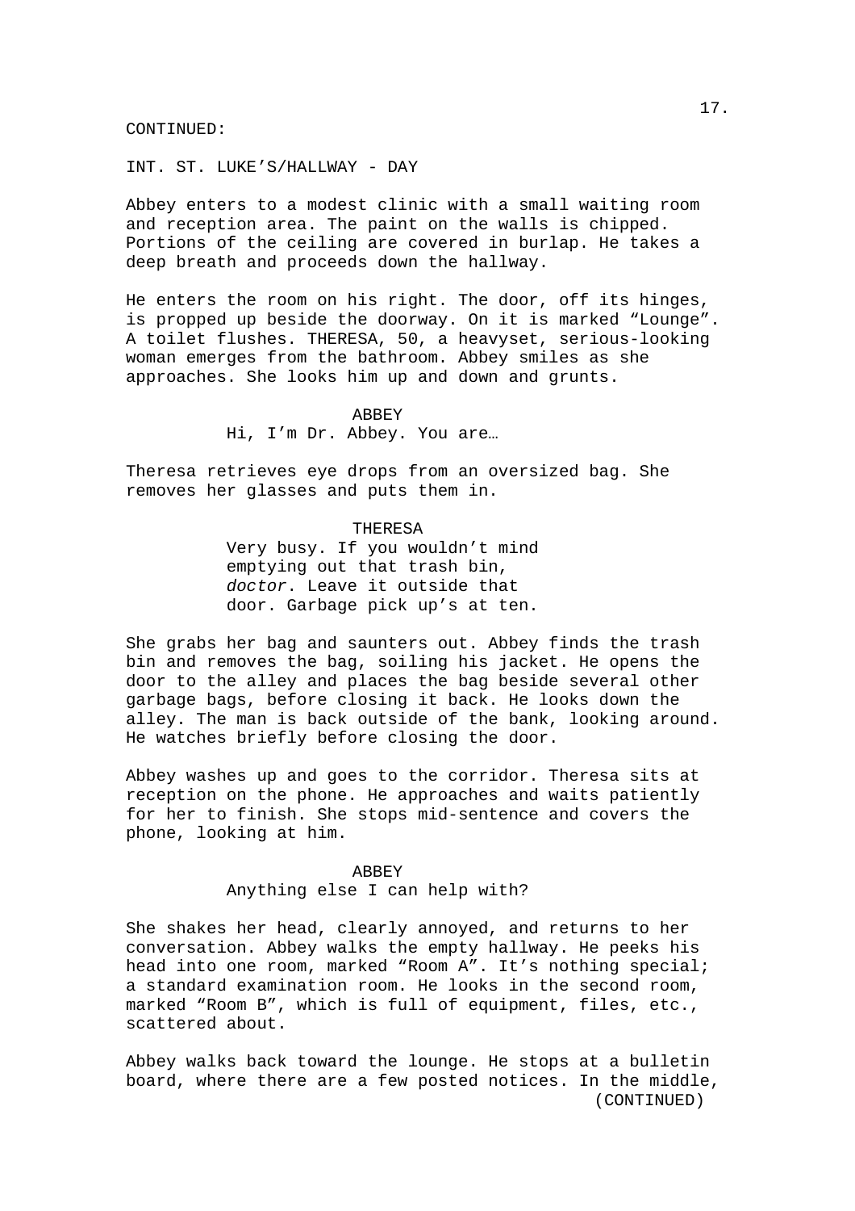CONTINUED:

INT. ST. LUKE'S/HALLWAY - DAY

Abbey enters to a modest clinic with a small waiting room and reception area. The paint on the walls is chipped. Portions of the ceiling are covered in burlap. He takes a deep breath and proceeds down the hallway.

He enters the room on his right. The door, off its hinges, is propped up beside the doorway. On it is marked "Lounge". A toilet flushes. THERESA, 50, a heavyset, serious-looking woman emerges from the bathroom. Abbey smiles as she approaches. She looks him up and down and grunts.

ABBEY

Hi, I'm Dr. Abbey. You are…

Theresa retrieves eye drops from an oversized bag. She removes her glasses and puts them in.

THERESA

Very busy. If you wouldn't mind emptying out that trash bin, *doctor*. Leave it outside that door. Garbage pick up's at ten.

She grabs her bag and saunters out. Abbey finds the trash bin and removes the bag, soiling his jacket. He opens the door to the alley and places the bag beside several other garbage bags, before closing it back. He looks down the alley. The man is back outside of the bank, looking around. He watches briefly before closing the door.

Abbey washes up and goes to the corridor. Theresa sits at reception on the phone. He approaches and waits patiently for her to finish. She stops mid-sentence and covers the phone, looking at him.

ABBEY

Anything else I can help with?

She shakes her head, clearly annoyed, and returns to her conversation. Abbey walks the empty hallway. He peeks his head into one room, marked "Room A". It's nothing special; a standard examination room. He looks in the second room, marked "Room B", which is full of equipment, files, etc., scattered about.

Abbey walks back toward the lounge. He stops at a bulletin board, where there are a few posted notices. In the middle,

(CONTINUED)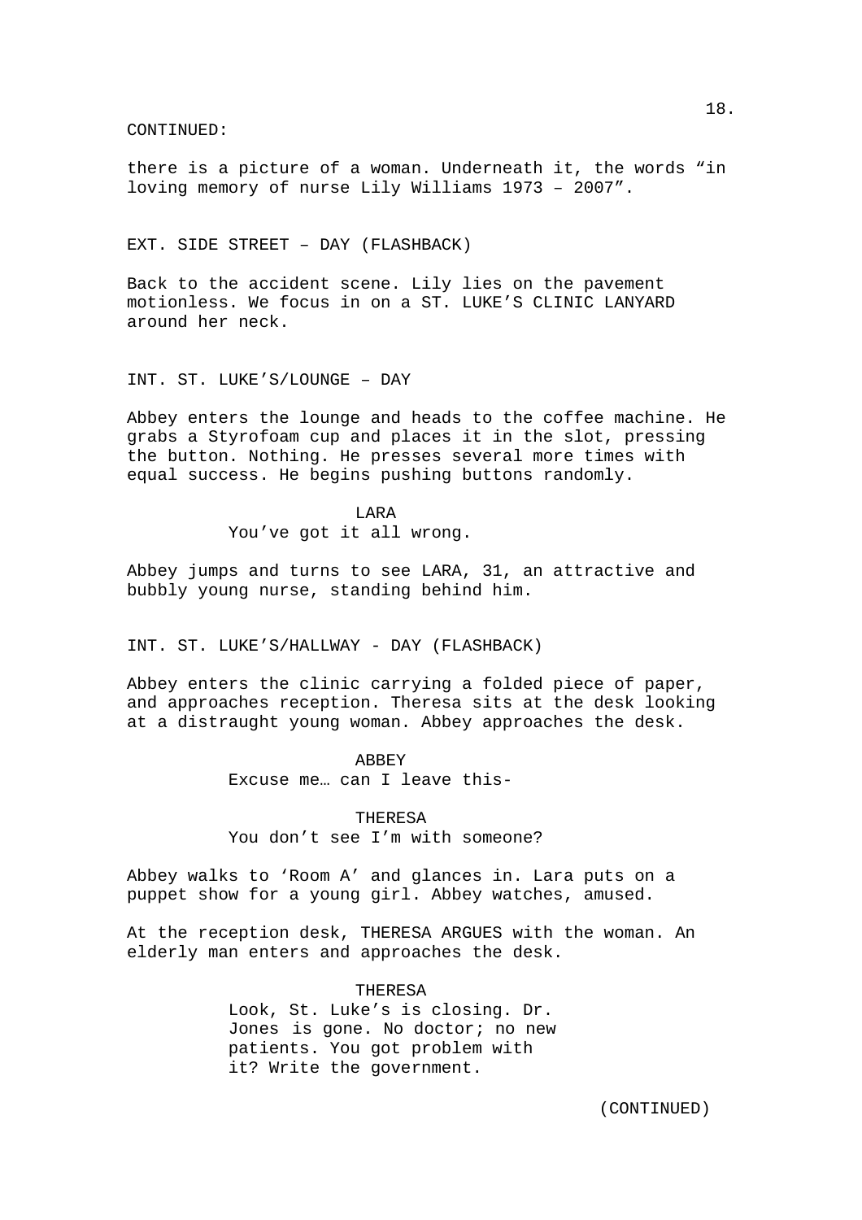CONTINUED:

there is a picture of a woman. Underneath it, the words “in loving memory of nurse Lily Williams 1973 – 2007”.

EXT. SIDE STREET – DAY (FLASHBACK)

Back to the accident scene. Lily lies on the pavement motionless. We focus in on a ST. LUKE’S CLINIC LANYARD around her neck.

INT. ST. LUKE’S/LOUNGE – DAY

Abbey enters the lounge and heads to the coffee machine. He grabs a Styrofoam cup and places it in the slot, pressing the button. Nothing. He presses several more times with equal success. He begins pushing buttons randomly.

LARA
You’ve got it all wrong.

Abbey jumps and turns to see LARA, 31, an attractive and bubbly young nurse, standing behind him.

INT. ST. LUKE’S/HALLWAY - DAY (FLASHBACK)

Abbey enters the clinic carrying a folded piece of paper, and approaches reception. Theresa sits at the desk looking at a distraught young woman. Abbey approaches the desk.

ABBEY
Excuse me… can I leave this-

THERESA
You don’t see I’m with someone?

Abbey walks to ‘Room A’ and glances in. Lara puts on a puppet show for a young girl. Abbey watches, amused.

At the reception desk, THERESA ARGUES with the woman. An elderly man enters and approaches the desk.

THERESA
Look, St. Luke’s is closing. Dr. Jones is gone. No doctor; no new patients. You got problem with it? Write the government.

(CONTINUED)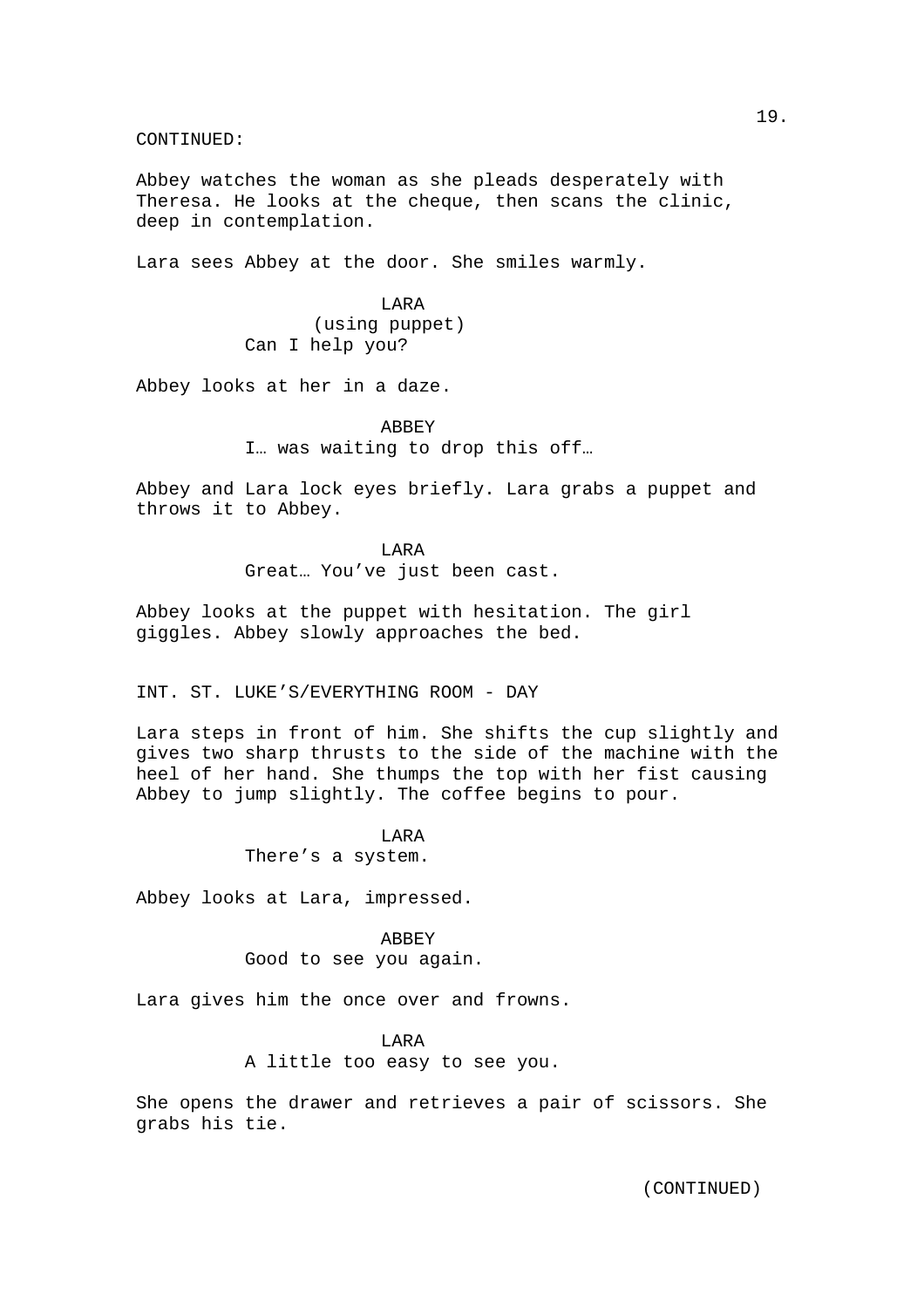CONTINUED:

Abbey watches the woman as she pleads desperately with Theresa. He looks at the cheque, then scans the clinic, deep in contemplation.

Lara sees Abbey at the door. She smiles warmly.

LARA
(using puppet)
Can I help you?

Abbey looks at her in a daze.

ABBEY
I… was waiting to drop this off…

Abbey and Lara lock eyes briefly. Lara grabs a puppet and throws it to Abbey.

LARA
Great… You've just been cast.

Abbey looks at the puppet with hesitation. The girl giggles. Abbey slowly approaches the bed.

INT. ST. LUKE'S/EVERYTHING ROOM - DAY

Lara steps in front of him. She shifts the cup slightly and gives two sharp thrusts to the side of the machine with the heel of her hand. She thumps the top with her fist causing Abbey to jump slightly. The coffee begins to pour.

LARA
There's a system.

Abbey looks at Lara, impressed.

ABBEY
Good to see you again.

Lara gives him the once over and frowns.

LARA
A little too easy to see you.

She opens the drawer and retrieves a pair of scissors. She grabs his tie.

(CONTINUED)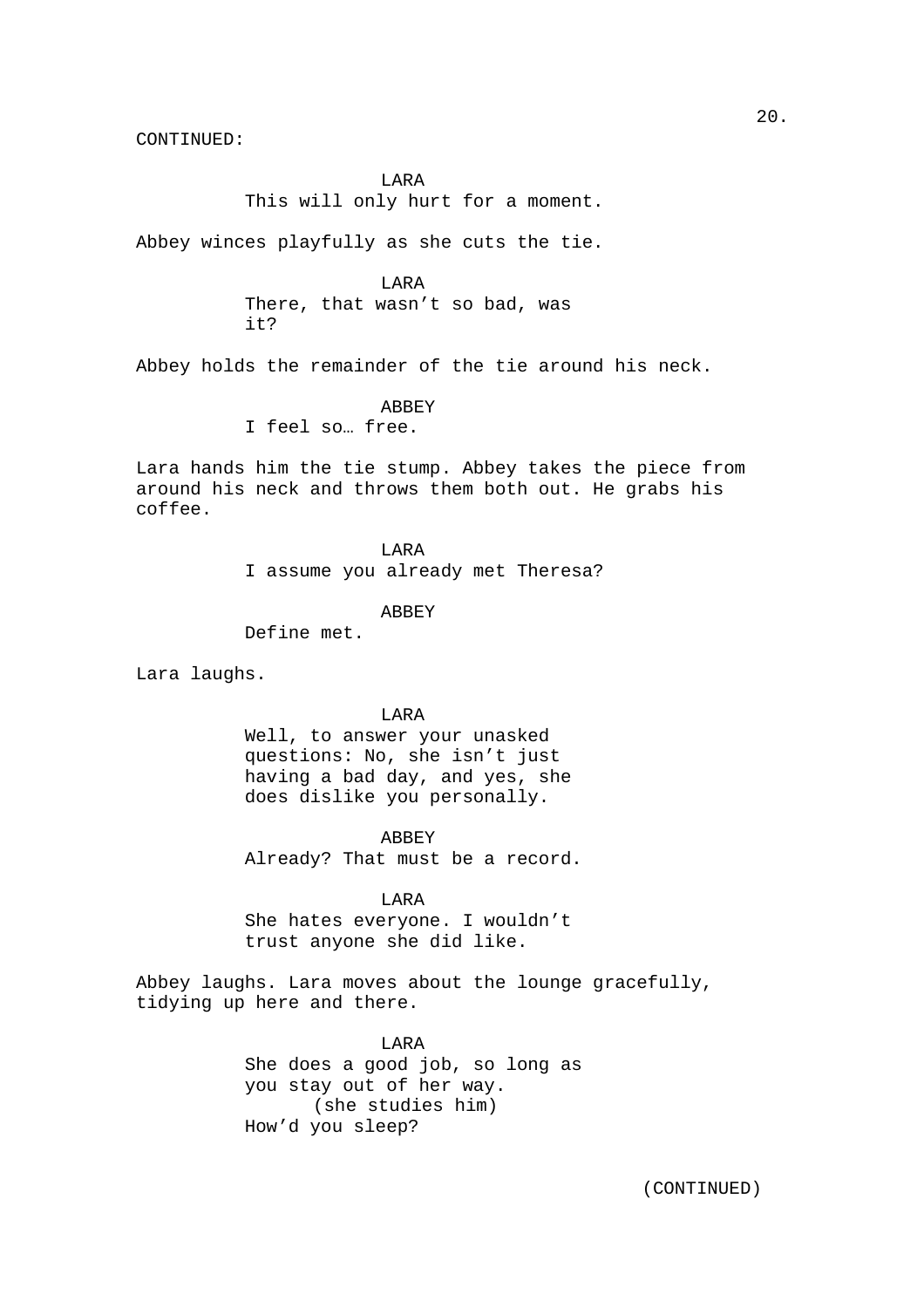CONTINUED:

LARA
This will only hurt for a moment.

Abbey winces playfully as she cuts the tie.

LARA
There, that wasn't so bad, was it?

Abbey holds the remainder of the tie around his neck.

ABBEY
I feel so… free.

Lara hands him the tie stump. Abbey takes the piece from around his neck and throws them both out. He grabs his coffee.

LARA
I assume you already met Theresa?

ABBEY
Define met.

Lara laughs.

LARA
Well, to answer your unasked questions: No, she isn't just having a bad day, and yes, she does dislike you personally.

ABBEY
Already? That must be a record.

LARA
She hates everyone. I wouldn't trust anyone she did like.

Abbey laughs. Lara moves about the lounge gracefully, tidying up here and there.

LARA
She does a good job, so long as you stay out of her way.
(she studies him)
How'd you sleep?

(CONTINUED)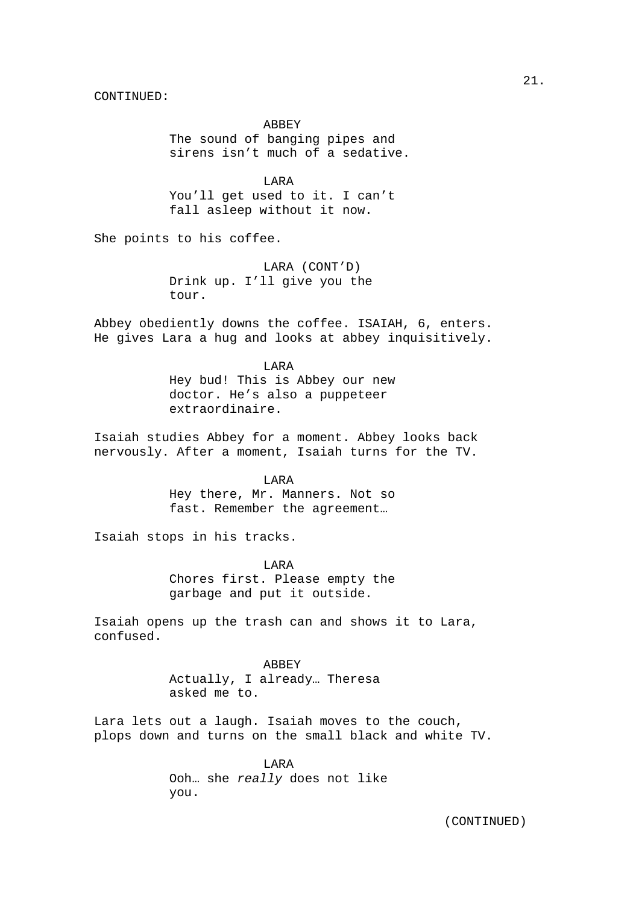CONTINUED:

ABBEY
The sound of banging pipes and sirens isn't much of a sedative.

LARA
You'll get used to it. I can't fall asleep without it now.

She points to his coffee.

LARA (CONT'D)
Drink up. I'll give you the tour.

Abbey obediently downs the coffee. ISAIAH, 6, enters. He gives Lara a hug and looks at abbey inquisitively.

LARA
Hey bud! This is Abbey our new doctor. He's also a puppeteer extraordinaire.

Isaiah studies Abbey for a moment. Abbey looks back nervously. After a moment, Isaiah turns for the TV.

LARA
Hey there, Mr. Manners. Not so fast. Remember the agreement…

Isaiah stops in his tracks.

LARA
Chores first. Please empty the garbage and put it outside.

Isaiah opens up the trash can and shows it to Lara, confused.

ABBEY
Actually, I already… Theresa asked me to.

Lara lets out a laugh. Isaiah moves to the couch, plops down and turns on the small black and white TV.

LARA
Ooh… she *really* does not like you.

(CONTINUED)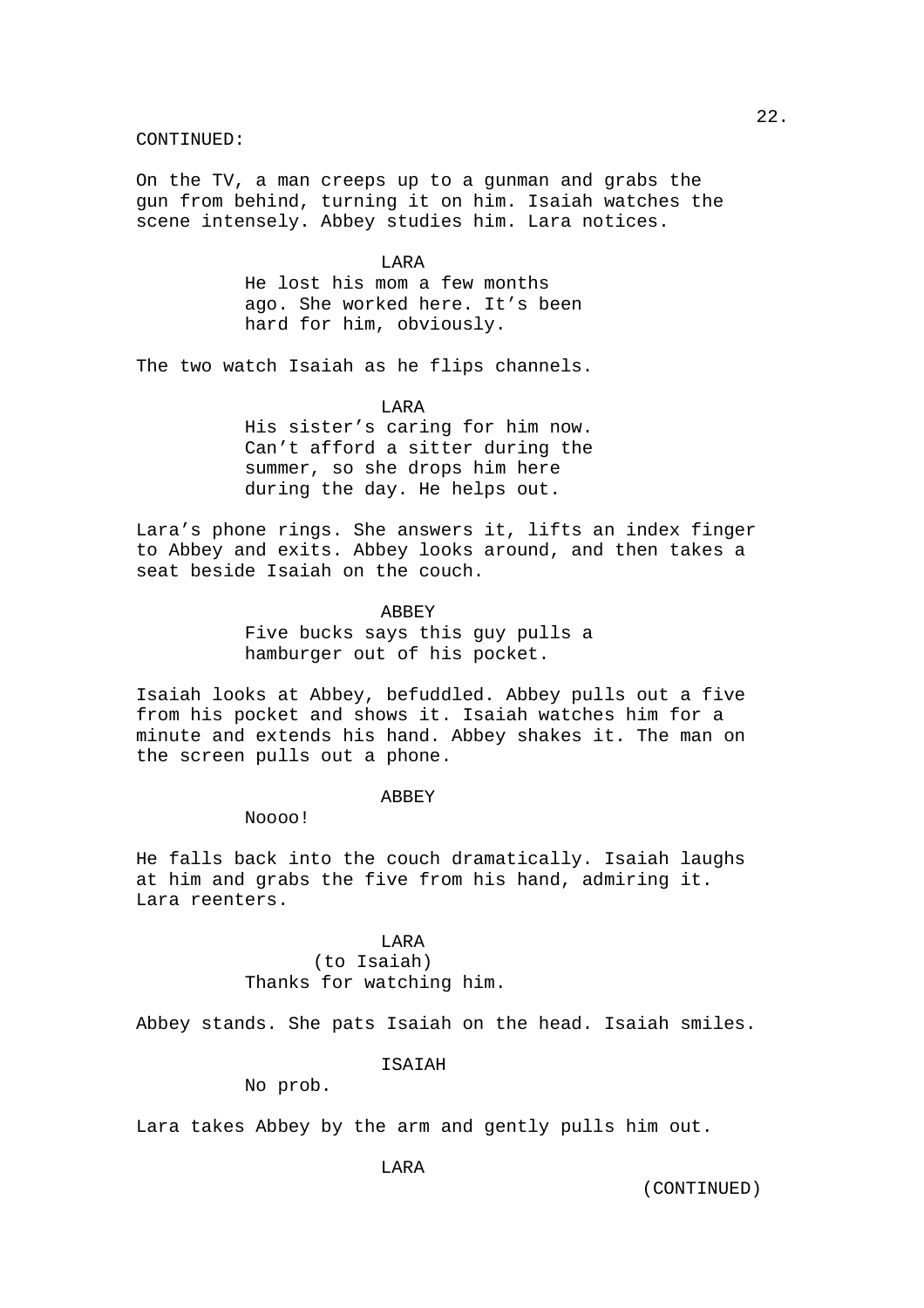CONTINUED:

On the TV, a man creeps up to a gunman and grabs the gun from behind, turning it on him. Isaiah watches the scene intensely. Abbey studies him. Lara notices.

LARA
He lost his mom a few months ago. She worked here. It's been hard for him, obviously.

The two watch Isaiah as he flips channels.

LARA
His sister's caring for him now. Can't afford a sitter during the summer, so she drops him here during the day. He helps out.

Lara's phone rings. She answers it, lifts an index finger to Abbey and exits. Abbey looks around, and then takes a seat beside Isaiah on the couch.

ABBEY
Five bucks says this guy pulls a hamburger out of his pocket.

Isaiah looks at Abbey, befuddled. Abbey pulls out a five from his pocket and shows it. Isaiah watches him for a minute and extends his hand. Abbey shakes it. The man on the screen pulls out a phone.

ABBEY
Noooo!

He falls back into the couch dramatically. Isaiah laughs at him and grabs the five from his hand, admiring it. Lara reenters.

LARA
(to Isaiah)
Thanks for watching him.

Abbey stands. She pats Isaiah on the head. Isaiah smiles.

ISAIAH
No prob.

Lara takes Abbey by the arm and gently pulls him out.

LARA

(CONTINUED)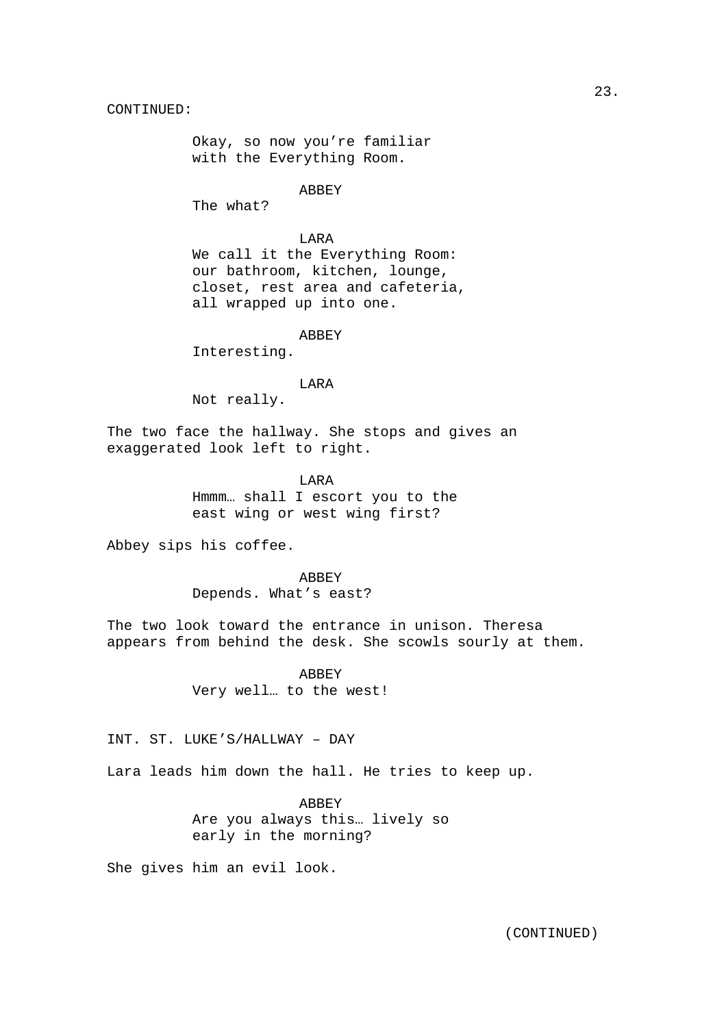CONTINUED:

Okay, so now you're familiar with the Everything Room.

ABBEY

The what?

LARA

We call it the Everything Room: our bathroom, kitchen, lounge, closet, rest area and cafeteria, all wrapped up into one.

ABBEY

Interesting.

LARA

Not really.

The two face the hallway. She stops and gives an exaggerated look left to right.

LARA

Hmmm… shall I escort you to the east wing or west wing first?

Abbey sips his coffee.

ABBEY

Depends. What's east?

The two look toward the entrance in unison. Theresa appears from behind the desk. She scowls sourly at them.

ABBEY

Very well… to the west!

INT. ST. LUKE'S/HALLWAY – DAY

Lara leads him down the hall. He tries to keep up.

ABBEY

Are you always this… lively so early in the morning?

She gives him an evil look.

(CONTINUED)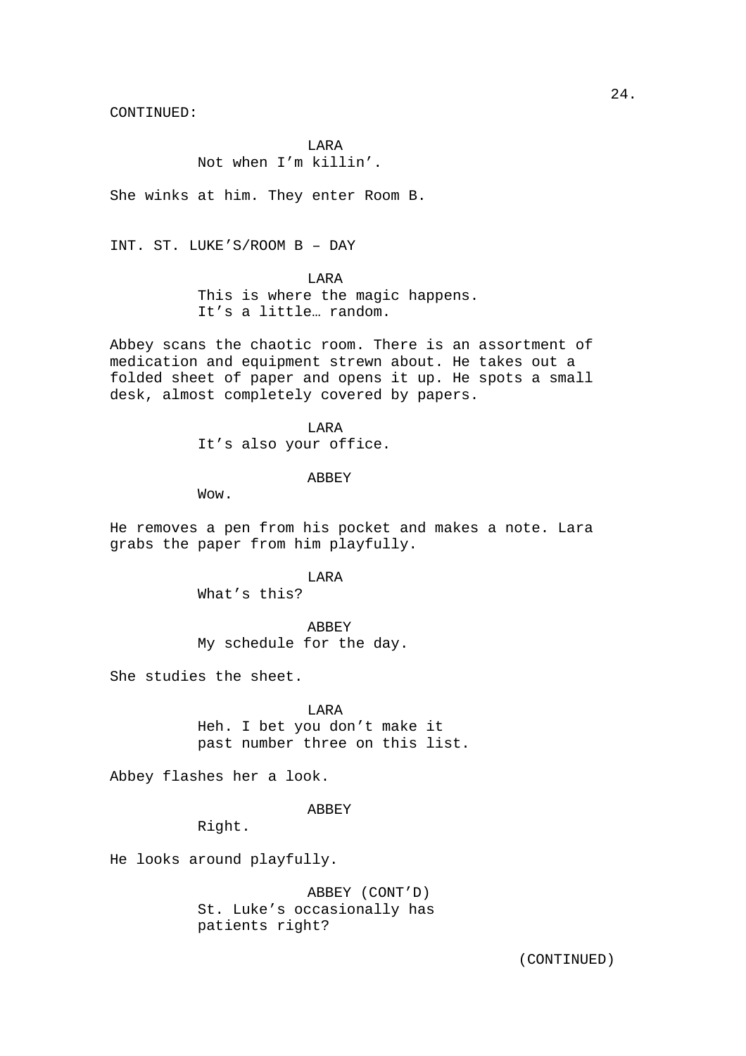CONTINUED:

LARA
Not when I'm killin'.

She winks at him. They enter Room B.

INT. ST. LUKE'S/ROOM B – DAY

LARA
This is where the magic happens.
It's a little… random.

Abbey scans the chaotic room. There is an assortment of medication and equipment strewn about. He takes out a folded sheet of paper and opens it up. He spots a small desk, almost completely covered by papers.

LARA
It's also your office.

ABBEY
Wow.

He removes a pen from his pocket and makes a note. Lara grabs the paper from him playfully.

LARA
What's this?

ABBEY
My schedule for the day.

She studies the sheet.

LARA
Heh. I bet you don't make it
past number three on this list.

Abbey flashes her a look.

ABBEY
Right.

He looks around playfully.

ABBEY (CONT'D)
St. Luke's occasionally has
patients right?

(CONTINUED)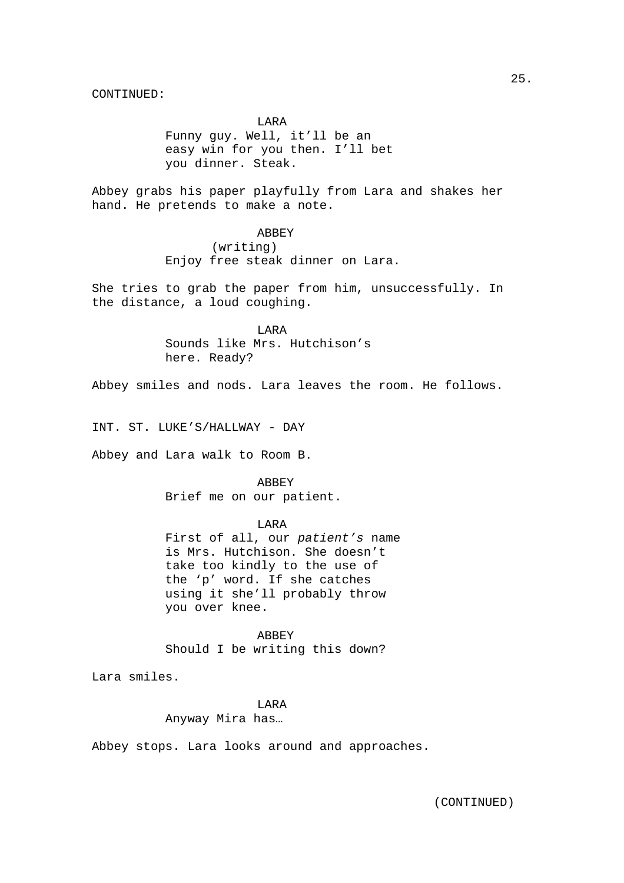CONTINUED:

LARA
Funny guy. Well, it'll be an easy win for you then. I'll bet you dinner. Steak.

Abbey grabs his paper playfully from Lara and shakes her hand. He pretends to make a note.

ABBEY
(writing)
Enjoy free steak dinner on Lara.

She tries to grab the paper from him, unsuccessfully. In the distance, a loud coughing.

LARA
Sounds like Mrs. Hutchison's here. Ready?

Abbey smiles and nods. Lara leaves the room. He follows.

INT. ST. LUKE'S/HALLWAY - DAY

Abbey and Lara walk to Room B.

ABBEY
Brief me on our patient.

LARA
First of all, our *patient's* name is Mrs. Hutchison. She doesn't take too kindly to the use of the 'p' word. If she catches using it she'll probably throw you over knee.

ABBEY
Should I be writing this down?

Lara smiles.

LARA
Anyway Mira has…

Abbey stops. Lara looks around and approaches.

(CONTINUED)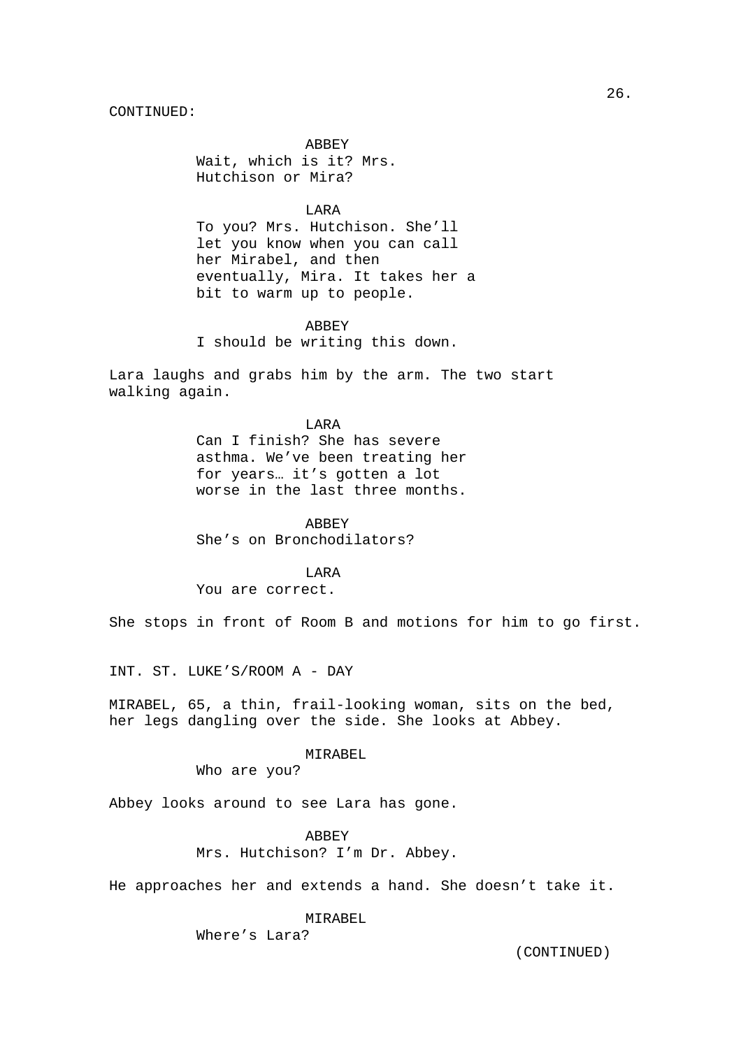CONTINUED:

ABBEY
Wait, which is it? Mrs. Hutchison or Mira?

LARA
To you? Mrs. Hutchison. She'll let you know when you can call her Mirabel, and then eventually, Mira. It takes her a bit to warm up to people.

ABBEY
I should be writing this down.

Lara laughs and grabs him by the arm. The two start walking again.

LARA
Can I finish? She has severe asthma. We've been treating her for years… it's gotten a lot worse in the last three months.

ABBEY
She's on Bronchodilators?

LARA
You are correct.

She stops in front of Room B and motions for him to go first.

INT. ST. LUKE'S/ROOM A - DAY

MIRABEL, 65, a thin, frail-looking woman, sits on the bed, her legs dangling over the side. She looks at Abbey.

MIRABEL
Who are you?

Abbey looks around to see Lara has gone.

ABBEY
Mrs. Hutchison? I'm Dr. Abbey.

He approaches her and extends a hand. She doesn't take it.

MIRABEL
Where's Lara?

(CONTINUED)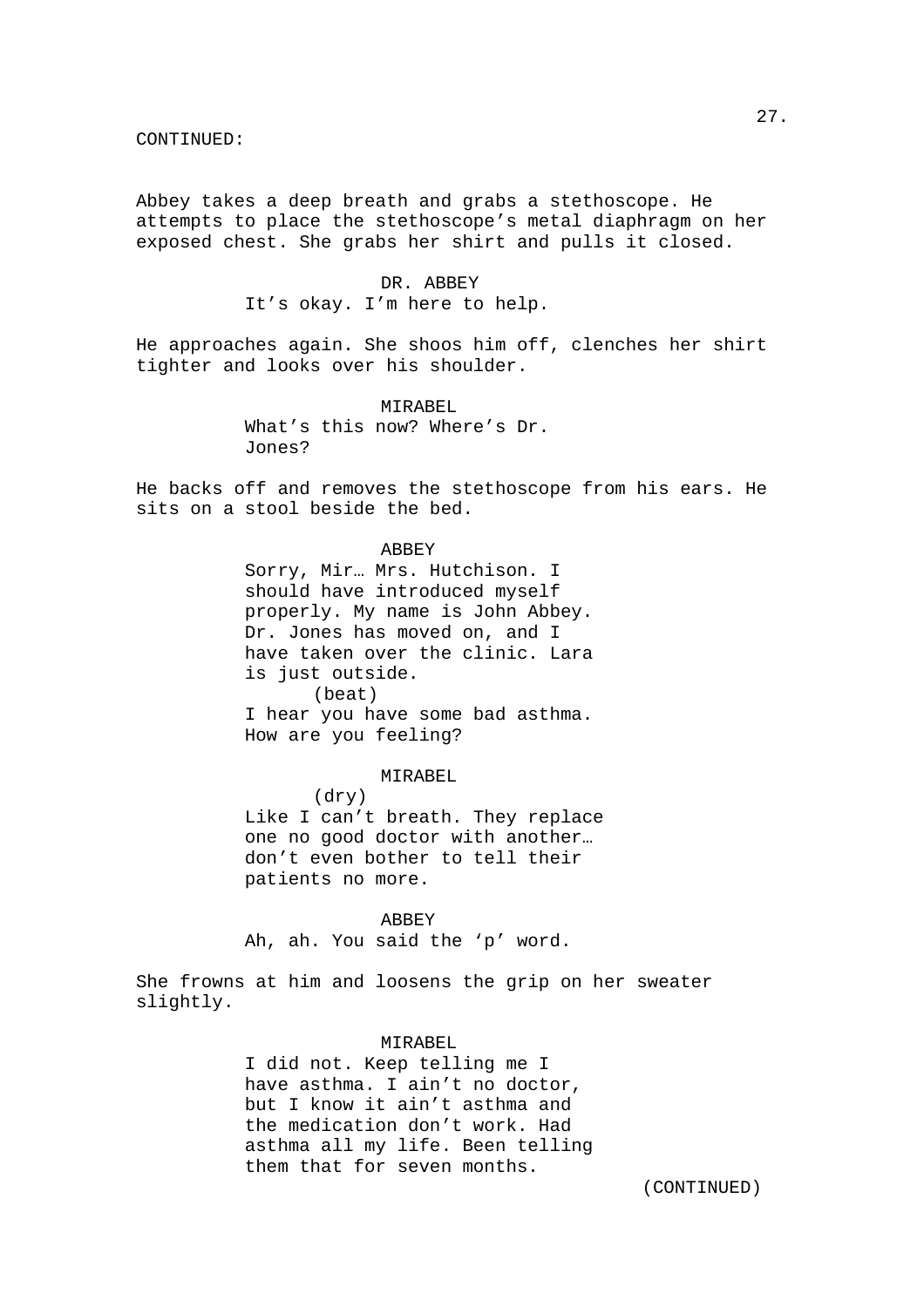CONTINUED:

Abbey takes a deep breath and grabs a stethoscope. He attempts to place the stethoscope's metal diaphragm on her exposed chest. She grabs her shirt and pulls it closed.

DR. ABBEY
It's okay. I'm here to help.

He approaches again. She shoos him off, clenches her shirt tighter and looks over his shoulder.

MIRABEL
What's this now? Where's Dr. Jones?

He backs off and removes the stethoscope from his ears. He sits on a stool beside the bed.

ABBEY
Sorry, Mir… Mrs. Hutchison. I should have introduced myself properly. My name is John Abbey. Dr. Jones has moved on, and I have taken over the clinic. Lara is just outside.
(beat)
I hear you have some bad asthma. How are you feeling?

MIRABEL
(dry)
Like I can't breath. They replace one no good doctor with another… don't even bother to tell their patients no more.

ABBEY
Ah, ah. You said the 'p' word.

She frowns at him and loosens the grip on her sweater slightly.

MIRABEL
I did not. Keep telling me I have asthma. I ain't no doctor, but I know it ain't asthma and the medication don't work. Had asthma all my life. Been telling them that for seven months.

(CONTINUED)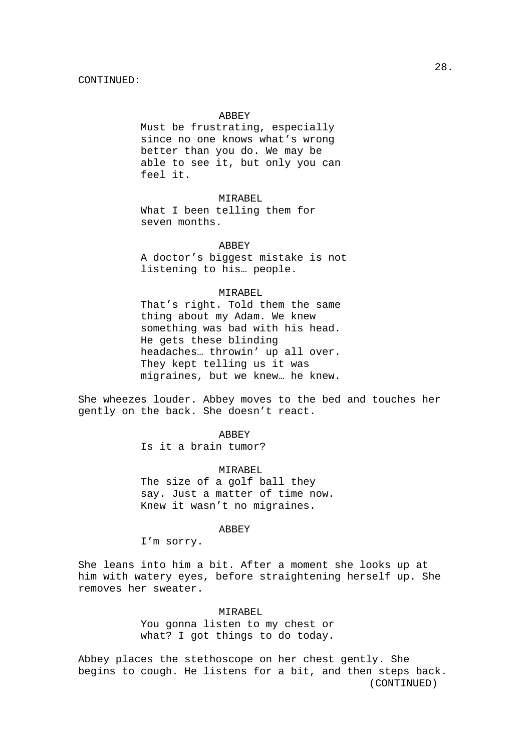CONTINUED:

ABBEY

Must be frustrating, especially since no one knows what's wrong better than you do. We may be able to see it, but only you can feel it.

MIRABEL

What I been telling them for seven months.

ABBEY

A doctor's biggest mistake is not listening to his… people.

MIRABEL

That's right. Told them the same thing about my Adam. We knew something was bad with his head. He gets these blinding headaches… throwin' up all over. They kept telling us it was migraines, but we knew… he knew.

She wheezes louder. Abbey moves to the bed and touches her gently on the back. She doesn't react.

ABBEY

Is it a brain tumor?

MIRABEL

The size of a golf ball they say. Just a matter of time now. Knew it wasn't no migraines.

ABBEY

I'm sorry.

She leans into him a bit. After a moment she looks up at him with watery eyes, before straightening herself up. She removes her sweater.

MIRABEL

You gonna listen to my chest or what? I got things to do today.

Abbey places the stethoscope on her chest gently. She begins to cough. He listens for a bit, and then steps back.

(CONTINUED)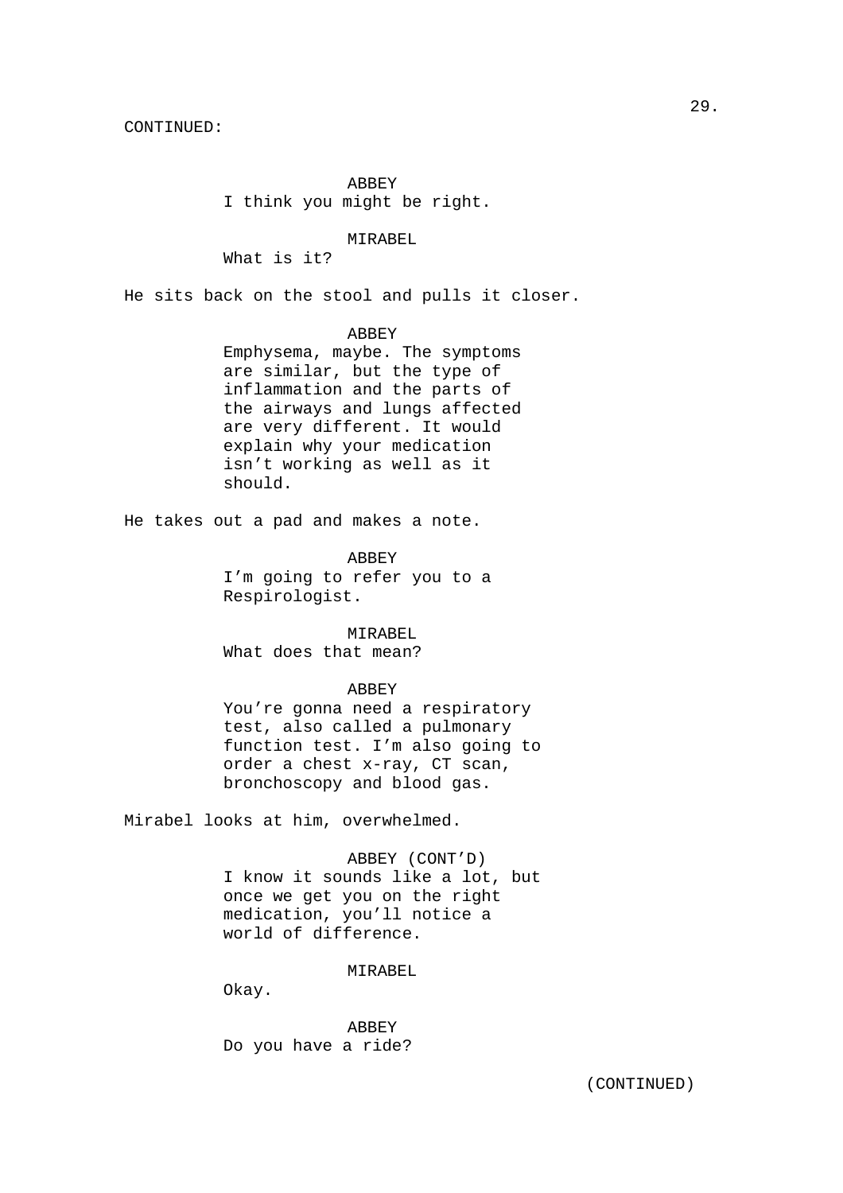CONTINUED:

ABBEY
I think you might be right.

MIRABEL
What is it?

He sits back on the stool and pulls it closer.

ABBEY
Emphysema, maybe. The symptoms are similar, but the type of inflammation and the parts of the airways and lungs affected are very different. It would explain why your medication isn't working as well as it should.

He takes out a pad and makes a note.

ABBEY
I'm going to refer you to a Respirologist.

MIRABEL
What does that mean?

ABBEY
You're gonna need a respiratory test, also called a pulmonary function test. I'm also going to order a chest x-ray, CT scan, bronchoscopy and blood gas.

Mirabel looks at him, overwhelmed.

ABBEY (CONT'D)
I know it sounds like a lot, but once we get you on the right medication, you'll notice a world of difference.

MIRABEL
Okay.

ABBEY
Do you have a ride?

(CONTINUED)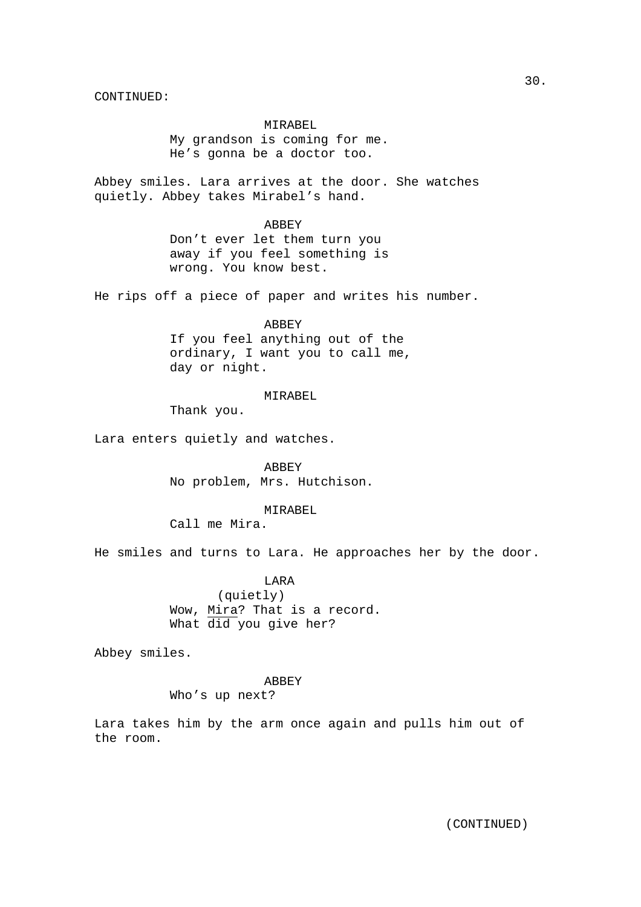CONTINUED:

MIRABEL
My grandson is coming for me.
He's gonna be a doctor too.

Abbey smiles. Lara arrives at the door. She watches quietly. Abbey takes Mirabel's hand.

ABBEY
Don't ever let them turn you away if you feel something is wrong. You know best.

He rips off a piece of paper and writes his number.

ABBEY
If you feel anything out of the ordinary, I want you to call me, day or night.

MIRABEL
Thank you.

Lara enters quietly and watches.

ABBEY
No problem, Mrs. Hutchison.

MIRABEL
Call me Mira.

He smiles and turns to Lara. He approaches her by the door.

LARA
(quietly)
Wow, <u>Mira</u>? That is a record.
What did you give her?

Abbey smiles.

ABBEY
Who's up next?

Lara takes him by the arm once again and pulls him out of the room.

(CONTINUED)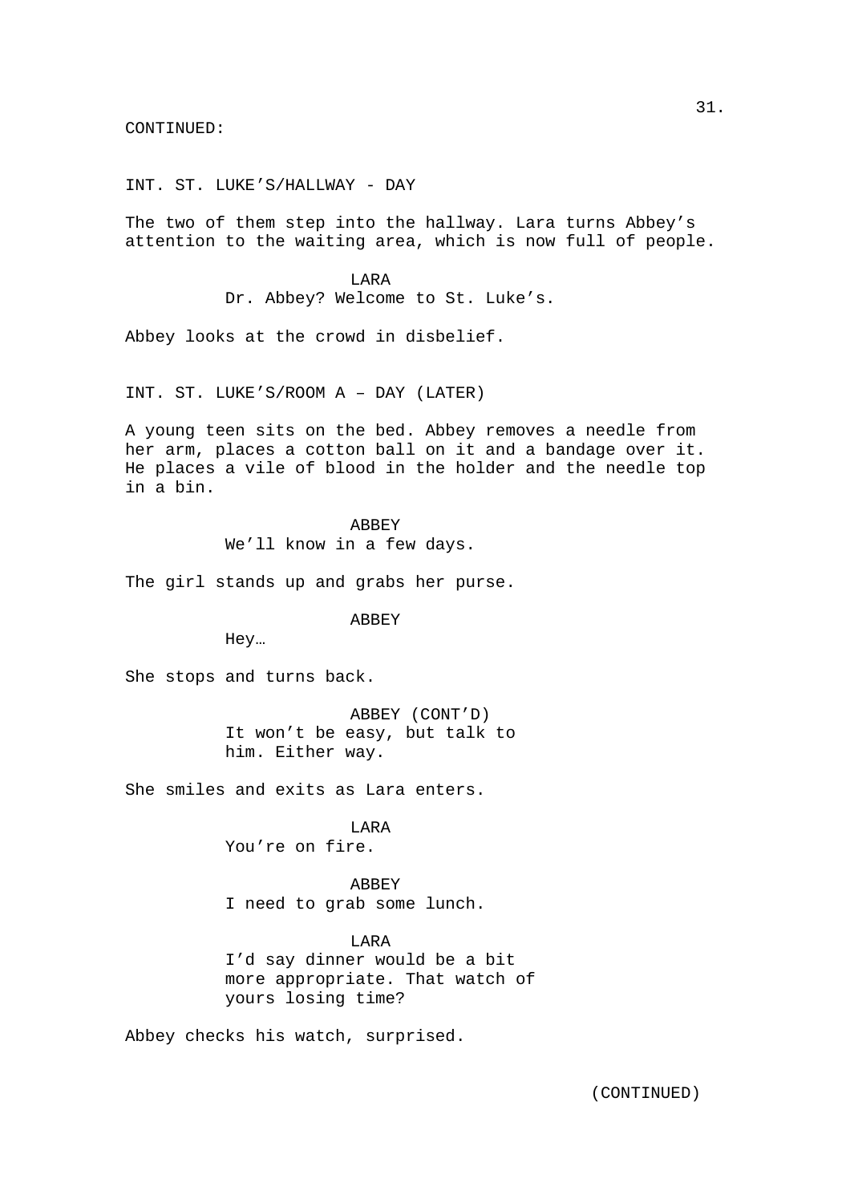CONTINUED:

INT. ST. LUKE’S/HALLWAY - DAY

The two of them step into the hallway. Lara turns Abbey’s attention to the waiting area, which is now full of people.

LARA
Dr. Abbey? Welcome to St. Luke’s.

Abbey looks at the crowd in disbelief.

INT. ST. LUKE’S/ROOM A – DAY (LATER)

A young teen sits on the bed. Abbey removes a needle from her arm, places a cotton ball on it and a bandage over it. He places a vile of blood in the holder and the needle top in a bin.

ABBEY
We’ll know in a few days.

The girl stands up and grabs her purse.

ABBEY
Hey…

She stops and turns back.

ABBEY (CONT’D)
It won’t be easy, but talk to him. Either way.

She smiles and exits as Lara enters.

LARA
You’re on fire.

ABBEY
I need to grab some lunch.

LARA
I’d say dinner would be a bit more appropriate. That watch of yours losing time?

Abbey checks his watch, surprised.

(CONTINUED)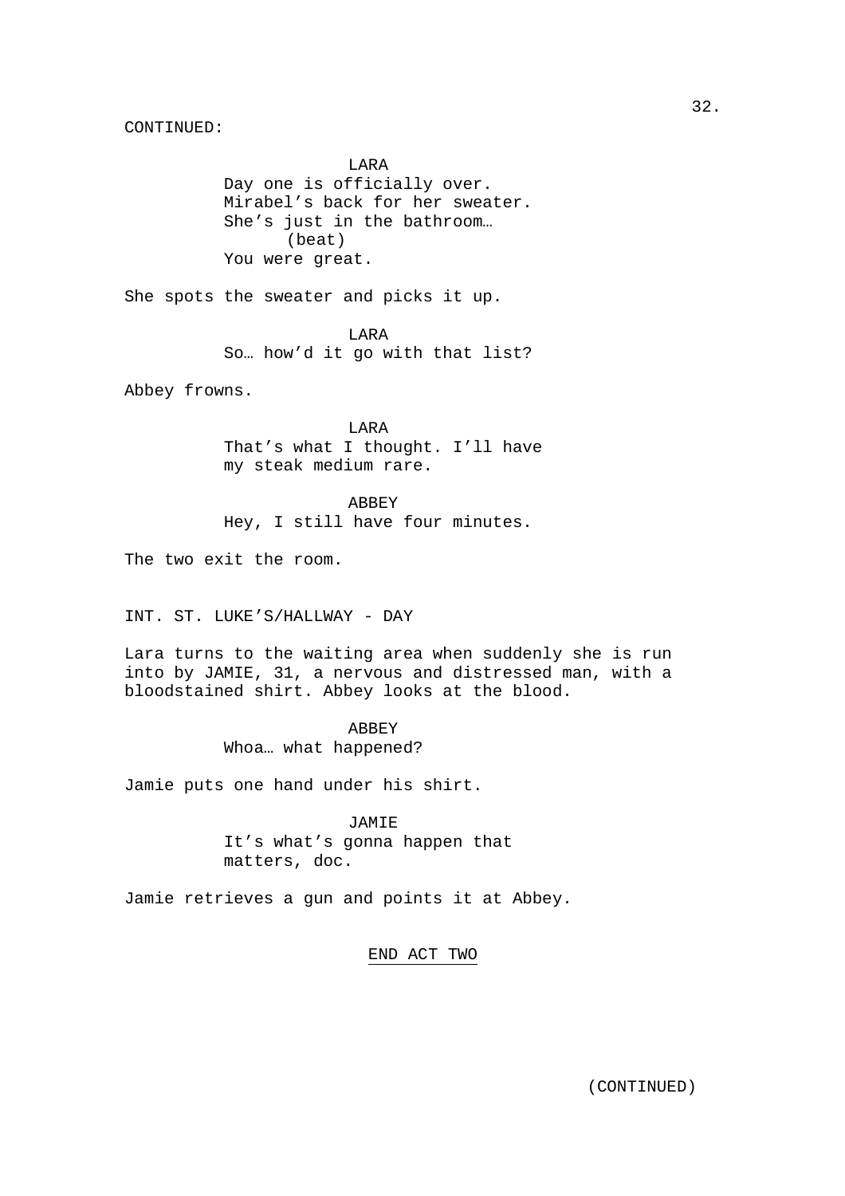CONTINUED:

LARA
Day one is officially over.
Mirabel's back for her sweater.
She's just in the bathroom…
(beat)
You were great.

She spots the sweater and picks it up.

LARA
So… how'd it go with that list?

Abbey frowns.

LARA
That's what I thought. I'll have
my steak medium rare.

ABBEY
Hey, I still have four minutes.

The two exit the room.

INT. ST. LUKE'S/HALLWAY - DAY

Lara turns to the waiting area when suddenly she is run into by JAMIE, 31, a nervous and distressed man, with a bloodstained shirt. Abbey looks at the blood.

ABBEY
Whoa… what happened?

Jamie puts one hand under his shirt.

JAMIE
It's what's gonna happen that
matters, doc.

Jamie retrieves a gun and points it at Abbey.

END ACT TWO

(CONTINUED)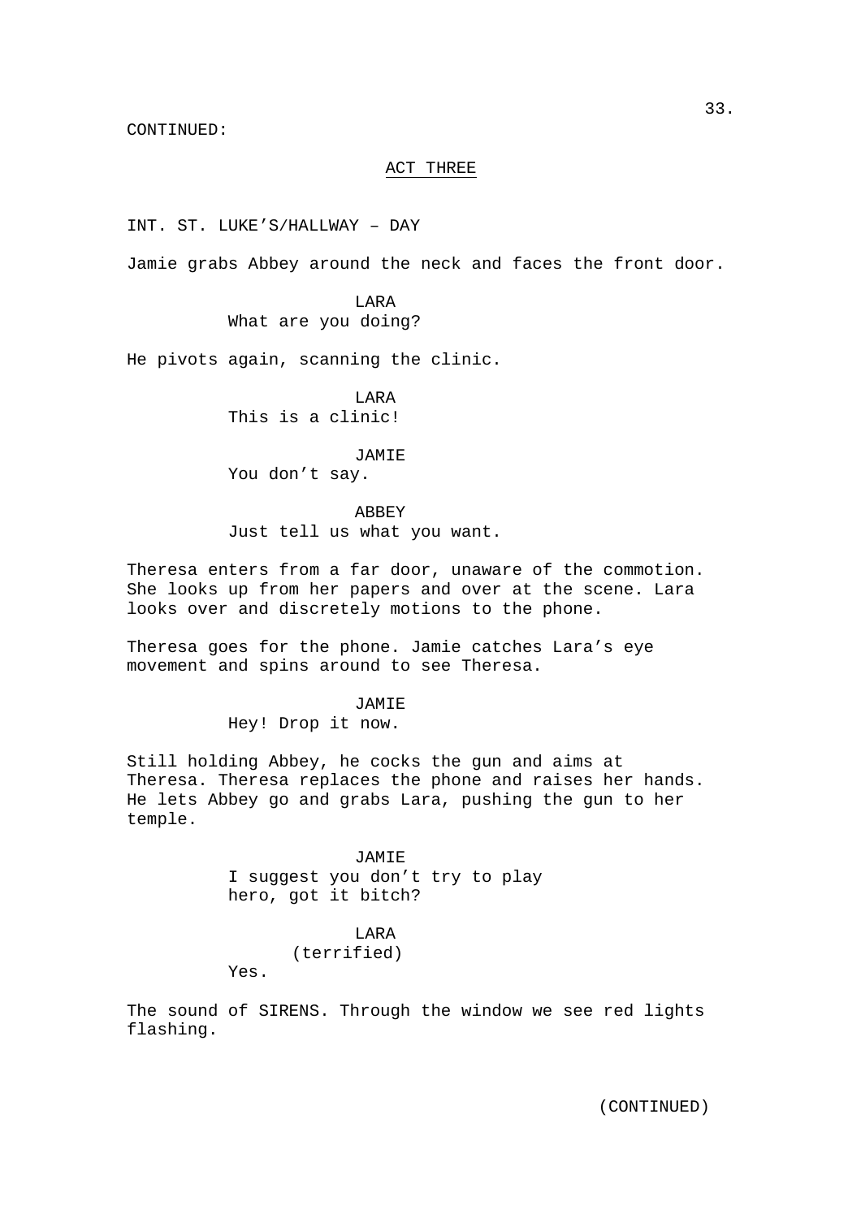CONTINUED:

ACT THREE

INT. ST. LUKE'S/HALLWAY – DAY

Jamie grabs Abbey around the neck and faces the front door.

LARA
What are you doing?

He pivots again, scanning the clinic.

LARA
This is a clinic!

JAMIE
You don't say.

ABBEY
Just tell us what you want.

Theresa enters from a far door, unaware of the commotion. She looks up from her papers and over at the scene. Lara looks over and discretely motions to the phone.

Theresa goes for the phone. Jamie catches Lara's eye movement and spins around to see Theresa.

JAMIE
Hey! Drop it now.

Still holding Abbey, he cocks the gun and aims at Theresa. Theresa replaces the phone and raises her hands. He lets Abbey go and grabs Lara, pushing the gun to her temple.

JAMIE
I suggest you don't try to play hero, got it bitch?

LARA
(terrified)
Yes.

The sound of SIRENS. Through the window we see red lights flashing.

(CONTINUED)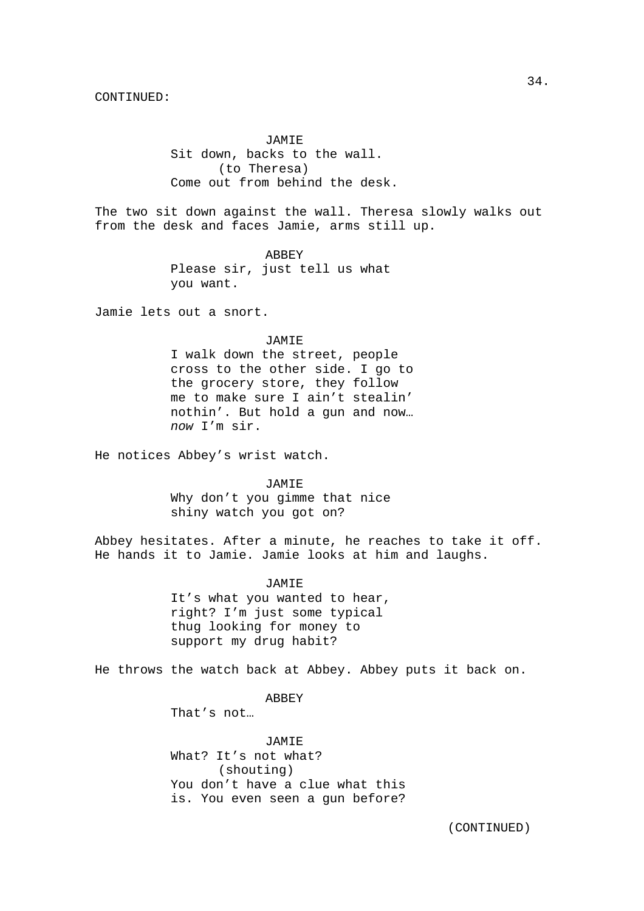CONTINUED:

JAMIE
Sit down, backs to the wall.
(to Theresa)
Come out from behind the desk.

The two sit down against the wall. Theresa slowly walks out from the desk and faces Jamie, arms still up.

ABBEY
Please sir, just tell us what you want.

Jamie lets out a snort.

JAMIE
I walk down the street, people cross to the other side. I go to the grocery store, they follow me to make sure I ain't stealin' nothin'. But hold a gun and now… *now* I'm sir.

He notices Abbey's wrist watch.

JAMIE
Why don't you gimme that nice shiny watch you got on?

Abbey hesitates. After a minute, he reaches to take it off. He hands it to Jamie. Jamie looks at him and laughs.

JAMIE
It's what you wanted to hear, right? I'm just some typical thug looking for money to support my drug habit?

He throws the watch back at Abbey. Abbey puts it back on.

ABBEY
That's not…

JAMIE
What? It's not what?
(shouting)
You don't have a clue what this is. You even seen a gun before?

(CONTINUED)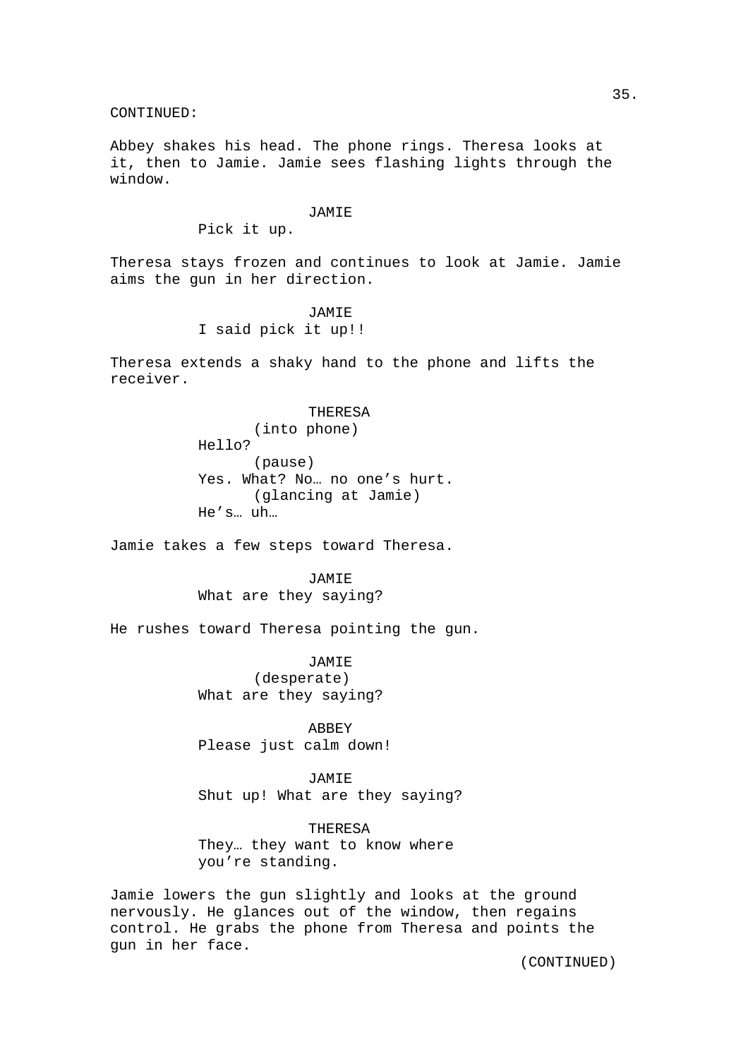CONTINUED:

Abbey shakes his head. The phone rings. Theresa looks at it, then to Jamie. Jamie sees flashing lights through the window.

JAMIE
Pick it up.

Theresa stays frozen and continues to look at Jamie. Jamie aims the gun in her direction.

JAMIE
I said pick it up!!

Theresa extends a shaky hand to the phone and lifts the receiver.

THERESA
(into phone)
Hello?
(pause)
Yes. What? No… no one's hurt.
(glancing at Jamie)
He's… uh…

Jamie takes a few steps toward Theresa.

JAMIE
What are they saying?

He rushes toward Theresa pointing the gun.

JAMIE
(desperate)
What are they saying?

ABBEY
Please just calm down!

JAMIE
Shut up! What are they saying?

THERESA
They… they want to know where you're standing.

Jamie lowers the gun slightly and looks at the ground nervously. He glances out of the window, then regains control. He grabs the phone from Theresa and points the gun in her face.

(CONTINUED)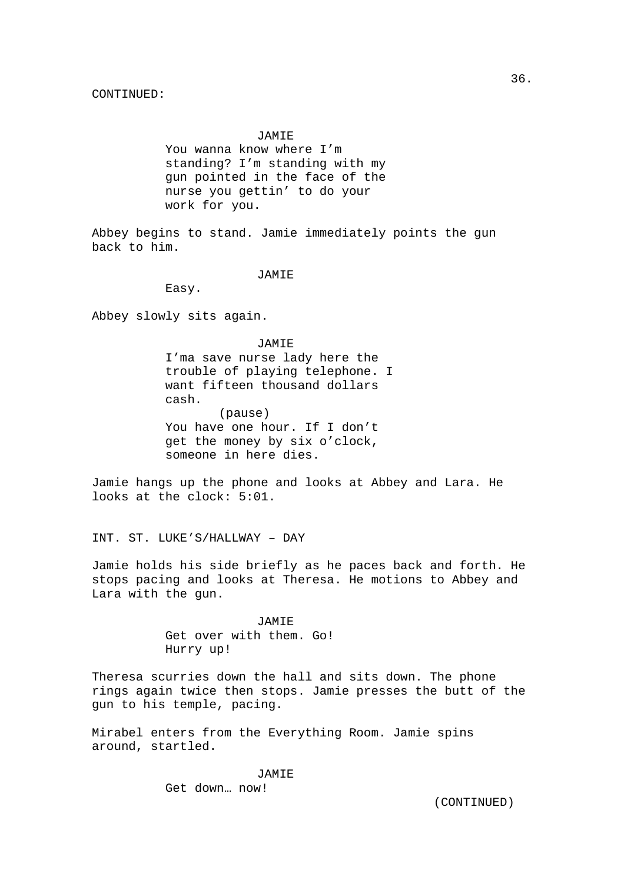CONTINUED:

JAMIE
You wanna know where I'm standing? I'm standing with my gun pointed in the face of the nurse you gettin' to do your work for you.

Abbey begins to stand. Jamie immediately points the gun back to him.

JAMIE
Easy.

Abbey slowly sits again.

JAMIE
I'ma save nurse lady here the trouble of playing telephone. I want fifteen thousand dollars cash.
(pause)
You have one hour. If I don't get the money by six o'clock, someone in here dies.

Jamie hangs up the phone and looks at Abbey and Lara. He looks at the clock: 5:01.

INT. ST. LUKE'S/HALLWAY – DAY

Jamie holds his side briefly as he paces back and forth. He stops pacing and looks at Theresa. He motions to Abbey and Lara with the gun.

JAMIE
Get over with them. Go! Hurry up!

Theresa scurries down the hall and sits down. The phone rings again twice then stops. Jamie presses the butt of the gun to his temple, pacing.

Mirabel enters from the Everything Room. Jamie spins around, startled.

JAMIE
Get down… now!

(CONTINUED)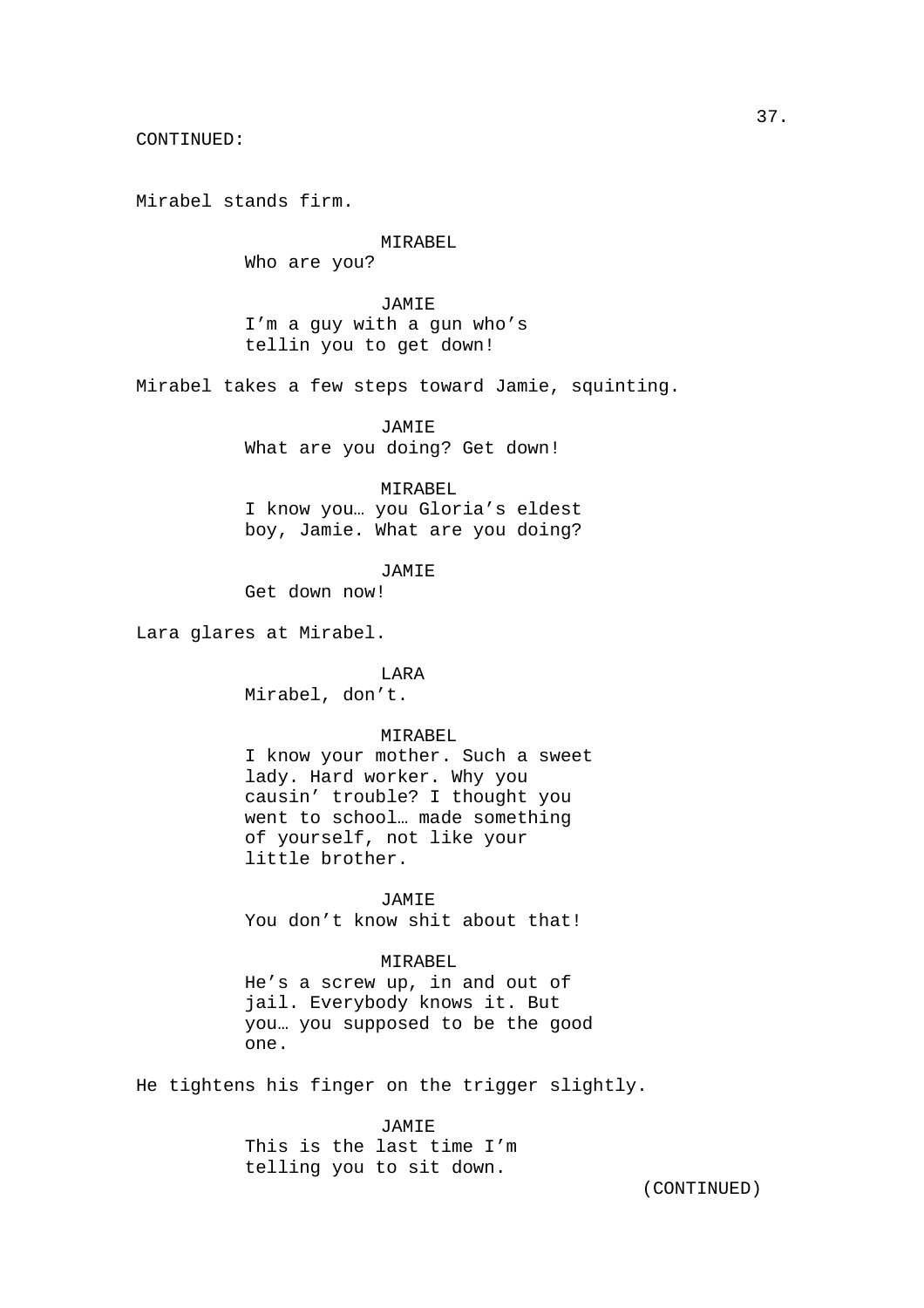CONTINUED:

Mirabel stands firm.

MIRABEL
Who are you?

JAMIE
I'm a guy with a gun who's
tellin you to get down!

Mirabel takes a few steps toward Jamie, squinting.

JAMIE
What are you doing? Get down!

MIRABEL
I know you… you Gloria's eldest
boy, Jamie. What are you doing?

JAMIE
Get down now!

Lara glares at Mirabel.

LARA
Mirabel, don't.

MIRABEL
I know your mother. Such a sweet
lady. Hard worker. Why you
causin' trouble? I thought you
went to school… made something
of yourself, not like your
little brother.

JAMIE
You don't know shit about that!

MIRABEL
He's a screw up, in and out of
jail. Everybody knows it. But
you… you supposed to be the good
one.

He tightens his finger on the trigger slightly.

JAMIE
This is the last time I'm
telling you to sit down.

(CONTINUED)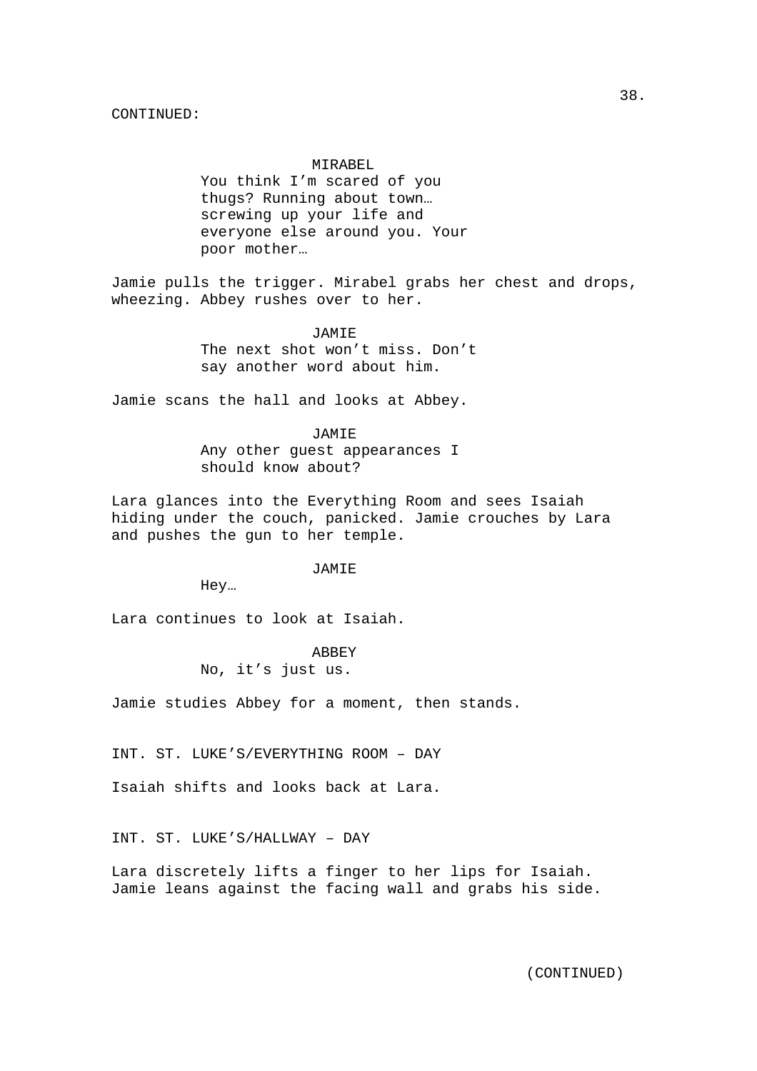CONTINUED:

MIRABEL

You think I'm scared of you thugs? Running about town… screwing up your life and everyone else around you. Your poor mother…

Jamie pulls the trigger. Mirabel grabs her chest and drops, wheezing. Abbey rushes over to her.

JAMIE

The next shot won't miss. Don't say another word about him.

Jamie scans the hall and looks at Abbey.

JAMIE

Any other guest appearances I should know about?

Lara glances into the Everything Room and sees Isaiah hiding under the couch, panicked. Jamie crouches by Lara and pushes the gun to her temple.

JAMIE

Hey…

Lara continues to look at Isaiah.

ABBEY

No, it's just us.

Jamie studies Abbey for a moment, then stands.

INT. ST. LUKE'S/EVERYTHING ROOM – DAY

Isaiah shifts and looks back at Lara.

INT. ST. LUKE'S/HALLWAY – DAY

Lara discretely lifts a finger to her lips for Isaiah. Jamie leans against the facing wall and grabs his side.

(CONTINUED)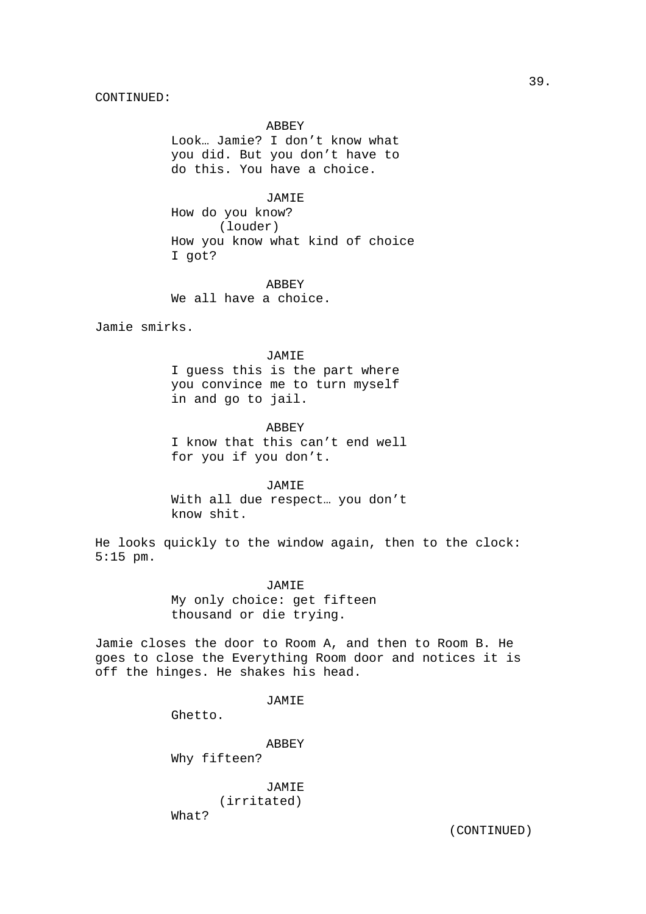CONTINUED:

ABBEY
Look… Jamie? I don't know what you did. But you don't have to do this. You have a choice.

JAMIE
How do you know?
(louder)
How you know what kind of choice I got?

ABBEY
We all have a choice.

Jamie smirks.

JAMIE
I guess this is the part where you convince me to turn myself in and go to jail.

ABBEY
I know that this can't end well for you if you don't.

JAMIE
With all due respect… you don't know shit.

He looks quickly to the window again, then to the clock: 5:15 pm.

JAMIE
My only choice: get fifteen thousand or die trying.

Jamie closes the door to Room A, and then to Room B. He goes to close the Everything Room door and notices it is off the hinges. He shakes his head.

JAMIE
Ghetto.

ABBEY
Why fifteen?

JAMIE
(irritated)
What?

(CONTINUED)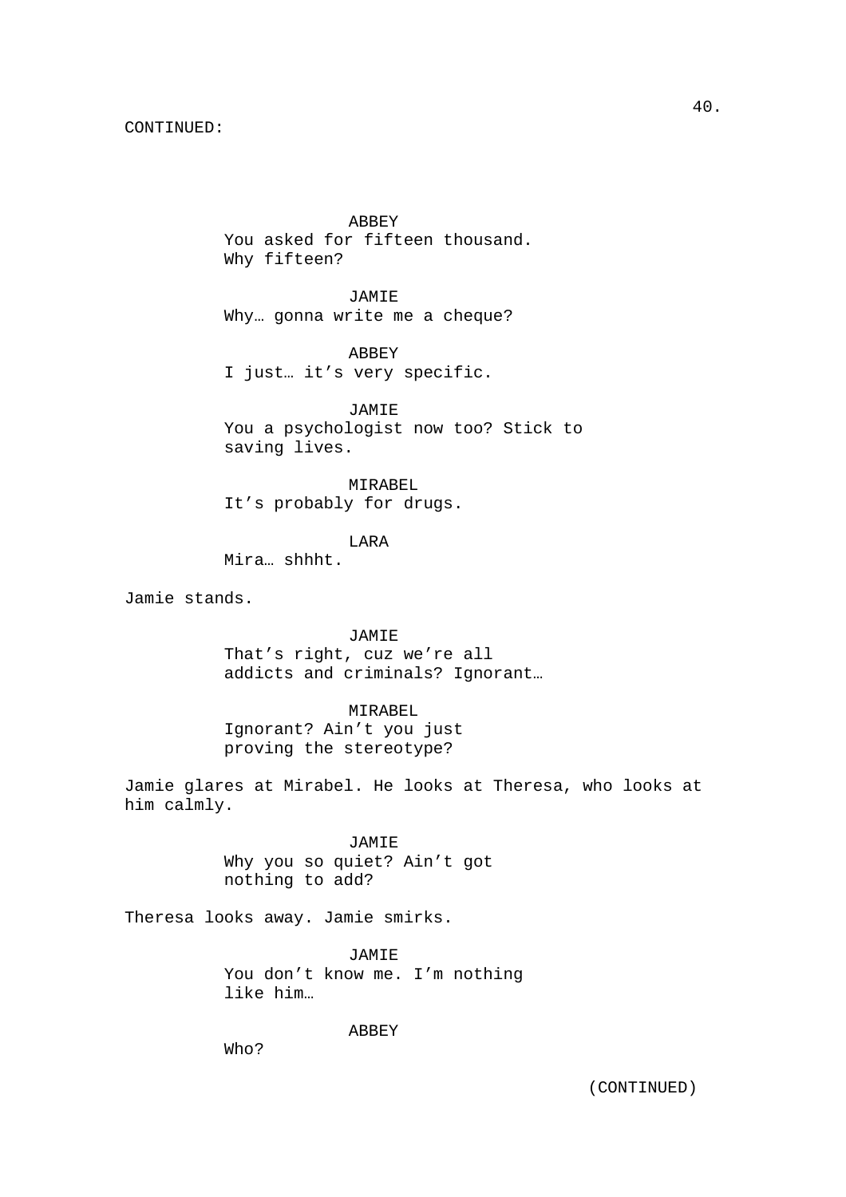CONTINUED:

ABBEY
You asked for fifteen thousand. Why fifteen?

JAMIE
Why… gonna write me a cheque?

ABBEY
I just… it's very specific.

JAMIE
You a psychologist now too? Stick to saving lives.

MIRABEL
It's probably for drugs.

LARA
Mira… shhht.

Jamie stands.

JAMIE
That's right, cuz we're all addicts and criminals? Ignorant…

MIRABEL
Ignorant? Ain't you just proving the stereotype?

Jamie glares at Mirabel. He looks at Theresa, who looks at him calmly.

JAMIE
Why you so quiet? Ain't got nothing to add?

Theresa looks away. Jamie smirks.

JAMIE
You don't know me. I'm nothing like him…

ABBEY
Who?

(CONTINUED)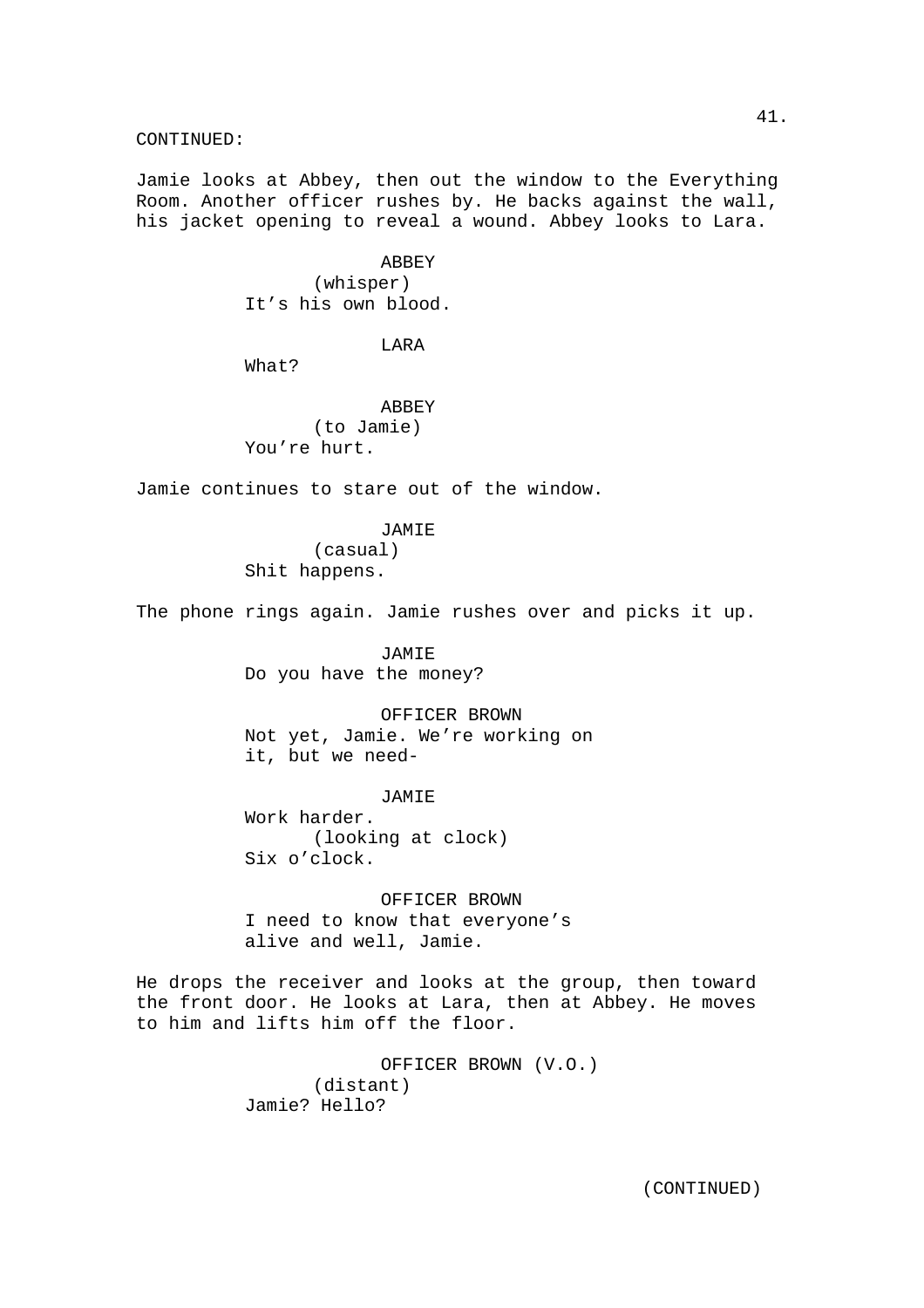CONTINUED:

Jamie looks at Abbey, then out the window to the Everything Room. Another officer rushes by. He backs against the wall, his jacket opening to reveal a wound. Abbey looks to Lara.

ABBEY
(whisper)
It's his own blood.

LARA
What?

ABBEY
(to Jamie)
You're hurt.

Jamie continues to stare out of the window.

JAMIE
(casual)
Shit happens.

The phone rings again. Jamie rushes over and picks it up.

JAMIE
Do you have the money?

OFFICER BROWN
Not yet, Jamie. We're working on it, but we need-

JAMIE
Work harder.
(looking at clock)
Six o'clock.

OFFICER BROWN
I need to know that everyone's alive and well, Jamie.

He drops the receiver and looks at the group, then toward the front door. He looks at Lara, then at Abbey. He moves to him and lifts him off the floor.

OFFICER BROWN (V.O.)
(distant)
Jamie? Hello?

(CONTINUED)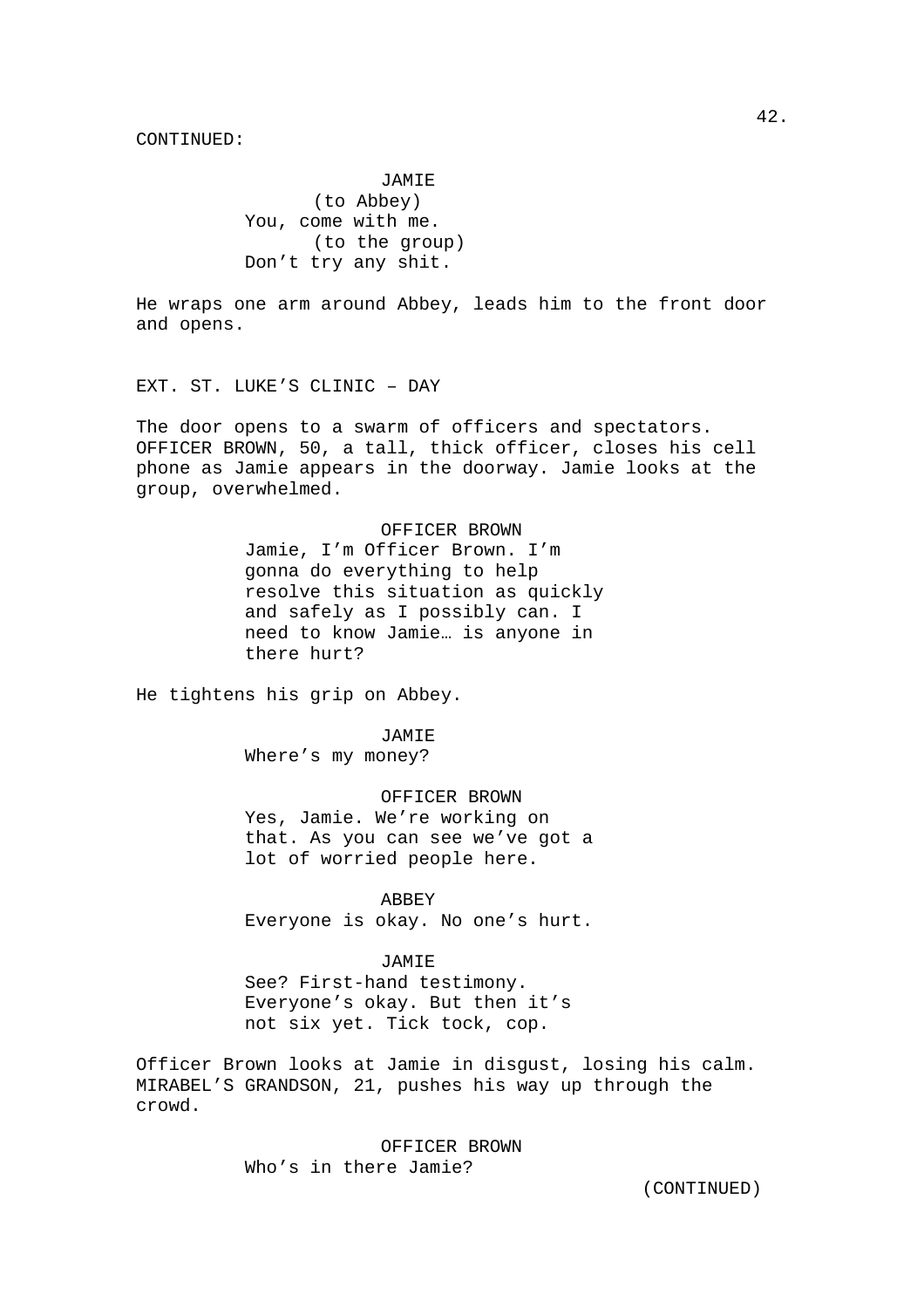CONTINUED:

JAMIE
(to Abbey)
You, come with me.
(to the group)
Don’t try any shit.

He wraps one arm around Abbey, leads him to the front door and opens.

EXT. ST. LUKE’S CLINIC – DAY

The door opens to a swarm of officers and spectators. OFFICER BROWN, 50, a tall, thick officer, closes his cell phone as Jamie appears in the doorway. Jamie looks at the group, overwhelmed.

OFFICER BROWN
Jamie, I’m Officer Brown. I’m gonna do everything to help resolve this situation as quickly and safely as I possibly can. I need to know Jamie… is anyone in there hurt?

He tightens his grip on Abbey.

JAMIE
Where’s my money?

OFFICER BROWN
Yes, Jamie. We’re working on that. As you can see we’ve got a lot of worried people here.

ABBEY
Everyone is okay. No one’s hurt.

JAMIE
See? First-hand testimony. Everyone’s okay. But then it’s not six yet. Tick tock, cop.

Officer Brown looks at Jamie in disgust, losing his calm. MIRABEL’S GRANDSON, 21, pushes his way up through the crowd.

OFFICER BROWN
Who’s in there Jamie?

(CONTINUED)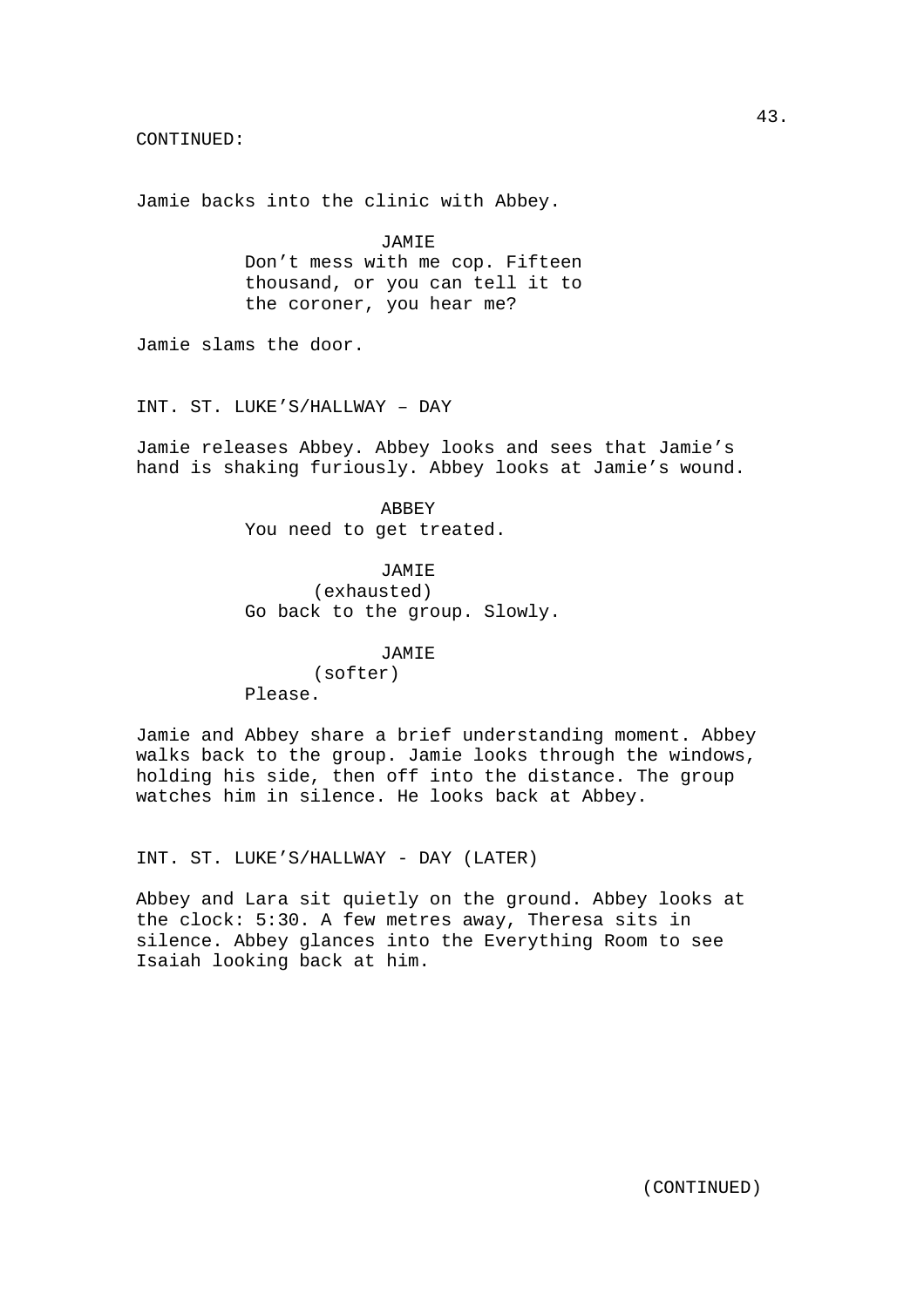CONTINUED:

Jamie backs into the clinic with Abbey.

JAMIE
Don't mess with me cop. Fifteen thousand, or you can tell it to the coroner, you hear me?

Jamie slams the door.

INT. ST. LUKE'S/HALLWAY – DAY

Jamie releases Abbey. Abbey looks and sees that Jamie's hand is shaking furiously. Abbey looks at Jamie's wound.

ABBEY
You need to get treated.

JAMIE
(exhausted)
Go back to the group. Slowly.

JAMIE
(softer)
Please.

Jamie and Abbey share a brief understanding moment. Abbey walks back to the group. Jamie looks through the windows, holding his side, then off into the distance. The group watches him in silence. He looks back at Abbey.

INT. ST. LUKE'S/HALLWAY - DAY (LATER)

Abbey and Lara sit quietly on the ground. Abbey looks at the clock: 5:30. A few metres away, Theresa sits in silence. Abbey glances into the Everything Room to see Isaiah looking back at him.

(CONTINUED)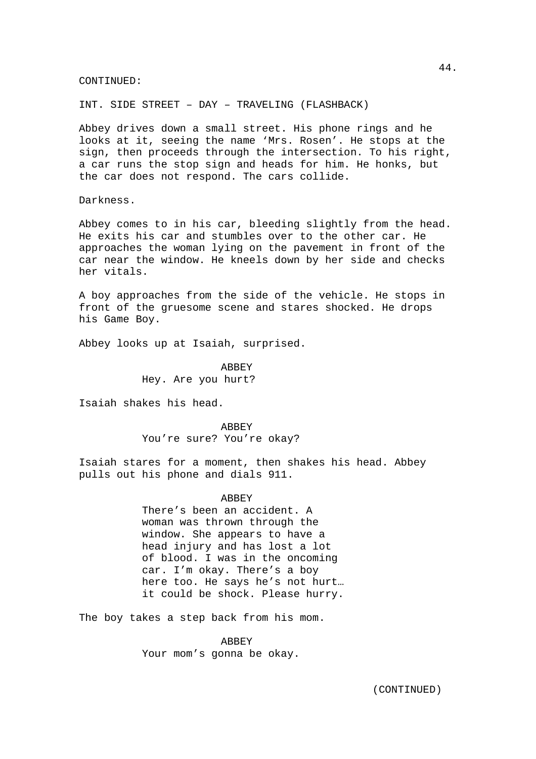CONTINUED:

INT. SIDE STREET – DAY – TRAVELING (FLASHBACK)

Abbey drives down a small street. His phone rings and he looks at it, seeing the name ‘Mrs. Rosen’. He stops at the sign, then proceeds through the intersection. To his right, a car runs the stop sign and heads for him. He honks, but the car does not respond. The cars collide.

Darkness.

Abbey comes to in his car, bleeding slightly from the head. He exits his car and stumbles over to the other car. He approaches the woman lying on the pavement in front of the car near the window. He kneels down by her side and checks her vitals.

A boy approaches from the side of the vehicle. He stops in front of the gruesome scene and stares shocked. He drops his Game Boy.

Abbey looks up at Isaiah, surprised.

ABBEY

Hey. Are you hurt?

Isaiah shakes his head.

ABBEY

You’re sure? You’re okay?

Isaiah stares for a moment, then shakes his head. Abbey pulls out his phone and dials 911.

ABBEY

There’s been an accident. A woman was thrown through the window. She appears to have a head injury and has lost a lot of blood. I was in the oncoming car. I’m okay. There’s a boy here too. He says he’s not hurt… it could be shock. Please hurry.

The boy takes a step back from his mom.

ABBEY

Your mom’s gonna be okay.

(CONTINUED)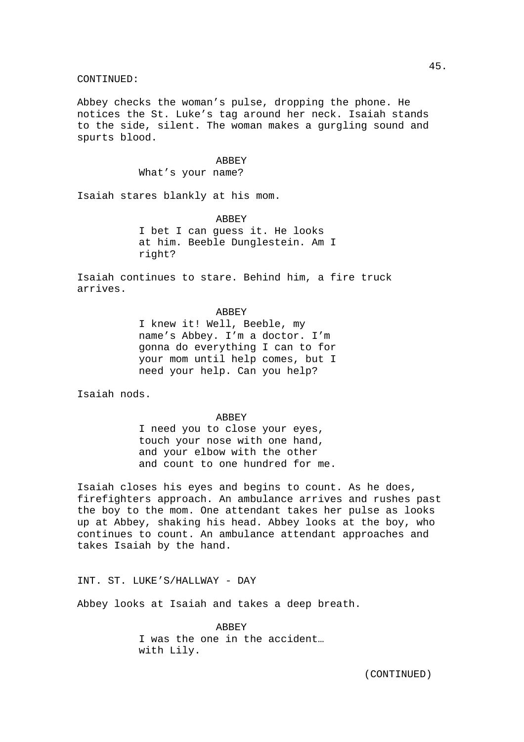CONTINUED:

Abbey checks the woman's pulse, dropping the phone. He notices the St. Luke's tag around her neck. Isaiah stands to the side, silent. The woman makes a gurgling sound and spurts blood.

ABBEY
What's your name?

Isaiah stares blankly at his mom.

ABBEY
I bet I can guess it. He looks at him. Beeble Dunglestein. Am I right?

Isaiah continues to stare. Behind him, a fire truck arrives.

ABBEY
I knew it! Well, Beeble, my name's Abbey. I'm a doctor. I'm gonna do everything I can to for your mom until help comes, but I need your help. Can you help?

Isaiah nods.

ABBEY
I need you to close your eyes, touch your nose with one hand, and your elbow with the other and count to one hundred for me.

Isaiah closes his eyes and begins to count. As he does, firefighters approach. An ambulance arrives and rushes past the boy to the mom. One attendant takes her pulse as looks up at Abbey, shaking his head. Abbey looks at the boy, who continues to count. An ambulance attendant approaches and takes Isaiah by the hand.

INT. ST. LUKE'S/HALLWAY - DAY

Abbey looks at Isaiah and takes a deep breath.

ABBEY
I was the one in the accident… with Lily.

(CONTINUED)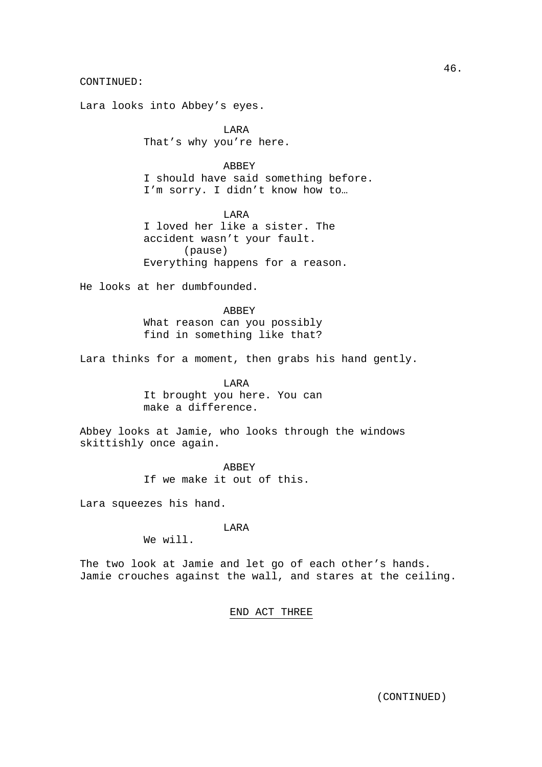CONTINUED:

Lara looks into Abbey's eyes.

LARA
That's why you're here.

ABBEY
I should have said something before. I'm sorry. I didn't know how to…

LARA
I loved her like a sister. The accident wasn't your fault.
(pause)
Everything happens for a reason.

He looks at her dumbfounded.

ABBEY
What reason can you possibly find in something like that?

Lara thinks for a moment, then grabs his hand gently.

LARA
It brought you here. You can make a difference.

Abbey looks at Jamie, who looks through the windows skittishly once again.

ABBEY
If we make it out of this.

Lara squeezes his hand.

LARA
We will.

The two look at Jamie and let go of each other's hands. Jamie crouches against the wall, and stares at the ceiling.

END ACT THREE

(CONTINUED)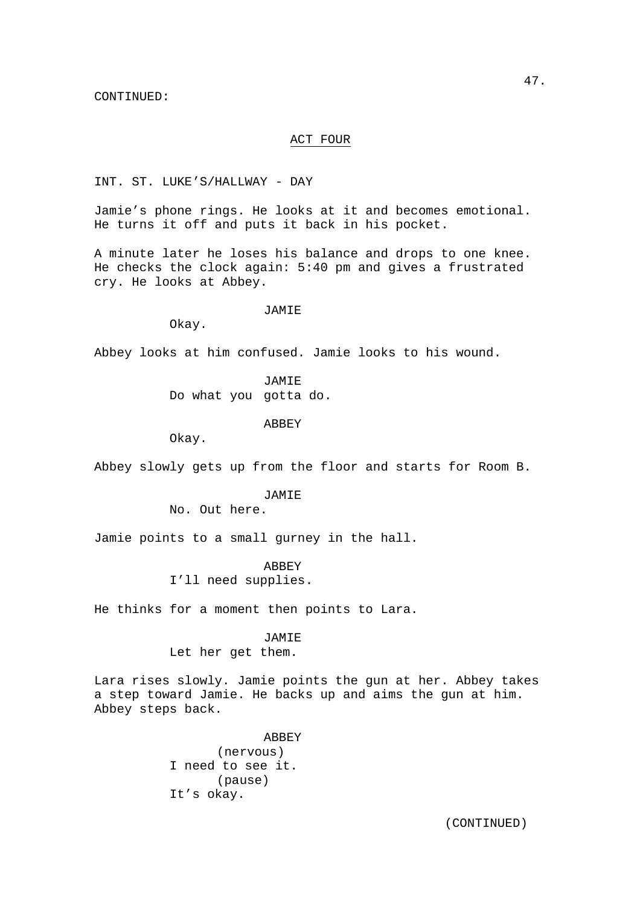CONTINUED:

ACT FOUR

INT. ST. LUKE'S/HALLWAY - DAY

Jamie's phone rings. He looks at it and becomes emotional. He turns it off and puts it back in his pocket.

A minute later he loses his balance and drops to one knee. He checks the clock again: 5:40 pm and gives a frustrated cry. He looks at Abbey.

JAMIE
Okay.

Abbey looks at him confused. Jamie looks to his wound.

JAMIE
Do what you gotta do.

ABBEY
Okay.

Abbey slowly gets up from the floor and starts for Room B.

JAMIE
No. Out here.

Jamie points to a small gurney in the hall.

ABBEY
I'll need supplies.

He thinks for a moment then points to Lara.

JAMIE
Let her get them.

Lara rises slowly. Jamie points the gun at her. Abbey takes a step toward Jamie. He backs up and aims the gun at him. Abbey steps back.

ABBEY
(nervous)
I need to see it.
(pause)
It's okay.

(CONTINUED)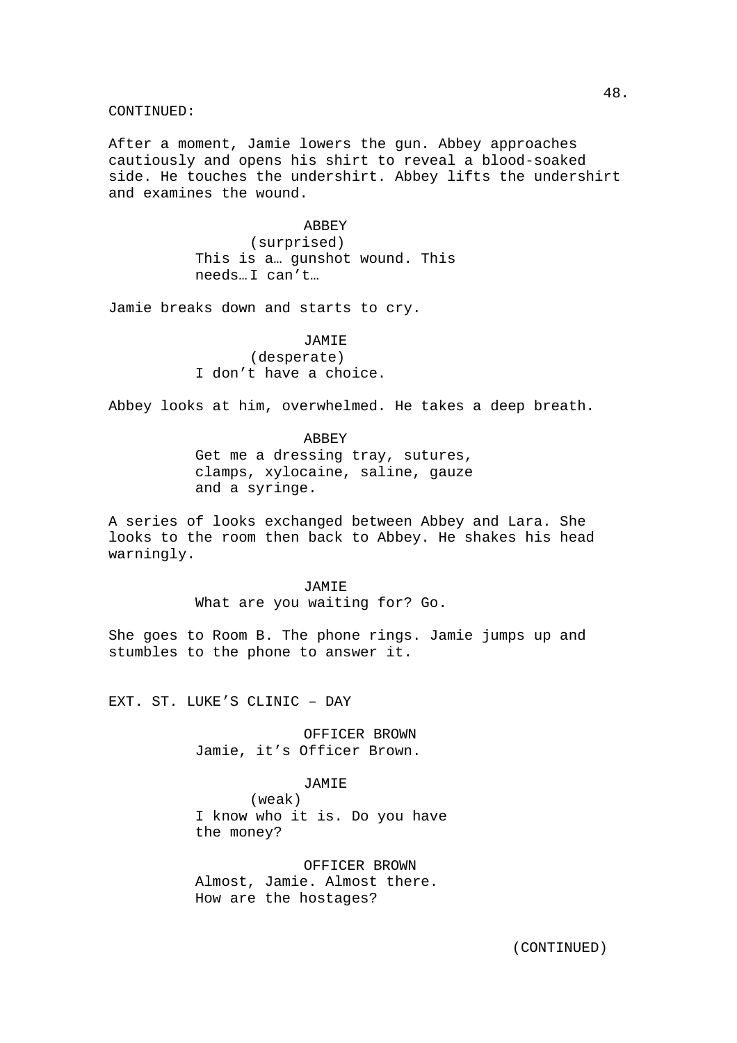CONTINUED:

After a moment, Jamie lowers the gun. Abbey approaches cautiously and opens his shirt to reveal a blood-soaked side. He touches the undershirt. Abbey lifts the undershirt and examines the wound.

ABBEY
(surprised)
This is a… gunshot wound. This needs… I can't…

Jamie breaks down and starts to cry.

JAMIE
(desperate)
I don't have a choice.

Abbey looks at him, overwhelmed. He takes a deep breath.

ABBEY
Get me a dressing tray, sutures, clamps, xylocaine, saline, gauze and a syringe.

A series of looks exchanged between Abbey and Lara. She looks to the room then back to Abbey. He shakes his head warningly.

JAMIE
What are you waiting for? Go.

She goes to Room B. The phone rings. Jamie jumps up and stumbles to the phone to answer it.

EXT. ST. LUKE'S CLINIC – DAY

OFFICER BROWN
Jamie, it's Officer Brown.

JAMIE
(weak)
I know who it is. Do you have the money?

OFFICER BROWN
Almost, Jamie. Almost there. How are the hostages?

(CONTINUED)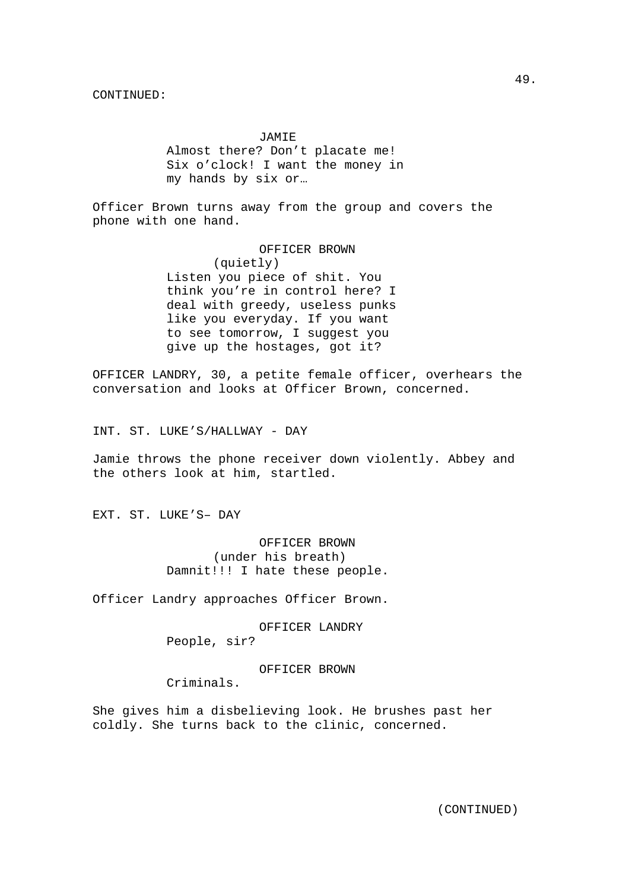CONTINUED:

JAMIE

Almost there? Don't placate me! Six o'clock! I want the money in my hands by six or…

Officer Brown turns away from the group and covers the phone with one hand.

OFFICER BROWN

(quietly)

Listen you piece of shit. You think you're in control here? I deal with greedy, useless punks like you everyday. If you want to see tomorrow, I suggest you give up the hostages, got it?

OFFICER LANDRY, 30, a petite female officer, overhears the conversation and looks at Officer Brown, concerned.

INT. ST. LUKE'S/HALLWAY - DAY

Jamie throws the phone receiver down violently. Abbey and the others look at him, startled.

EXT. ST. LUKE'S– DAY

OFFICER BROWN

(under his breath)

Damnit!!! I hate these people.

Officer Landry approaches Officer Brown.

OFFICER LANDRY

People, sir?

OFFICER BROWN

Criminals.

She gives him a disbelieving look. He brushes past her coldly. She turns back to the clinic, concerned.

(CONTINUED)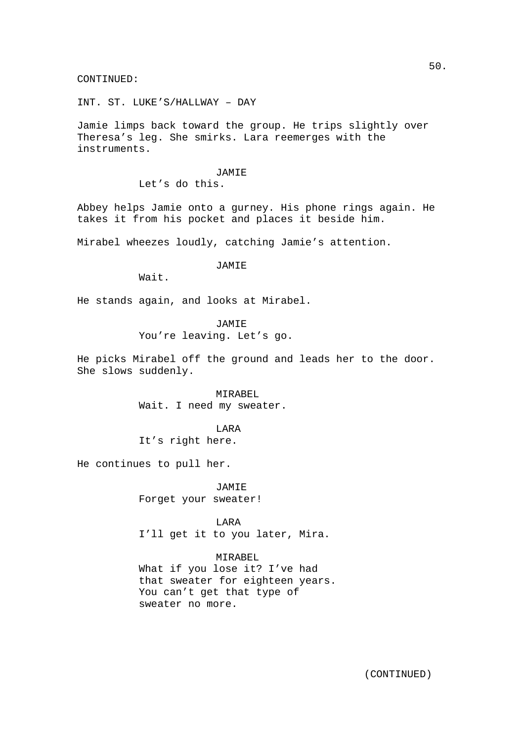CONTINUED:

INT. ST. LUKE'S/HALLWAY – DAY

Jamie limps back toward the group. He trips slightly over Theresa's leg. She smirks. Lara reemerges with the instruments.

JAMIE
Let's do this.

Abbey helps Jamie onto a gurney. His phone rings again. He takes it from his pocket and places it beside him.

Mirabel wheezes loudly, catching Jamie's attention.

JAMIE
Wait.

He stands again, and looks at Mirabel.

JAMIE
You're leaving. Let's go.

He picks Mirabel off the ground and leads her to the door. She slows suddenly.

MIRABEL
Wait. I need my sweater.

LARA
It's right here.

He continues to pull her.

JAMIE
Forget your sweater!

LARA
I'll get it to you later, Mira.

MIRABEL
What if you lose it? I've had that sweater for eighteen years. You can't get that type of sweater no more.

(CONTINUED)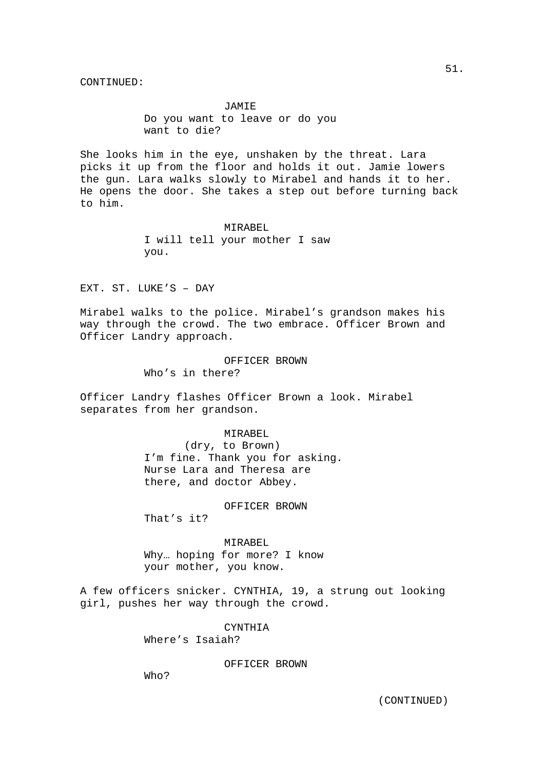CONTINUED:

JAMIE
Do you want to leave or do you want to die?

She looks him in the eye, unshaken by the threat. Lara picks it up from the floor and holds it out. Jamie lowers the gun. Lara walks slowly to Mirabel and hands it to her. He opens the door. She takes a step out before turning back to him.

MIRABEL
I will tell your mother I saw you.

EXT. ST. LUKE'S – DAY

Mirabel walks to the police. Mirabel's grandson makes his way through the crowd. The two embrace. Officer Brown and Officer Landry approach.

OFFICER BROWN
Who's in there?

Officer Landry flashes Officer Brown a look. Mirabel separates from her grandson.

MIRABEL
(dry, to Brown)
I'm fine. Thank you for asking. Nurse Lara and Theresa are there, and doctor Abbey.

OFFICER BROWN
That's it?

MIRABEL
Why… hoping for more? I know your mother, you know.

A few officers snicker. CYNTHIA, 19, a strung out looking girl, pushes her way through the crowd.

CYNTHIA
Where's Isaiah?

OFFICER BROWN
Who?

(CONTINUED)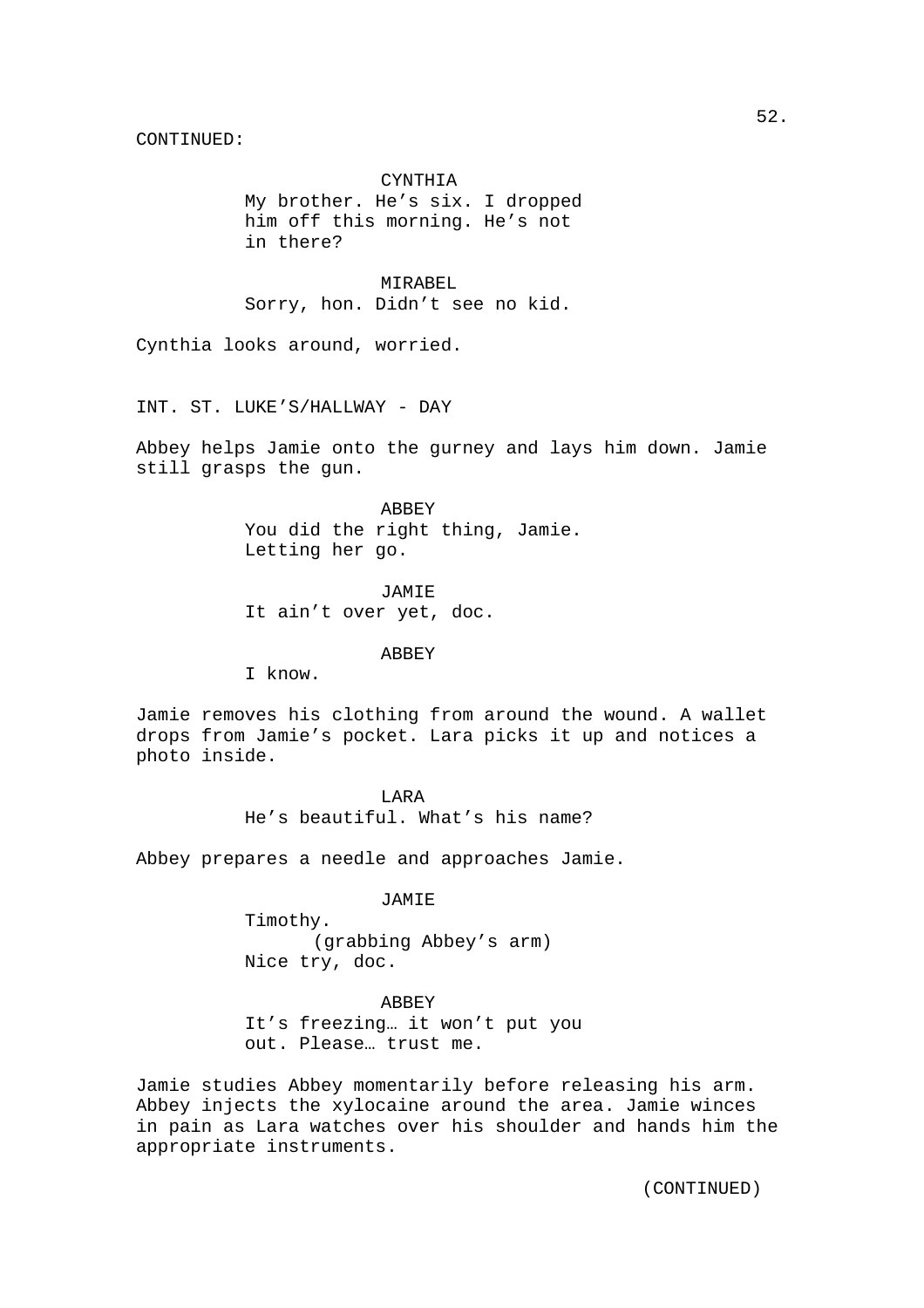CONTINUED:

CYNTHIA
My brother. He's six. I dropped him off this morning. He's not in there?

MIRABEL
Sorry, hon. Didn't see no kid.

Cynthia looks around, worried.

INT. ST. LUKE'S/HALLWAY - DAY

Abbey helps Jamie onto the gurney and lays him down. Jamie still grasps the gun.

ABBEY
You did the right thing, Jamie. Letting her go.

JAMIE
It ain't over yet, doc.

ABBEY
I know.

Jamie removes his clothing from around the wound. A wallet drops from Jamie's pocket. Lara picks it up and notices a photo inside.

LARA
He's beautiful. What's his name?

Abbey prepares a needle and approaches Jamie.

JAMIE
Timothy.
(grabbing Abbey's arm)
Nice try, doc.

ABBEY
It's freezing… it won't put you out. Please… trust me.

Jamie studies Abbey momentarily before releasing his arm. Abbey injects the xylocaine around the area. Jamie winces in pain as Lara watches over his shoulder and hands him the appropriate instruments.

(CONTINUED)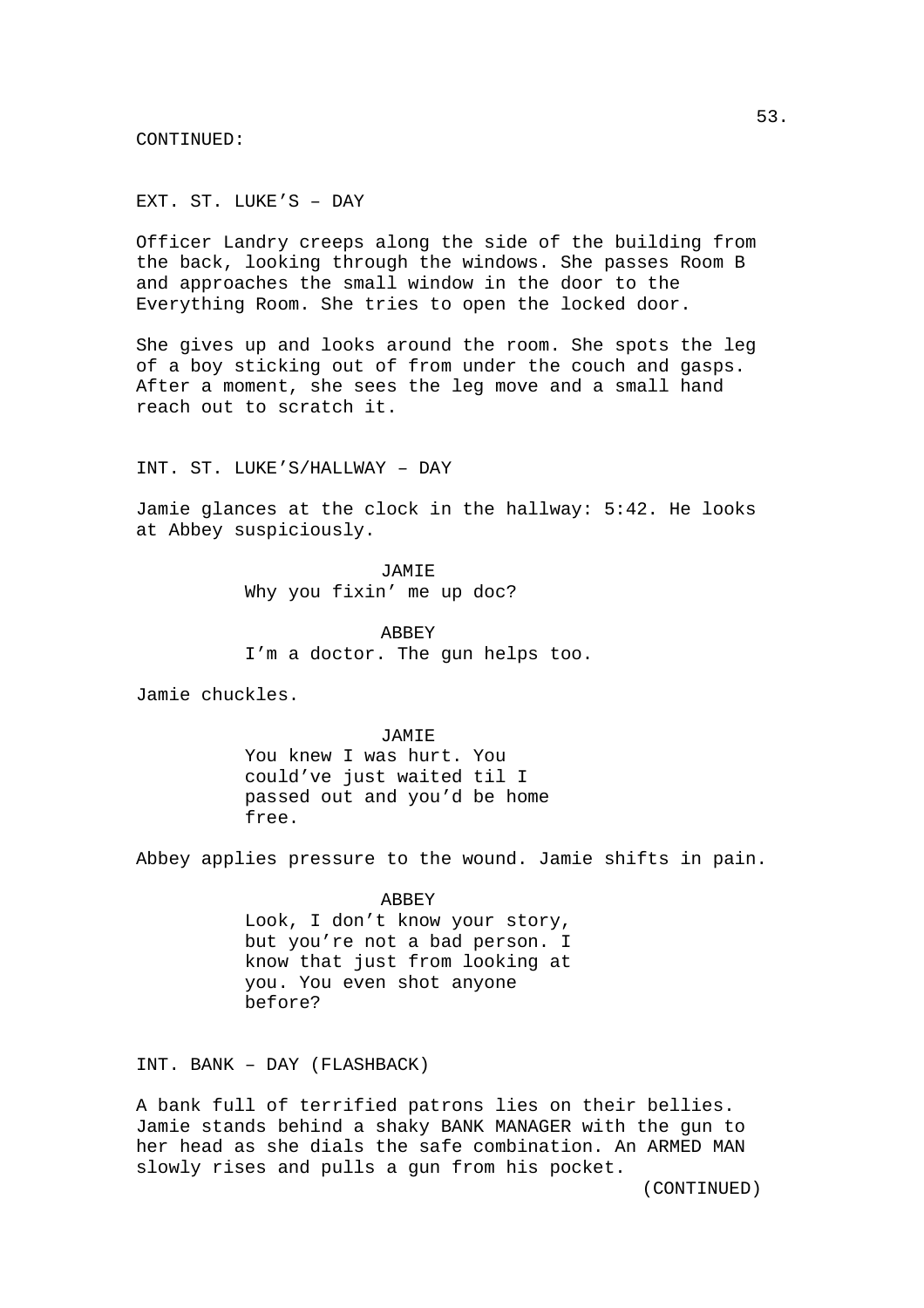CONTINUED:

EXT. ST. LUKE'S – DAY

Officer Landry creeps along the side of the building from the back, looking through the windows. She passes Room B and approaches the small window in the door to the Everything Room. She tries to open the locked door.

She gives up and looks around the room. She spots the leg of a boy sticking out of from under the couch and gasps. After a moment, she sees the leg move and a small hand reach out to scratch it.

INT. ST. LUKE'S/HALLWAY – DAY

Jamie glances at the clock in the hallway: 5:42. He looks at Abbey suspiciously.

JAMIE
Why you fixin' me up doc?

ABBEY
I'm a doctor. The gun helps too.

Jamie chuckles.

JAMIE
You knew I was hurt. You could've just waited til I passed out and you'd be home free.

Abbey applies pressure to the wound. Jamie shifts in pain.

ABBEY
Look, I don't know your story, but you're not a bad person. I know that just from looking at you. You even shot anyone before?

INT. BANK – DAY (FLASHBACK)

A bank full of terrified patrons lies on their bellies. Jamie stands behind a shaky BANK MANAGER with the gun to her head as she dials the safe combination. An ARMED MAN slowly rises and pulls a gun from his pocket.

(CONTINUED)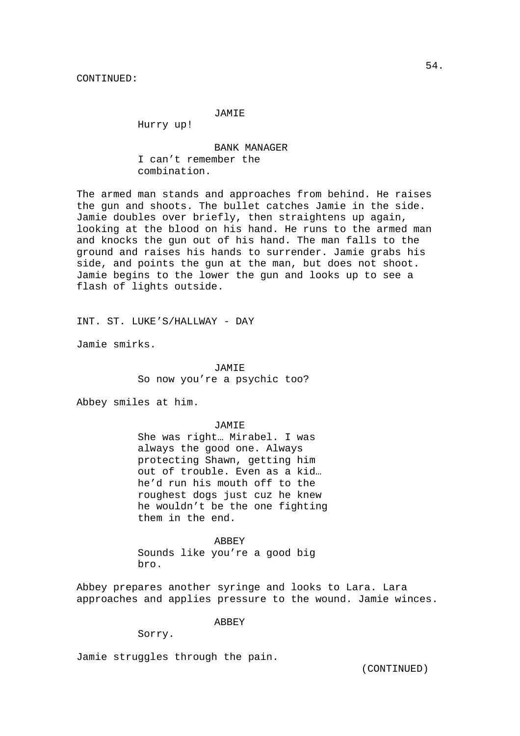CONTINUED:

JAMIE

Hurry up!

BANK MANAGER

I can’t remember the combination.

The armed man stands and approaches from behind. He raises the gun and shoots. The bullet catches Jamie in the side. Jamie doubles over briefly, then straightens up again, looking at the blood on his hand. He runs to the armed man and knocks the gun out of his hand. The man falls to the ground and raises his hands to surrender. Jamie grabs his side, and points the gun at the man, but does not shoot. Jamie begins to the lower the gun and looks up to see a flash of lights outside.

INT. ST. LUKE’S/HALLWAY - DAY

Jamie smirks.

JAMIE

So now you’re a psychic too?

Abbey smiles at him.

JAMIE

She was right… Mirabel. I was always the good one. Always protecting Shawn, getting him out of trouble. Even as a kid… he’d run his mouth off to the roughest dogs just cuz he knew he wouldn’t be the one fighting them in the end.

ABBEY

Sounds like you’re a good big bro.

Abbey prepares another syringe and looks to Lara. Lara approaches and applies pressure to the wound. Jamie winces.

ABBEY

Sorry.

Jamie struggles through the pain.

(CONTINUED)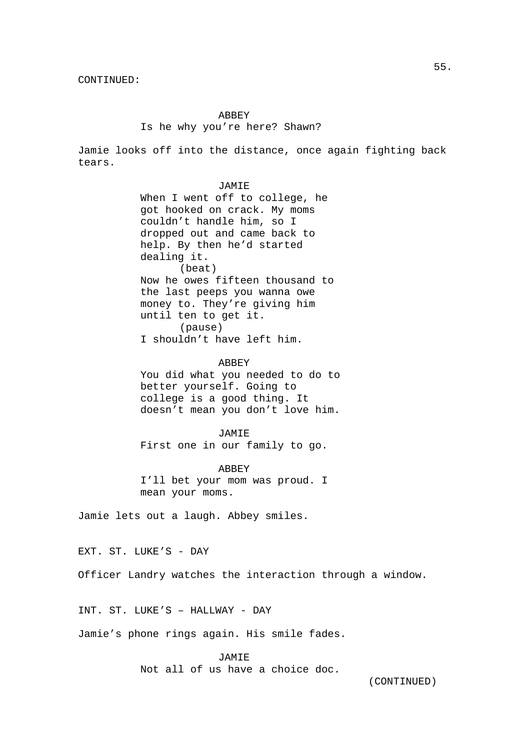CONTINUED:

ABBEY
Is he why you're here? Shawn?

Jamie looks off into the distance, once again fighting back tears.

JAMIE
When I went off to college, he got hooked on crack. My moms couldn't handle him, so I dropped out and came back to help. By then he'd started dealing it.
(beat)
Now he owes fifteen thousand to the last peeps you wanna owe money to. They're giving him until ten to get it.
(pause)
I shouldn't have left him.

ABBEY
You did what you needed to do to better yourself. Going to college is a good thing. It doesn't mean you don't love him.

JAMIE
First one in our family to go.

ABBEY
I'll bet your mom was proud. I mean your moms.

Jamie lets out a laugh. Abbey smiles.

EXT. ST. LUKE'S - DAY

Officer Landry watches the interaction through a window.

INT. ST. LUKE'S – HALLWAY - DAY

Jamie's phone rings again. His smile fades.

JAMIE
Not all of us have a choice doc.

(CONTINUED)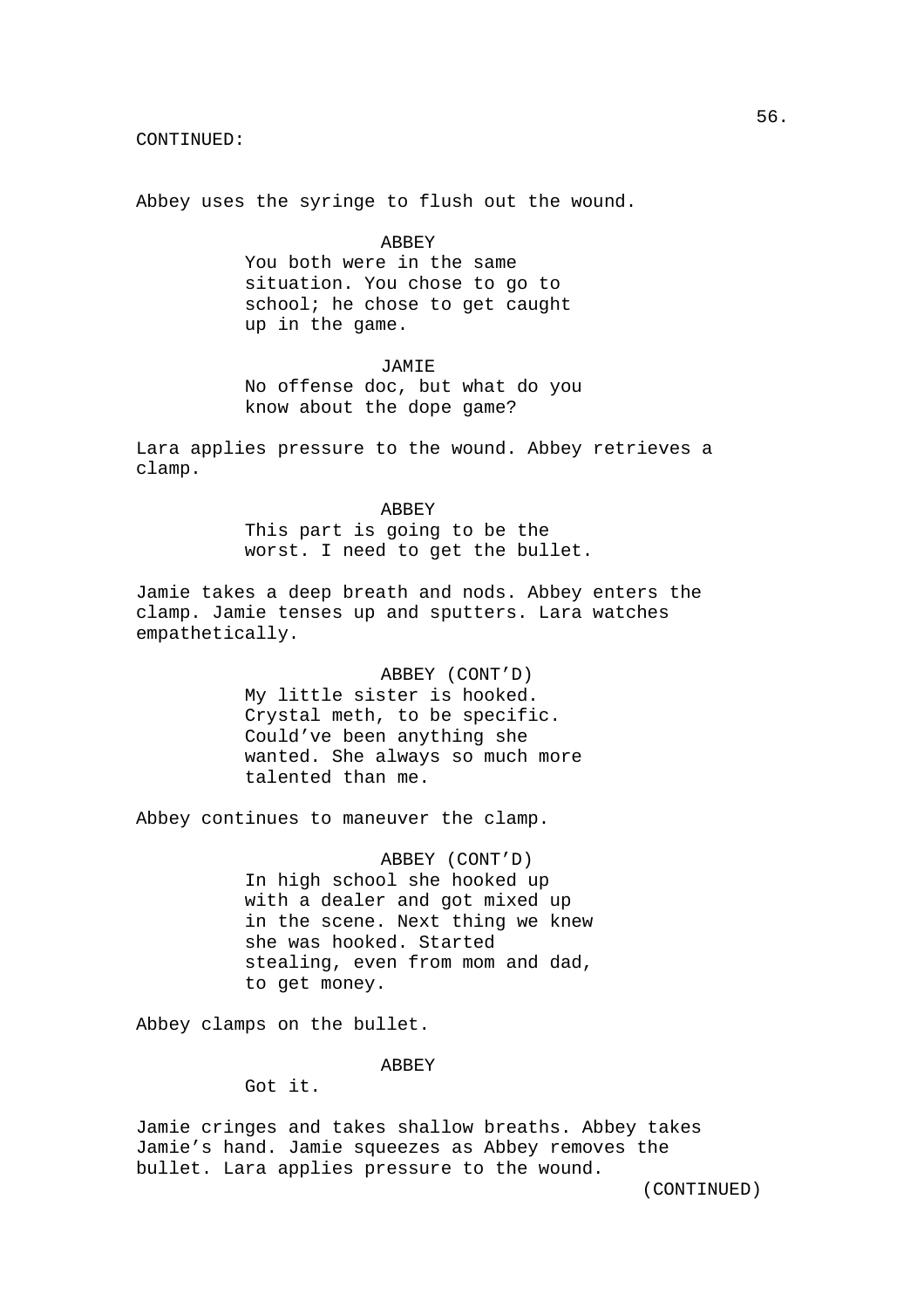CONTINUED:

Abbey uses the syringe to flush out the wound.

ABBEY
You both were in the same situation. You chose to go to school; he chose to get caught up in the game.

JAMIE
No offense doc, but what do you know about the dope game?

Lara applies pressure to the wound. Abbey retrieves a clamp.

ABBEY
This part is going to be the worst. I need to get the bullet.

Jamie takes a deep breath and nods. Abbey enters the clamp. Jamie tenses up and sputters. Lara watches empathetically.

ABBEY (CONT'D)
My little sister is hooked. Crystal meth, to be specific. Could've been anything she wanted. She always so much more talented than me.

Abbey continues to maneuver the clamp.

ABBEY (CONT'D)
In high school she hooked up with a dealer and got mixed up in the scene. Next thing we knew she was hooked. Started stealing, even from mom and dad, to get money.

Abbey clamps on the bullet.

ABBEY
Got it.

Jamie cringes and takes shallow breaths. Abbey takes Jamie's hand. Jamie squeezes as Abbey removes the bullet. Lara applies pressure to the wound.

(CONTINUED)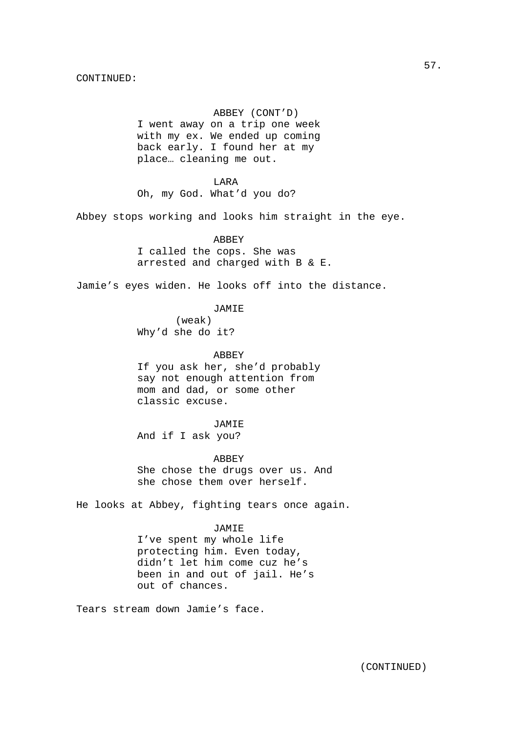CONTINUED:

ABBEY (CONT'D)
I went away on a trip one week with my ex. We ended up coming back early. I found her at my place… cleaning me out.

LARA
Oh, my God. What'd you do?

Abbey stops working and looks him straight in the eye.

ABBEY
I called the cops. She was arrested and charged with B & E.

Jamie's eyes widen. He looks off into the distance.

JAMIE
(weak)
Why'd she do it?

ABBEY
If you ask her, she'd probably say not enough attention from mom and dad, or some other classic excuse.

JAMIE
And if I ask you?

ABBEY
She chose the drugs over us. And she chose them over herself.

He looks at Abbey, fighting tears once again.

JAMIE
I've spent my whole life protecting him. Even today, didn't let him come cuz he's been in and out of jail. He's out of chances.

Tears stream down Jamie's face.

(CONTINUED)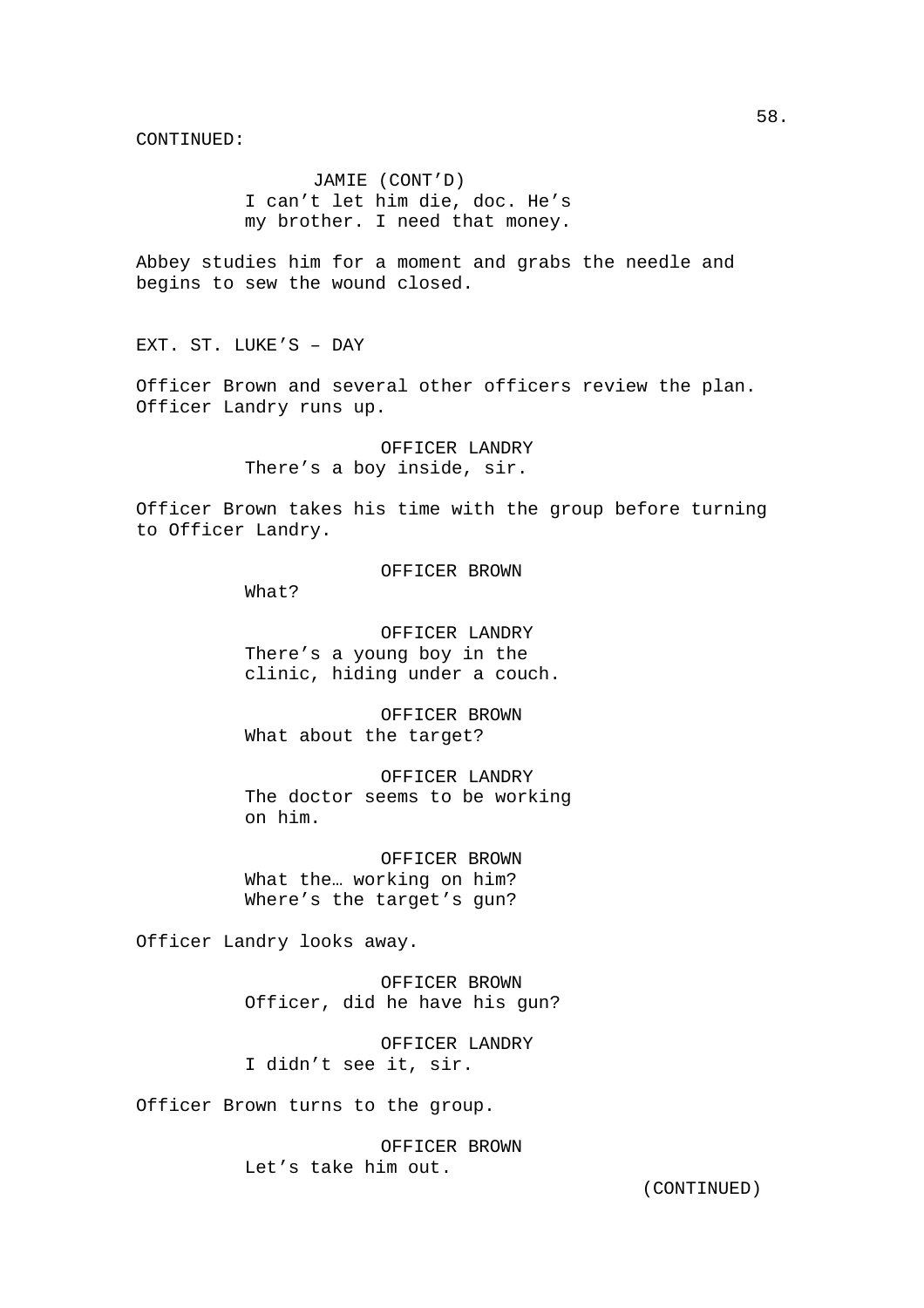CONTINUED:

JAMIE (CONT'D)
I can't let him die, doc. He's my brother. I need that money.

Abbey studies him for a moment and grabs the needle and begins to sew the wound closed.

EXT. ST. LUKE'S – DAY

Officer Brown and several other officers review the plan. Officer Landry runs up.

OFFICER LANDRY
There's a boy inside, sir.

Officer Brown takes his time with the group before turning to Officer Landry.

OFFICER BROWN
What?

OFFICER LANDRY
There's a young boy in the clinic, hiding under a couch.

OFFICER BROWN
What about the target?

OFFICER LANDRY
The doctor seems to be working on him.

OFFICER BROWN
What the… working on him? Where's the target's gun?

Officer Landry looks away.

OFFICER BROWN
Officer, did he have his gun?

OFFICER LANDRY
I didn't see it, sir.

Officer Brown turns to the group.

OFFICER BROWN
Let's take him out.

(CONTINUED)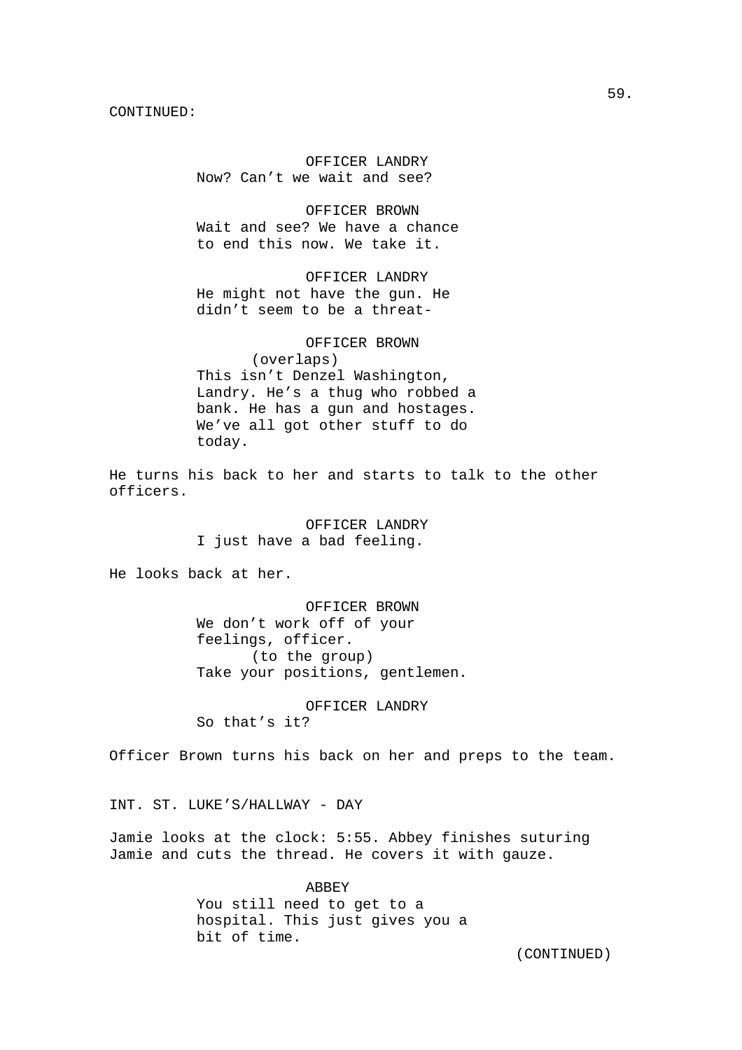CONTINUED:

OFFICER LANDRY
Now? Can't we wait and see?

OFFICER BROWN
Wait and see? We have a chance to end this now. We take it.

OFFICER LANDRY
He might not have the gun. He didn't seem to be a threat-

OFFICER BROWN
(overlaps)
This isn't Denzel Washington, Landry. He's a thug who robbed a bank. He has a gun and hostages. We've all got other stuff to do today.

He turns his back to her and starts to talk to the other officers.

OFFICER LANDRY
I just have a bad feeling.

He looks back at her.

OFFICER BROWN
We don't work off of your feelings, officer.
(to the group)
Take your positions, gentlemen.

OFFICER LANDRY
So that's it?

Officer Brown turns his back on her and preps to the team.

INT. ST. LUKE'S/HALLWAY - DAY

Jamie looks at the clock: 5:55. Abbey finishes suturing Jamie and cuts the thread. He covers it with gauze.

ABBEY
You still need to get to a hospital. This just gives you a bit of time.

(CONTINUED)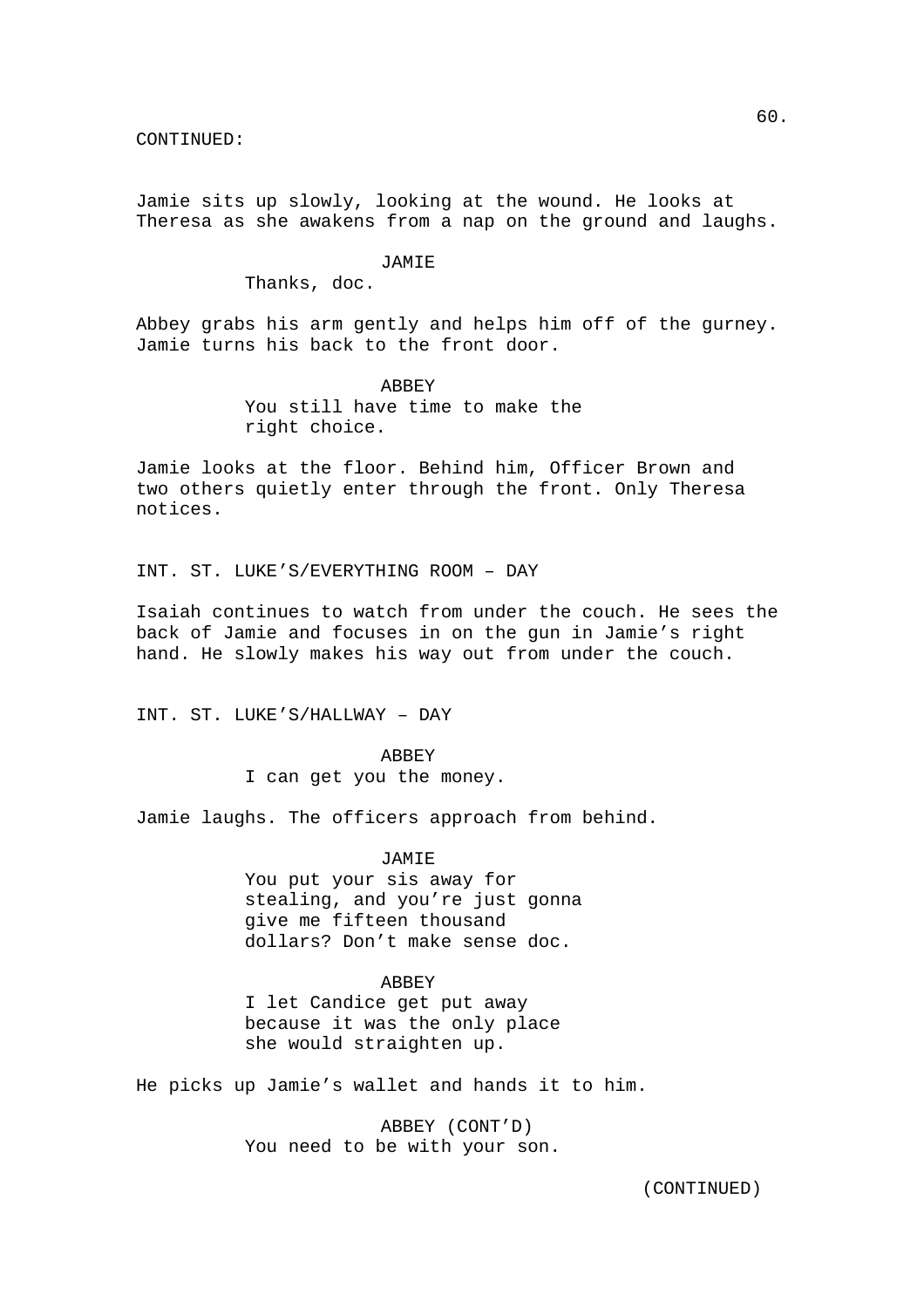CONTINUED:

Jamie sits up slowly, looking at the wound. He looks at Theresa as she awakens from a nap on the ground and laughs.

JAMIE
Thanks, doc.

Abbey grabs his arm gently and helps him off of the gurney. Jamie turns his back to the front door.

ABBEY
You still have time to make the right choice.

Jamie looks at the floor. Behind him, Officer Brown and two others quietly enter through the front. Only Theresa notices.

INT. ST. LUKE'S/EVERYTHING ROOM – DAY

Isaiah continues to watch from under the couch. He sees the back of Jamie and focuses in on the gun in Jamie's right hand. He slowly makes his way out from under the couch.

INT. ST. LUKE'S/HALLWAY – DAY

ABBEY
I can get you the money.

Jamie laughs. The officers approach from behind.

JAMIE
You put your sis away for stealing, and you're just gonna give me fifteen thousand dollars? Don't make sense doc.

ABBEY
I let Candice get put away because it was the only place she would straighten up.

He picks up Jamie's wallet and hands it to him.

ABBEY (CONT'D)
You need to be with your son.

(CONTINUED)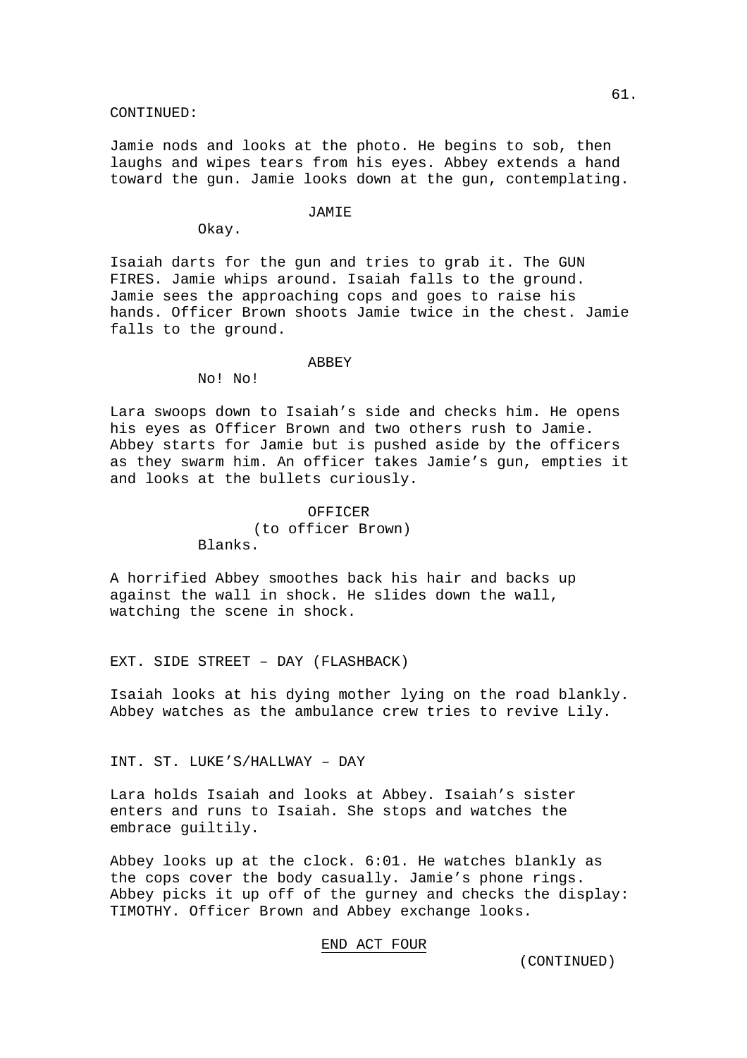CONTINUED:

Jamie nods and looks at the photo. He begins to sob, then laughs and wipes tears from his eyes. Abbey extends a hand toward the gun. Jamie looks down at the gun, contemplating.

JAMIE

Okay.

Isaiah darts for the gun and tries to grab it. The GUN FIRES. Jamie whips around. Isaiah falls to the ground. Jamie sees the approaching cops and goes to raise his hands. Officer Brown shoots Jamie twice in the chest. Jamie falls to the ground.

ABBEY

No! No!

Lara swoops down to Isaiah's side and checks him. He opens his eyes as Officer Brown and two others rush to Jamie. Abbey starts for Jamie but is pushed aside by the officers as they swarm him. An officer takes Jamie's gun, empties it and looks at the bullets curiously.

OFFICER
(to officer Brown)

Blanks.

A horrified Abbey smoothes back his hair and backs up against the wall in shock. He slides down the wall, watching the scene in shock.

EXT. SIDE STREET – DAY (FLASHBACK)

Isaiah looks at his dying mother lying on the road blankly. Abbey watches as the ambulance crew tries to revive Lily.

INT. ST. LUKE'S/HALLWAY – DAY

Lara holds Isaiah and looks at Abbey. Isaiah's sister enters and runs to Isaiah. She stops and watches the embrace guiltily.

Abbey looks up at the clock. 6:01. He watches blankly as the cops cover the body casually. Jamie's phone rings. Abbey picks it up off of the gurney and checks the display: TIMOTHY. Officer Brown and Abbey exchange looks.

END ACT FOUR

(CONTINUED)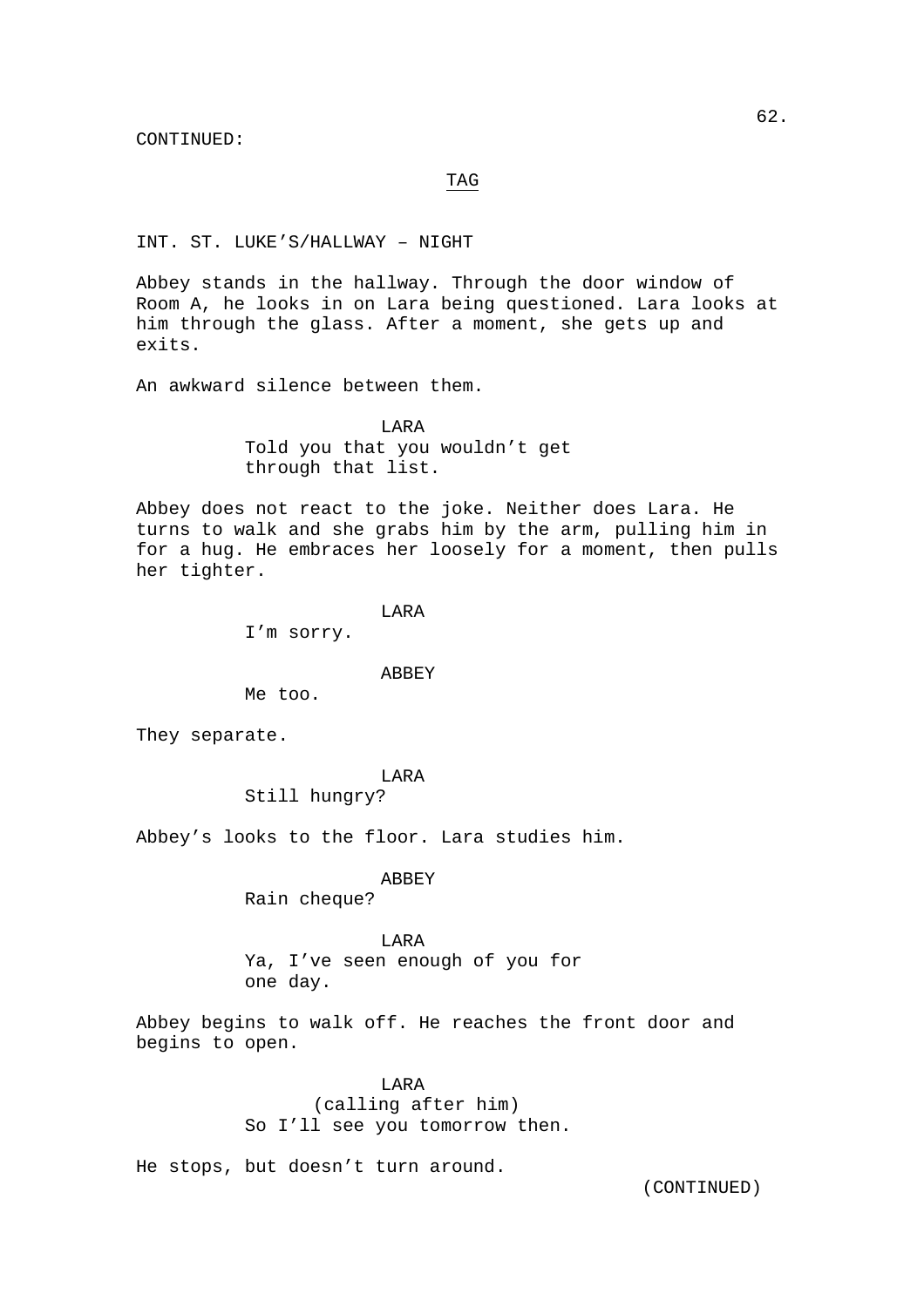CONTINUED:

TAG

INT. ST. LUKE’S/HALLWAY – NIGHT

Abbey stands in the hallway. Through the door window of Room A, he looks in on Lara being questioned. Lara looks at him through the glass. After a moment, she gets up and exits.

An awkward silence between them.

LARA
Told you that you wouldn’t get through that list.

Abbey does not react to the joke. Neither does Lara. He turns to walk and she grabs him by the arm, pulling him in for a hug. He embraces her loosely for a moment, then pulls her tighter.

LARA
I’m sorry.

ABBEY
Me too.

They separate.

LARA
Still hungry?

Abbey’s looks to the floor. Lara studies him.

ABBEY
Rain cheque?

LARA
Ya, I’ve seen enough of you for one day.

Abbey begins to walk off. He reaches the front door and begins to open.

LARA
(calling after him)
So I’ll see you tomorrow then.

He stops, but doesn’t turn around.

(CONTINUED)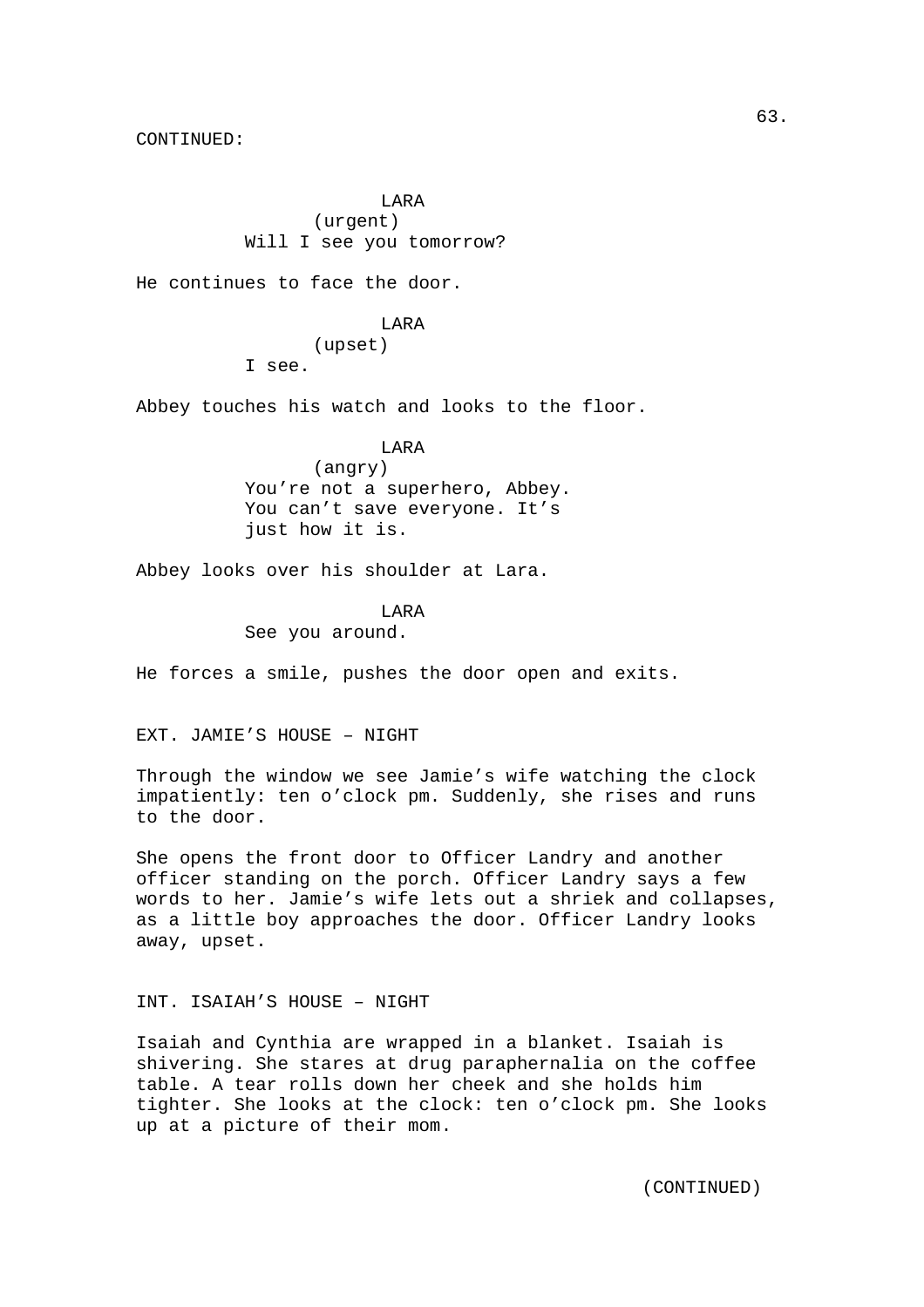CONTINUED:

LARA
(urgent)
Will I see you tomorrow?

He continues to face the door.

LARA
(upset)
I see.

Abbey touches his watch and looks to the floor.

LARA
(angry)
You’re not a superhero, Abbey. You can’t save everyone. It’s just how it is.

Abbey looks over his shoulder at Lara.

LARA
See you around.

He forces a smile, pushes the door open and exits.

EXT. JAMIE’S HOUSE – NIGHT

Through the window we see Jamie’s wife watching the clock impatiently: ten o’clock pm. Suddenly, she rises and runs to the door.

She opens the front door to Officer Landry and another officer standing on the porch. Officer Landry says a few words to her. Jamie’s wife lets out a shriek and collapses, as a little boy approaches the door. Officer Landry looks away, upset.

INT. ISAIAH’S HOUSE – NIGHT

Isaiah and Cynthia are wrapped in a blanket. Isaiah is shivering. She stares at drug paraphernalia on the coffee table. A tear rolls down her cheek and she holds him tighter. She looks at the clock: ten o’clock pm. She looks up at a picture of their mom.

(CONTINUED)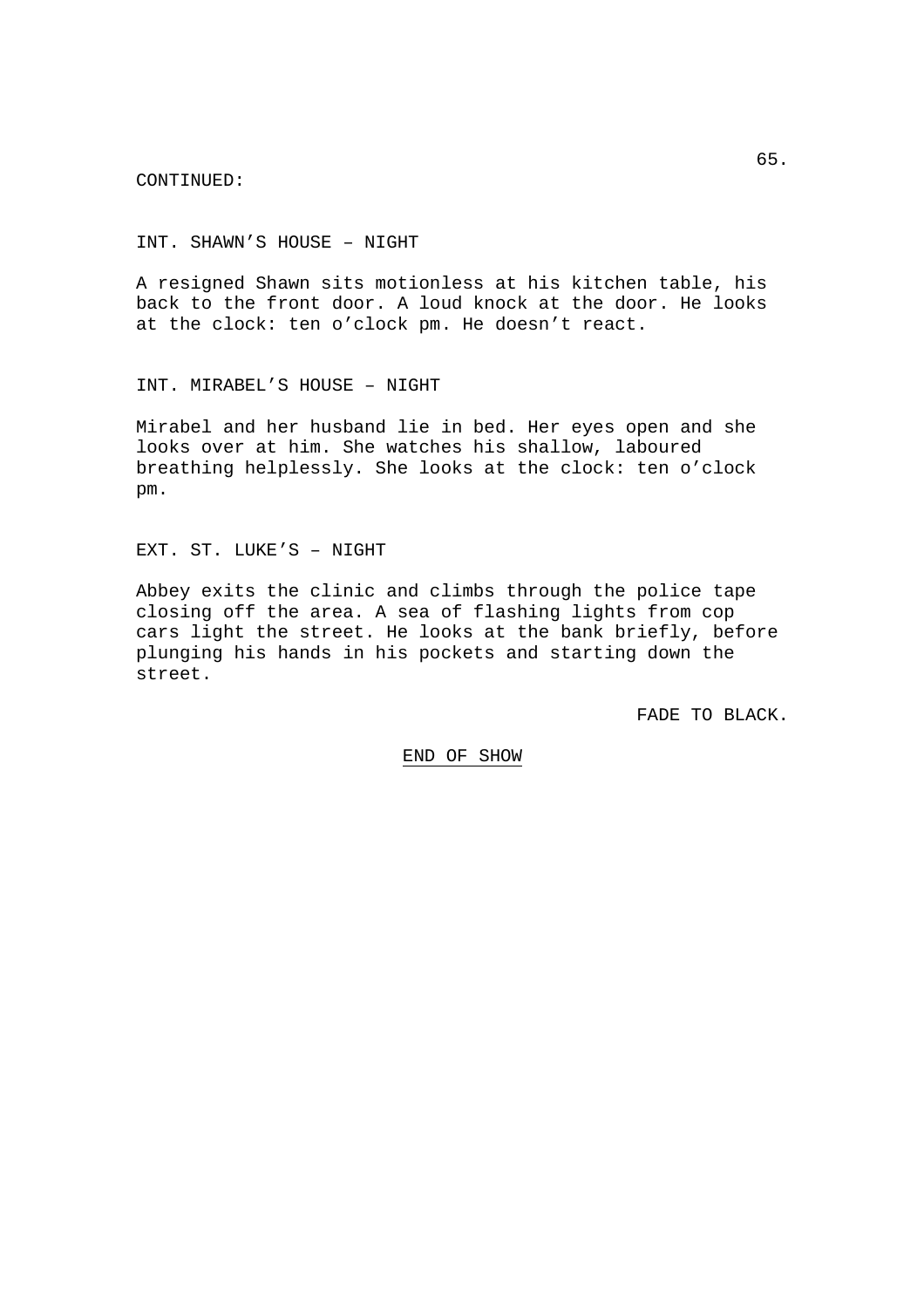CONTINUED:

INT. SHAWN'S HOUSE – NIGHT

A resigned Shawn sits motionless at his kitchen table, his back to the front door. A loud knock at the door. He looks at the clock: ten o'clock pm. He doesn't react.

INT. MIRABEL'S HOUSE – NIGHT

Mirabel and her husband lie in bed. Her eyes open and she looks over at him. She watches his shallow, laboured breathing helplessly. She looks at the clock: ten o'clock pm.

EXT. ST. LUKE'S – NIGHT

Abbey exits the clinic and climbs through the police tape closing off the area. A sea of flashing lights from cop cars light the street. He looks at the bank briefly, before plunging his hands in his pockets and starting down the street.

FADE TO BLACK.

<u>END OF SHOW</u>